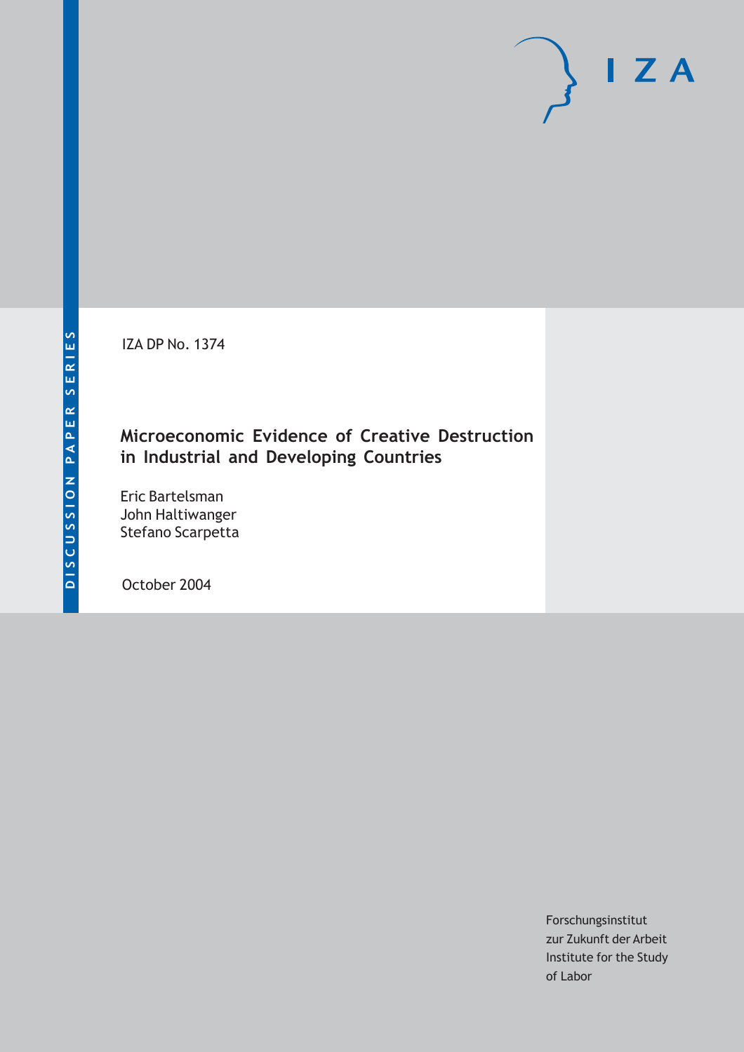DISCUSSION PAPER SERIES

IZA DP No. 1374

# Microeconomic Evidence of Creative Destruction in Industrial and Developing Countries

Eric Bartelsman
John Haltiwanger
Stefano Scarpetta

October 2004

Forschungsinstitut
zur Zukunft der Arbeit
Institute for the Study
of Labor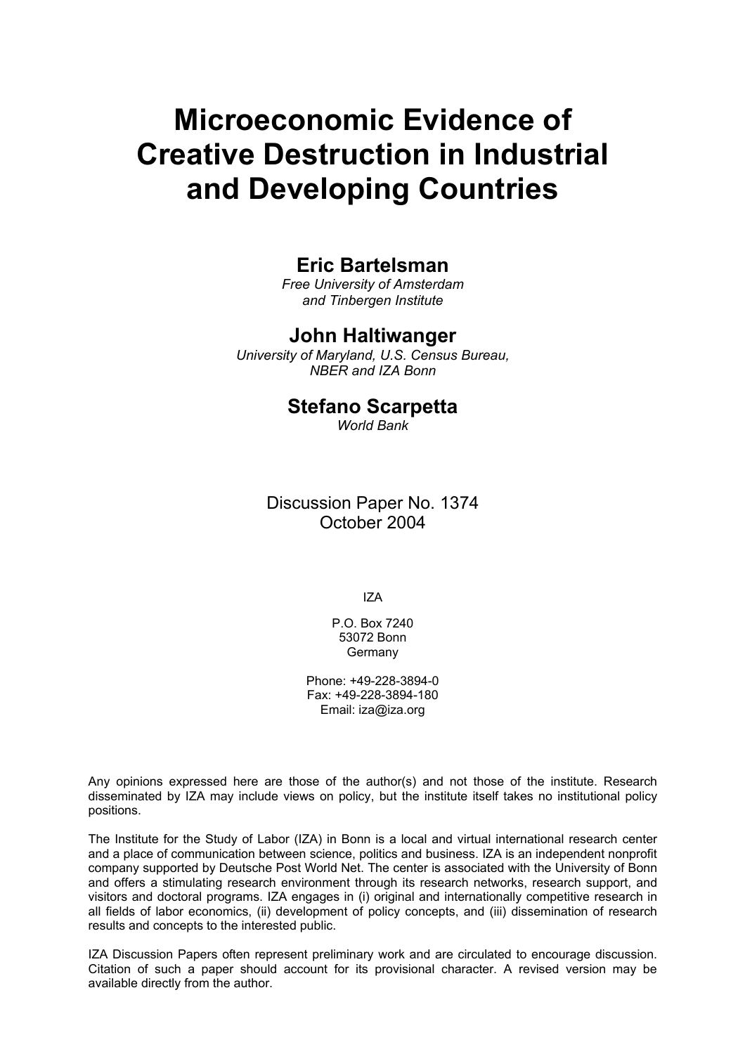# Microeconomic Evidence of Creative Destruction in Industrial and Developing Countries

## Eric Bartelsman

*Free University of Amsterdam and Tinbergen Institute*

## John Haltiwanger

*University of Maryland, U.S. Census Bureau, NBER and IZA Bonn*

## Stefano Scarpetta

*World Bank*

Discussion Paper No. 1374
October 2004

IZA

P.O. Box 7240
53072 Bonn
Germany

Phone: +49-228-3894-0
Fax: +49-228-3894-180
Email: iza@iza.org

Any opinions expressed here are those of the author(s) and not those of the institute. Research disseminated by IZA may include views on policy, but the institute itself takes no institutional policy positions.

The Institute for the Study of Labor (IZA) in Bonn is a local and virtual international research center and a place of communication between science, politics and business. IZA is an independent nonprofit company supported by Deutsche Post World Net. The center is associated with the University of Bonn and offers a stimulating research environment through its research networks, research support, and visitors and doctoral programs. IZA engages in (i) original and internationally competitive research in all fields of labor economics, (ii) development of policy concepts, and (iii) dissemination of research results and concepts to the interested public.

IZA Discussion Papers often represent preliminary work and are circulated to encourage discussion. Citation of such a paper should account for its provisional character. A revised version may be available directly from the author.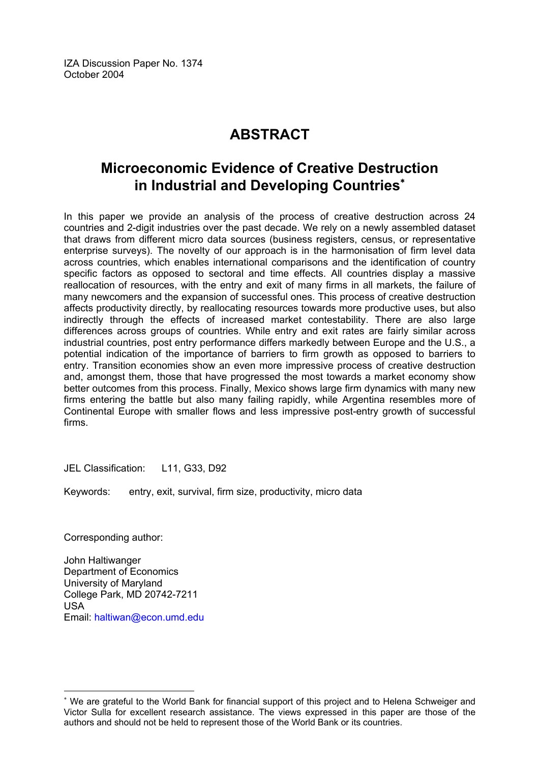IZA Discussion Paper No. 1374
October 2004

# ABSTRACT

## Microeconomic Evidence of Creative Destruction in Industrial and Developing Countries*

In this paper we provide an analysis of the process of creative destruction across 24 countries and 2-digit industries over the past decade. We rely on a newly assembled dataset that draws from different micro data sources (business registers, census, or representative enterprise surveys). The novelty of our approach is in the harmonisation of firm level data across countries, which enables international comparisons and the identification of country specific factors as opposed to sectoral and time effects. All countries display a massive reallocation of resources, with the entry and exit of many firms in all markets, the failure of many newcomers and the expansion of successful ones. This process of creative destruction affects productivity directly, by reallocating resources towards more productive uses, but also indirectly through the effects of increased market contestability. There are also large differences across groups of countries. While entry and exit rates are fairly similar across industrial countries, post entry performance differs markedly between Europe and the U.S., a potential indication of the importance of barriers to firm growth as opposed to barriers to entry. Transition economies show an even more impressive process of creative destruction and, amongst them, those that have progressed the most towards a market economy show better outcomes from this process. Finally, Mexico shows large firm dynamics with many new firms entering the battle but also many failing rapidly, while Argentina resembles more of Continental Europe with smaller flows and less impressive post-entry growth of successful firms.

JEL Classification: L11, G33, D92

Keywords: entry, exit, survival, firm size, productivity, micro data

Corresponding author:

John Haltiwanger
Department of Economics
University of Maryland
College Park, MD 20742-7211
USA
Email: haltiwan@econ.umd.edu

* We are grateful to the World Bank for financial support of this project and to Helena Schweiger and Victor Sulla for excellent research assistance. The views expressed in this paper are those of the authors and should not be held to represent those of the World Bank or its countries.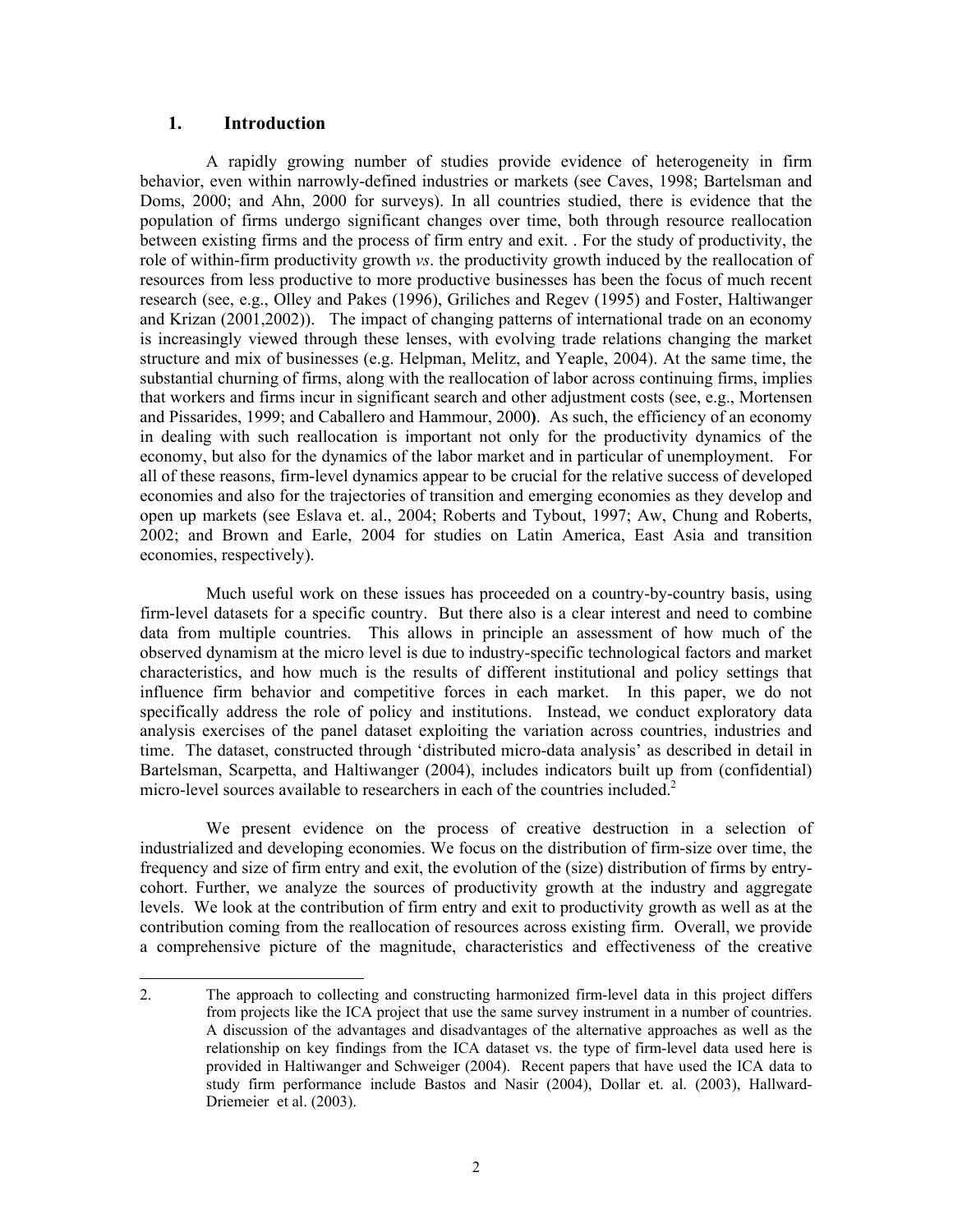## 1. Introduction

A rapidly growing number of studies provide evidence of heterogeneity in firm behavior, even within narrowly-defined industries or markets (see Caves, 1998; Bartelsman and Doms, 2000; and Ahn, 2000 for surveys). In all countries studied, there is evidence that the population of firms undergo significant changes over time, both through resource reallocation between existing firms and the process of firm entry and exit. . For the study of productivity, the role of within-firm productivity growth *vs*. the productivity growth induced by the reallocation of resources from less productive to more productive businesses has been the focus of much recent research (see, e.g., Olley and Pakes (1996), Griliches and Regev (1995) and Foster, Haltiwanger and Krizan (2001,2002)). The impact of changing patterns of international trade on an economy is increasingly viewed through these lenses, with evolving trade relations changing the market structure and mix of businesses (e.g. Helpman, Melitz, and Yeaple, 2004). At the same time, the substantial churning of firms, along with the reallocation of labor across continuing firms, implies that workers and firms incur in significant search and other adjustment costs (see, e.g., Mortensen and Pissarides, 1999; and Caballero and Hammour, 2000**)**. As such, the efficiency of an economy in dealing with such reallocation is important not only for the productivity dynamics of the economy, but also for the dynamics of the labor market and in particular of unemployment. For all of these reasons, firm-level dynamics appear to be crucial for the relative success of developed economies and also for the trajectories of transition and emerging economies as they develop and open up markets (see Eslava et. al., 2004; Roberts and Tybout, 1997; Aw, Chung and Roberts, 2002; and Brown and Earle, 2004 for studies on Latin America, East Asia and transition economies, respectively).

Much useful work on these issues has proceeded on a country-by-country basis, using firm-level datasets for a specific country. But there also is a clear interest and need to combine data from multiple countries. This allows in principle an assessment of how much of the observed dynamism at the micro level is due to industry-specific technological factors and market characteristics, and how much is the results of different institutional and policy settings that influence firm behavior and competitive forces in each market. In this paper, we do not specifically address the role of policy and institutions. Instead, we conduct exploratory data analysis exercises of the panel dataset exploiting the variation across countries, industries and time. The dataset, constructed through 'distributed micro-data analysis' as described in detail in Bartelsman, Scarpetta, and Haltiwanger (2004), includes indicators built up from (confidential) micro-level sources available to researchers in each of the countries included.[2]

We present evidence on the process of creative destruction in a selection of industrialized and developing economies. We focus on the distribution of firm-size over time, the frequency and size of firm entry and exit, the evolution of the (size) distribution of firms by entry-cohort. Further, we analyze the sources of productivity growth at the industry and aggregate levels. We look at the contribution of firm entry and exit to productivity growth as well as at the contribution coming from the reallocation of resources across existing firm. Overall, we provide a comprehensive picture of the magnitude, characteristics and effectiveness of the creative

---

2. The approach to collecting and constructing harmonized firm-level data in this project differs from projects like the ICA project that use the same survey instrument in a number of countries. A discussion of the advantages and disadvantages of the alternative approaches as well as the relationship on key findings from the ICA dataset vs. the type of firm-level data used here is provided in Haltiwanger and Schweiger (2004). Recent papers that have used the ICA data to study firm performance include Bastos and Nasir (2004), Dollar et. al. (2003), Hallward-Driemeier et al. (2003).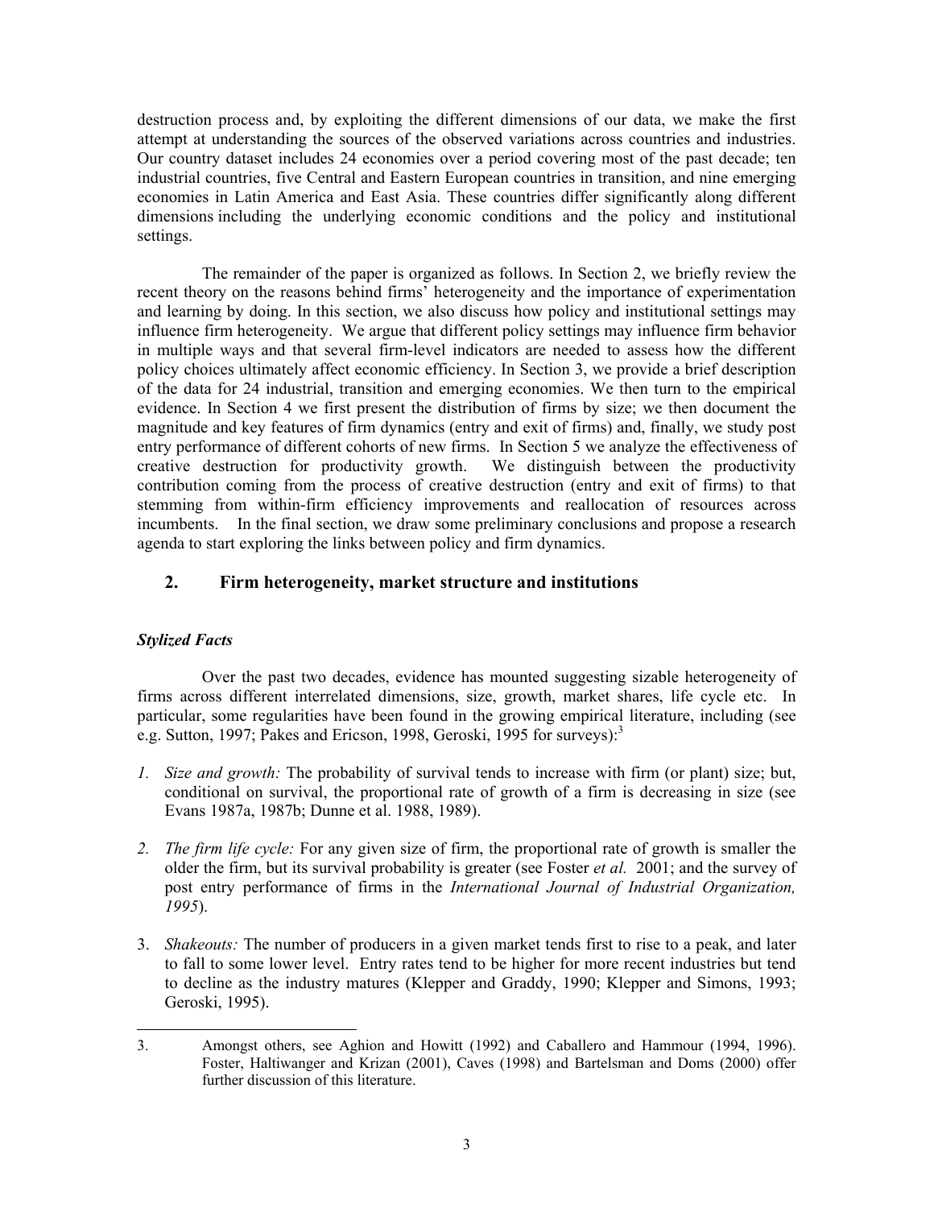destruction process and, by exploiting the different dimensions of our data, we make the first attempt at understanding the sources of the observed variations across countries and industries. Our country dataset includes 24 economies over a period covering most of the past decade; ten industrial countries, five Central and Eastern European countries in transition, and nine emerging economies in Latin America and East Asia. These countries differ significantly along different dimensions including the underlying economic conditions and the policy and institutional settings.

The remainder of the paper is organized as follows. In Section 2, we briefly review the recent theory on the reasons behind firms' heterogeneity and the importance of experimentation and learning by doing. In this section, we also discuss how policy and institutional settings may influence firm heterogeneity. We argue that different policy settings may influence firm behavior in multiple ways and that several firm-level indicators are needed to assess how the different policy choices ultimately affect economic efficiency. In Section 3, we provide a brief description of the data for 24 industrial, transition and emerging economies. We then turn to the empirical evidence. In Section 4 we first present the distribution of firms by size; we then document the magnitude and key features of firm dynamics (entry and exit of firms) and, finally, we study post entry performance of different cohorts of new firms. In Section 5 we analyze the effectiveness of creative destruction for productivity growth. We distinguish between the productivity contribution coming from the process of creative destruction (entry and exit of firms) to that stemming from within-firm efficiency improvements and reallocation of resources across incumbents. In the final section, we draw some preliminary conclusions and propose a research agenda to start exploring the links between policy and firm dynamics.

## 2. Firm heterogeneity, market structure and institutions

### *Stylized Facts*

Over the past two decades, evidence has mounted suggesting sizable heterogeneity of firms across different interrelated dimensions, size, growth, market shares, life cycle etc. In particular, some regularities have been found in the growing empirical literature, including (see e.g. Sutton, 1997; Pakes and Ericson, 1998, Geroski, 1995 for surveys):[3]

1. *Size and growth:* The probability of survival tends to increase with firm (or plant) size; but, conditional on survival, the proportional rate of growth of a firm is decreasing in size (see Evans 1987a, 1987b; Dunne et al. 1988, 1989).

2. *The firm life cycle:* For any given size of firm, the proportional rate of growth is smaller the older the firm, but its survival probability is greater (see Foster *et al.* 2001; and the survey of post entry performance of firms in the *International Journal of Industrial Organization, 1995*).

3. *Shakeouts:* The number of producers in a given market tends first to rise to a peak, and later to fall to some lower level. Entry rates tend to be higher for more recent industries but tend to decline as the industry matures (Klepper and Graddy, 1990; Klepper and Simons, 1993; Geroski, 1995).

---

3. Amongst others, see Aghion and Howitt (1992) and Caballero and Hammour (1994, 1996). Foster, Haltiwanger and Krizan (2001), Caves (1998) and Bartelsman and Doms (2000) offer further discussion of this literature.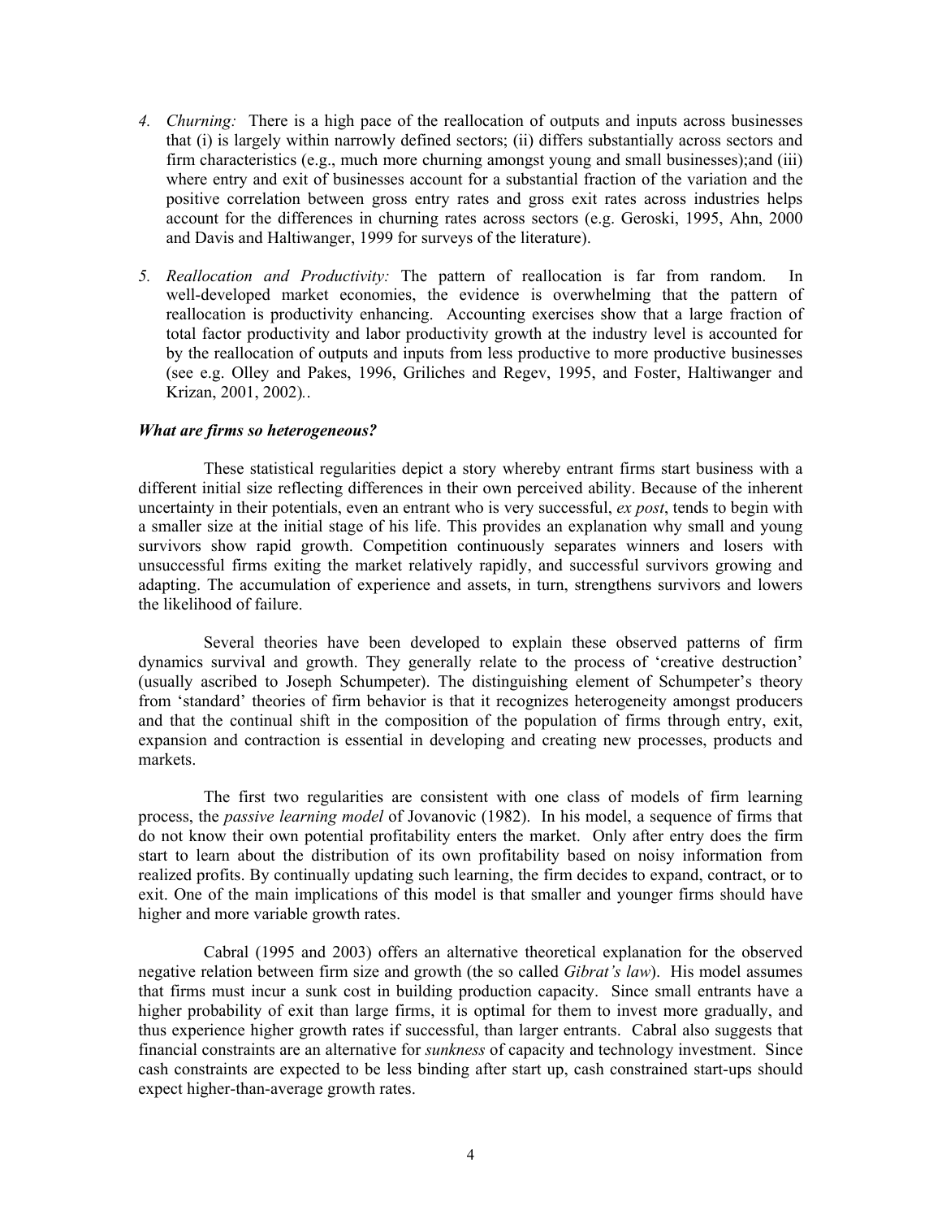4. *Churning:* There is a high pace of the reallocation of outputs and inputs across businesses that (i) is largely within narrowly defined sectors; (ii) differs substantially across sectors and firm characteristics (e.g., much more churning amongst young and small businesses);and (iii) where entry and exit of businesses account for a substantial fraction of the variation and the positive correlation between gross entry rates and gross exit rates across industries helps account for the differences in churning rates across sectors (e.g. Geroski, 1995, Ahn, 2000 and Davis and Haltiwanger, 1999 for surveys of the literature).

5. *Reallocation and Productivity:* The pattern of reallocation is far from random. In well-developed market economies, the evidence is overwhelming that the pattern of reallocation is productivity enhancing. Accounting exercises show that a large fraction of total factor productivity and labor productivity growth at the industry level is accounted for by the reallocation of outputs and inputs from less productive to more productive businesses (see e.g. Olley and Pakes, 1996, Griliches and Regev, 1995, and Foster, Haltiwanger and Krizan, 2001, 2002)..

***What are firms so heterogeneous?***

These statistical regularities depict a story whereby entrant firms start business with a different initial size reflecting differences in their own perceived ability. Because of the inherent uncertainty in their potentials, even an entrant who is very successful, *ex post*, tends to begin with a smaller size at the initial stage of his life. This provides an explanation why small and young survivors show rapid growth. Competition continuously separates winners and losers with unsuccessful firms exiting the market relatively rapidly, and successful survivors growing and adapting. The accumulation of experience and assets, in turn, strengthens survivors and lowers the likelihood of failure.

Several theories have been developed to explain these observed patterns of firm dynamics survival and growth. They generally relate to the process of 'creative destruction' (usually ascribed to Joseph Schumpeter). The distinguishing element of Schumpeter's theory from 'standard' theories of firm behavior is that it recognizes heterogeneity amongst producers and that the continual shift in the composition of the population of firms through entry, exit, expansion and contraction is essential in developing and creating new processes, products and markets.

The first two regularities are consistent with one class of models of firm learning process, the *passive learning model* of Jovanovic (1982). In his model, a sequence of firms that do not know their own potential profitability enters the market. Only after entry does the firm start to learn about the distribution of its own profitability based on noisy information from realized profits. By continually updating such learning, the firm decides to expand, contract, or to exit. One of the main implications of this model is that smaller and younger firms should have higher and more variable growth rates.

Cabral (1995 and 2003) offers an alternative theoretical explanation for the observed negative relation between firm size and growth (the so called *Gibrat's law*). His model assumes that firms must incur a sunk cost in building production capacity. Since small entrants have a higher probability of exit than large firms, it is optimal for them to invest more gradually, and thus experience higher growth rates if successful, than larger entrants. Cabral also suggests that financial constraints are an alternative for *sunkness* of capacity and technology investment. Since cash constraints are expected to be less binding after start up, cash constrained start-ups should expect higher-than-average growth rates.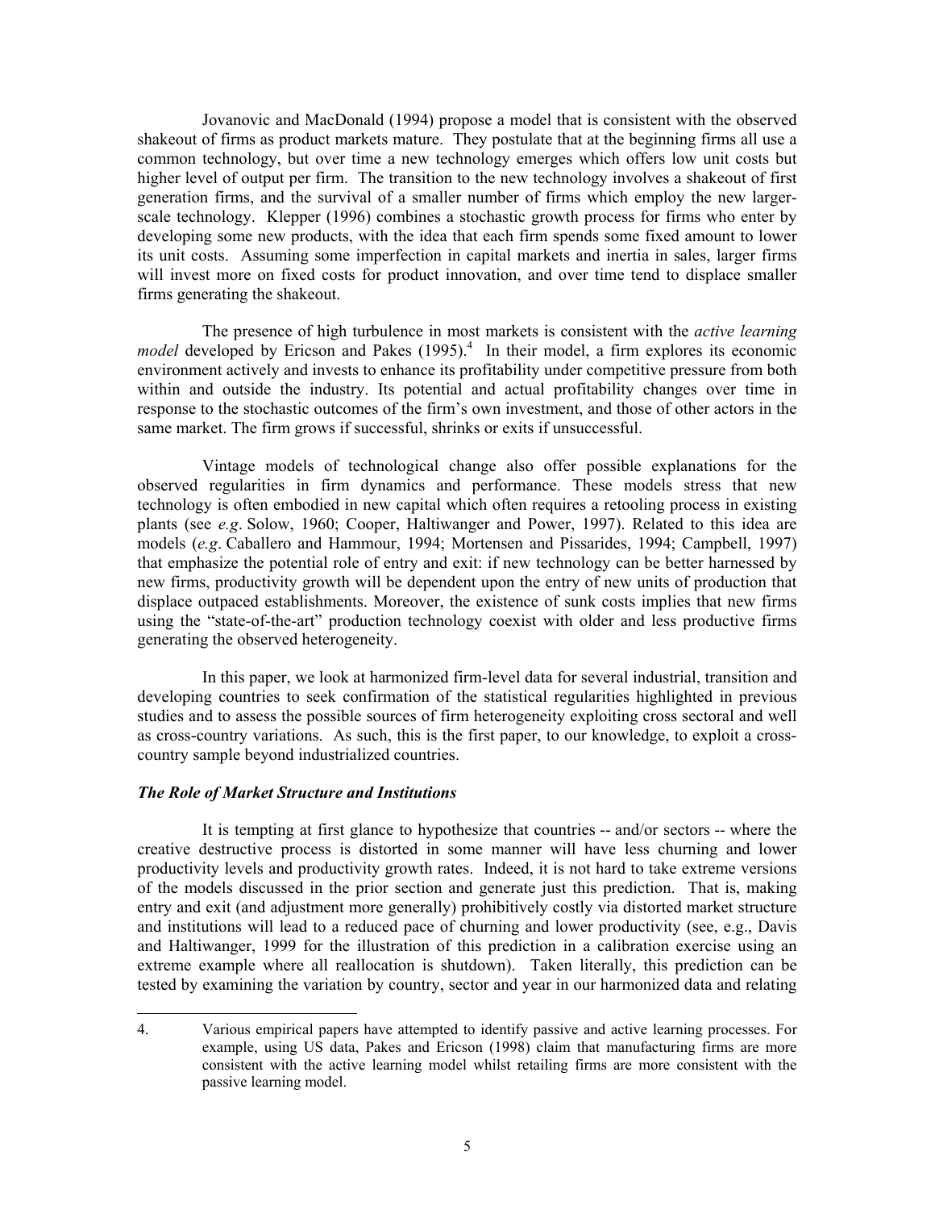Jovanovic and MacDonald (1994) propose a model that is consistent with the observed shakeout of firms as product markets mature. They postulate that at the beginning firms all use a common technology, but over time a new technology emerges which offers low unit costs but higher level of output per firm. The transition to the new technology involves a shakeout of first generation firms, and the survival of a smaller number of firms which employ the new larger-scale technology. Klepper (1996) combines a stochastic growth process for firms who enter by developing some new products, with the idea that each firm spends some fixed amount to lower its unit costs. Assuming some imperfection in capital markets and inertia in sales, larger firms will invest more on fixed costs for product innovation, and over time tend to displace smaller firms generating the shakeout.

The presence of high turbulence in most markets is consistent with the *active learning model* developed by Ericson and Pakes (1995).[4] In their model, a firm explores its economic environment actively and invests to enhance its profitability under competitive pressure from both within and outside the industry. Its potential and actual profitability changes over time in response to the stochastic outcomes of the firm's own investment, and those of other actors in the same market. The firm grows if successful, shrinks or exits if unsuccessful.

Vintage models of technological change also offer possible explanations for the observed regularities in firm dynamics and performance. These models stress that new technology is often embodied in new capital which often requires a retooling process in existing plants (see *e.g*. Solow, 1960; Cooper, Haltiwanger and Power, 1997). Related to this idea are models (*e.g*. Caballero and Hammour, 1994; Mortensen and Pissarides, 1994; Campbell, 1997) that emphasize the potential role of entry and exit: if new technology can be better harnessed by new firms, productivity growth will be dependent upon the entry of new units of production that displace outpaced establishments. Moreover, the existence of sunk costs implies that new firms using the "state-of-the-art" production technology coexist with older and less productive firms generating the observed heterogeneity.

In this paper, we look at harmonized firm-level data for several industrial, transition and developing countries to seek confirmation of the statistical regularities highlighted in previous studies and to assess the possible sources of firm heterogeneity exploiting cross sectoral and well as cross-country variations. As such, this is the first paper, to our knowledge, to exploit a cross-country sample beyond industrialized countries.

### *The Role of Market Structure and Institutions*

It is tempting at first glance to hypothesize that countries -- and/or sectors -- where the creative destructive process is distorted in some manner will have less churning and lower productivity levels and productivity growth rates. Indeed, it is not hard to take extreme versions of the models discussed in the prior section and generate just this prediction. That is, making entry and exit (and adjustment more generally) prohibitively costly via distorted market structure and institutions will lead to a reduced pace of churning and lower productivity (see, e.g., Davis and Haltiwanger, 1999 for the illustration of this prediction in a calibration exercise using an extreme example where all reallocation is shutdown). Taken literally, this prediction can be tested by examining the variation by country, sector and year in our harmonized data and relating

4. Various empirical papers have attempted to identify passive and active learning processes. For example, using US data, Pakes and Ericson (1998) claim that manufacturing firms are more consistent with the active learning model whilst retailing firms are more consistent with the passive learning model.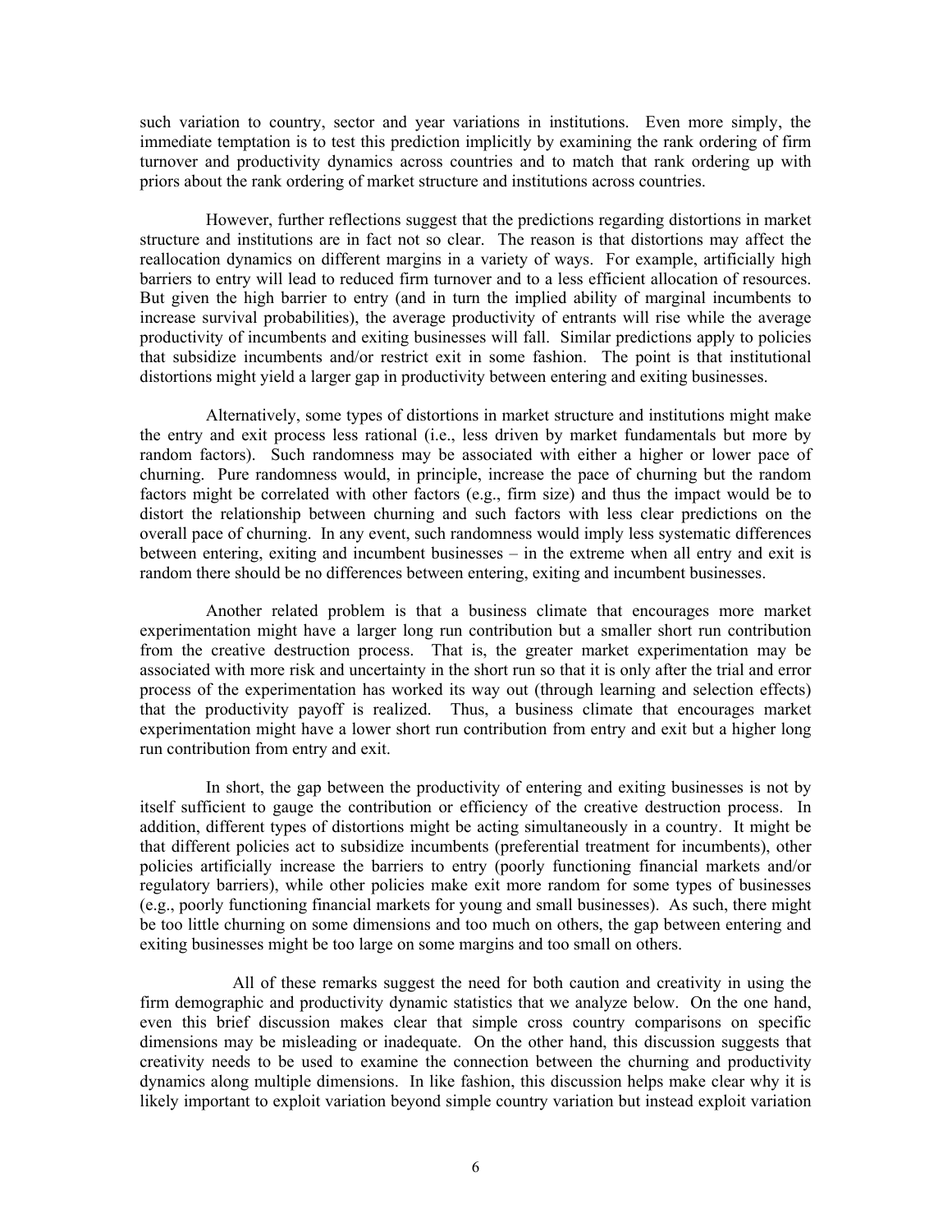such variation to country, sector and year variations in institutions. Even more simply, the immediate temptation is to test this prediction implicitly by examining the rank ordering of firm turnover and productivity dynamics across countries and to match that rank ordering up with priors about the rank ordering of market structure and institutions across countries.

However, further reflections suggest that the predictions regarding distortions in market structure and institutions are in fact not so clear. The reason is that distortions may affect the reallocation dynamics on different margins in a variety of ways. For example, artificially high barriers to entry will lead to reduced firm turnover and to a less efficient allocation of resources. But given the high barrier to entry (and in turn the implied ability of marginal incumbents to increase survival probabilities), the average productivity of entrants will rise while the average productivity of incumbents and exiting businesses will fall. Similar predictions apply to policies that subsidize incumbents and/or restrict exit in some fashion. The point is that institutional distortions might yield a larger gap in productivity between entering and exiting businesses.

Alternatively, some types of distortions in market structure and institutions might make the entry and exit process less rational (i.e., less driven by market fundamentals but more by random factors). Such randomness may be associated with either a higher or lower pace of churning. Pure randomness would, in principle, increase the pace of churning but the random factors might be correlated with other factors (e.g., firm size) and thus the impact would be to distort the relationship between churning and such factors with less clear predictions on the overall pace of churning. In any event, such randomness would imply less systematic differences between entering, exiting and incumbent businesses – in the extreme when all entry and exit is random there should be no differences between entering, exiting and incumbent businesses.

Another related problem is that a business climate that encourages more market experimentation might have a larger long run contribution but a smaller short run contribution from the creative destruction process. That is, the greater market experimentation may be associated with more risk and uncertainty in the short run so that it is only after the trial and error process of the experimentation has worked its way out (through learning and selection effects) that the productivity payoff is realized. Thus, a business climate that encourages market experimentation might have a lower short run contribution from entry and exit but a higher long run contribution from entry and exit.

In short, the gap between the productivity of entering and exiting businesses is not by itself sufficient to gauge the contribution or efficiency of the creative destruction process. In addition, different types of distortions might be acting simultaneously in a country. It might be that different policies act to subsidize incumbents (preferential treatment for incumbents), other policies artificially increase the barriers to entry (poorly functioning financial markets and/or regulatory barriers), while other policies make exit more random for some types of businesses (e.g., poorly functioning financial markets for young and small businesses). As such, there might be too little churning on some dimensions and too much on others, the gap between entering and exiting businesses might be too large on some margins and too small on others.

All of these remarks suggest the need for both caution and creativity in using the firm demographic and productivity dynamic statistics that we analyze below. On the one hand, even this brief discussion makes clear that simple cross country comparisons on specific dimensions may be misleading or inadequate. On the other hand, this discussion suggests that creativity needs to be used to examine the connection between the churning and productivity dynamics along multiple dimensions. In like fashion, this discussion helps make clear why it is likely important to exploit variation beyond simple country variation but instead exploit variation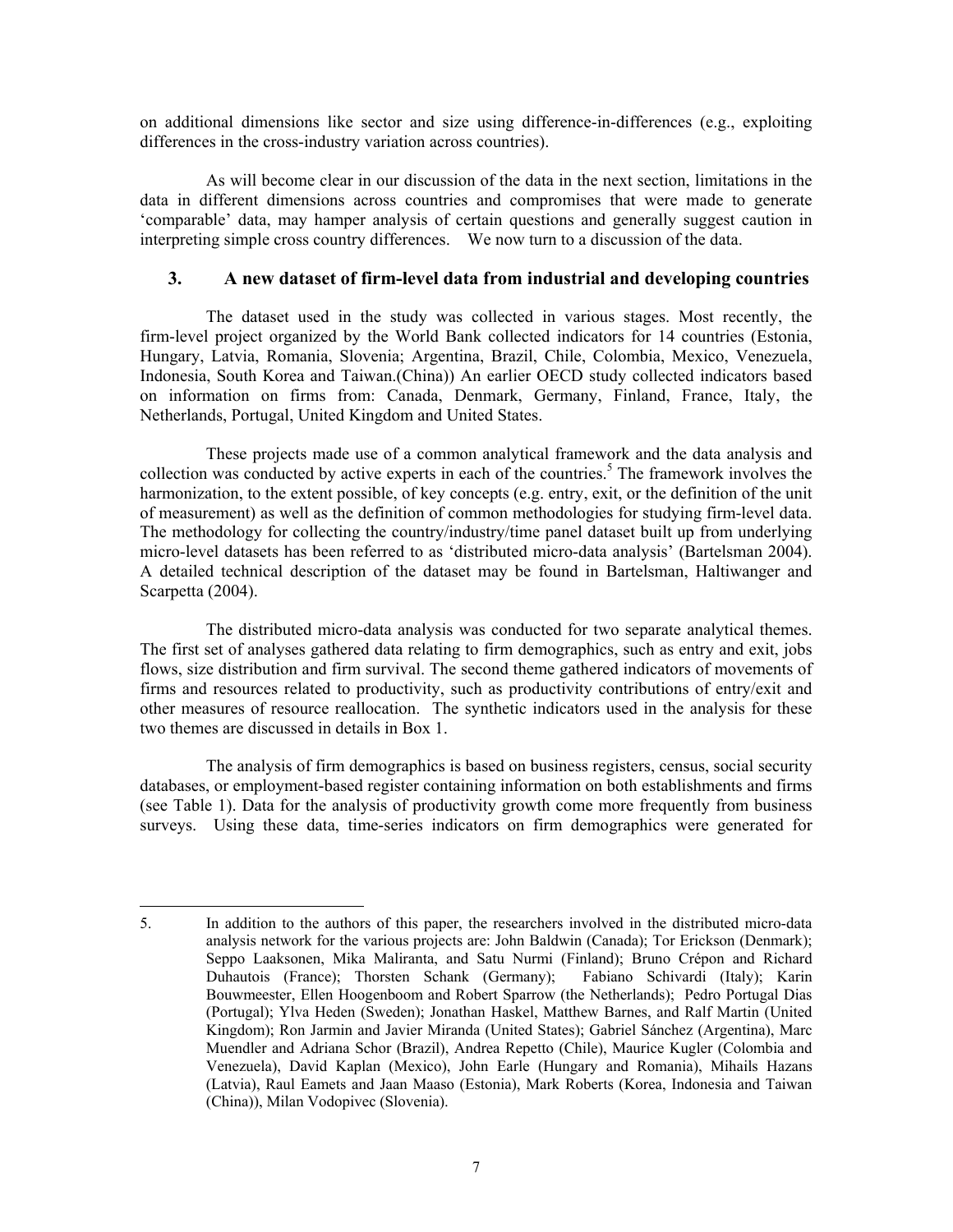on additional dimensions like sector and size using difference-in-differences (e.g., exploiting differences in the cross-industry variation across countries).

As will become clear in our discussion of the data in the next section, limitations in the data in different dimensions across countries and compromises that were made to generate 'comparable' data, may hamper analysis of certain questions and generally suggest caution in interpreting simple cross country differences. We now turn to a discussion of the data.

## 3. A new dataset of firm-level data from industrial and developing countries

The dataset used in the study was collected in various stages. Most recently, the firm-level project organized by the World Bank collected indicators for 14 countries (Estonia, Hungary, Latvia, Romania, Slovenia; Argentina, Brazil, Chile, Colombia, Mexico, Venezuela, Indonesia, South Korea and Taiwan.(China)) An earlier OECD study collected indicators based on information on firms from: Canada, Denmark, Germany, Finland, France, Italy, the Netherlands, Portugal, United Kingdom and United States.

These projects made use of a common analytical framework and the data analysis and collection was conducted by active experts in each of the countries.[5] The framework involves the harmonization, to the extent possible, of key concepts (e.g. entry, exit, or the definition of the unit of measurement) as well as the definition of common methodologies for studying firm-level data. The methodology for collecting the country/industry/time panel dataset built up from underlying micro-level datasets has been referred to as 'distributed micro-data analysis' (Bartelsman 2004). A detailed technical description of the dataset may be found in Bartelsman, Haltiwanger and Scarpetta (2004).

The distributed micro-data analysis was conducted for two separate analytical themes. The first set of analyses gathered data relating to firm demographics, such as entry and exit, jobs flows, size distribution and firm survival. The second theme gathered indicators of movements of firms and resources related to productivity, such as productivity contributions of entry/exit and other measures of resource reallocation. The synthetic indicators used in the analysis for these two themes are discussed in details in Box 1.

The analysis of firm demographics is based on business registers, census, social security databases, or employment-based register containing information on both establishments and firms (see Table 1). Data for the analysis of productivity growth come more frequently from business surveys. Using these data, time-series indicators on firm demographics were generated for

---

5. In addition to the authors of this paper, the researchers involved in the distributed micro-data analysis network for the various projects are: John Baldwin (Canada); Tor Erickson (Denmark); Seppo Laaksonen, Mika Maliranta, and Satu Nurmi (Finland); Bruno Crépon and Richard Duhautois (France); Thorsten Schank (Germany); Fabiano Schivardi (Italy); Karin Bouwmeester, Ellen Hoogenboom and Robert Sparrow (the Netherlands); Pedro Portugal Dias (Portugal); Ylva Heden (Sweden); Jonathan Haskel, Matthew Barnes, and Ralf Martin (United Kingdom); Ron Jarmin and Javier Miranda (United States); Gabriel Sánchez (Argentina), Marc Muendler and Adriana Schor (Brazil), Andrea Repetto (Chile), Maurice Kugler (Colombia and Venezuela), David Kaplan (Mexico), John Earle (Hungary and Romania), Mihails Hazans (Latvia), Raul Eamets and Jaan Maaso (Estonia), Mark Roberts (Korea, Indonesia and Taiwan (China)), Milan Vodopivec (Slovenia).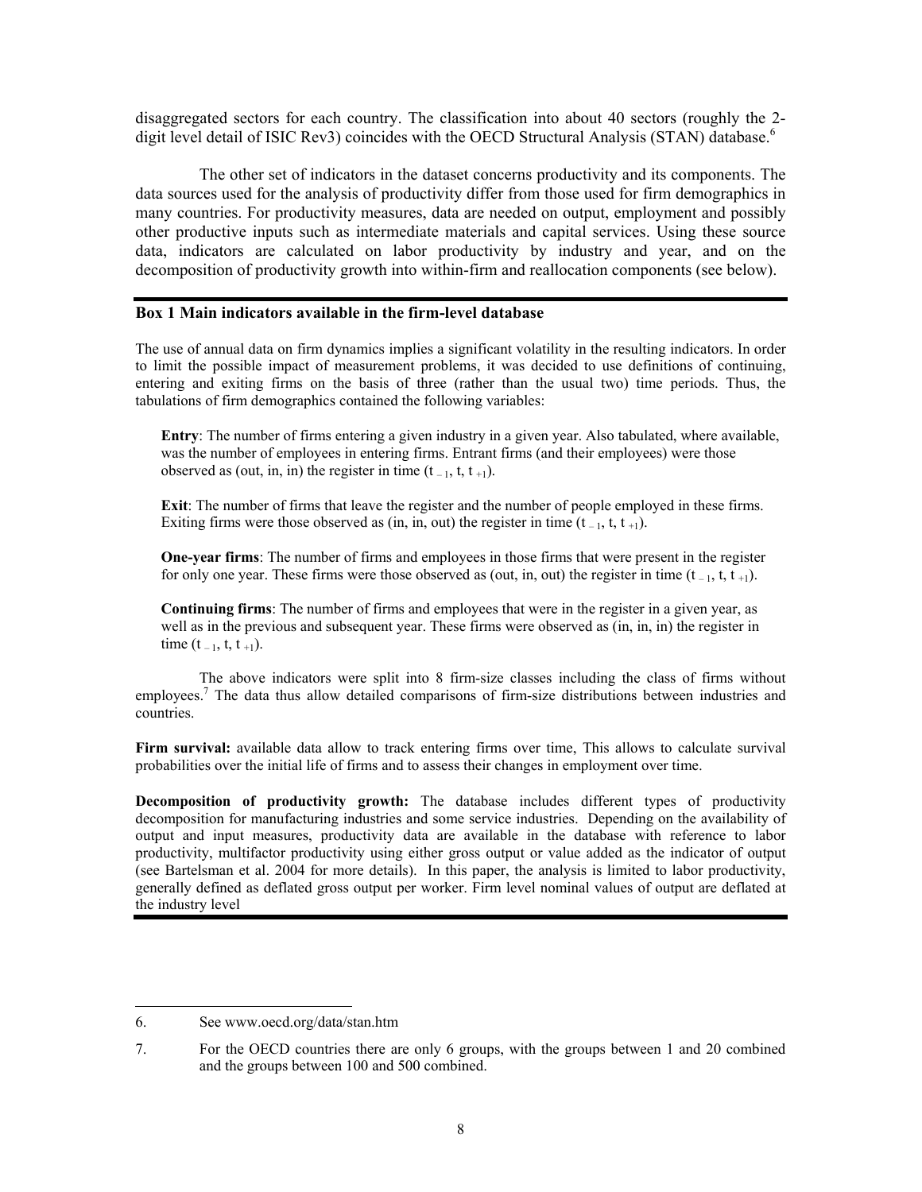disaggregated sectors for each country. The classification into about 40 sectors (roughly the 2-digit level detail of ISIC Rev3) coincides with the OECD Structural Analysis (STAN) database.[6]

The other set of indicators in the dataset concerns productivity and its components. The data sources used for the analysis of productivity differ from those used for firm demographics in many countries. For productivity measures, data are needed on output, employment and possibly other productive inputs such as intermediate materials and capital services. Using these source data, indicators are calculated on labor productivity by industry and year, and on the decomposition of productivity growth into within-firm and reallocation components (see below).

---

**Box 1 Main indicators available in the firm-level database**

The use of annual data on firm dynamics implies a significant volatility in the resulting indicators. In order to limit the possible impact of measurement problems, it was decided to use definitions of continuing, entering and exiting firms on the basis of three (rather than the usual two) time periods. Thus, the tabulations of firm demographics contained the following variables:

**Entry**: The number of firms entering a given industry in a given year. Also tabulated, where available, was the number of employees in entering firms. Entrant firms (and their employees) were those observed as (out, in, in) the register in time ($t_{-1}$, t, $t_{+1}$).

**Exit**: The number of firms that leave the register and the number of people employed in these firms. Exiting firms were those observed as (in, in, out) the register in time ($t_{-1}$, t, $t_{+1}$).

**One-year firms**: The number of firms and employees in those firms that were present in the register for only one year. These firms were those observed as (out, in, out) the register in time ($t_{-1}$, t, $t_{+1}$).

**Continuing firms**: The number of firms and employees that were in the register in a given year, as well as in the previous and subsequent year. These firms were observed as (in, in, in) the register in time ($t_{-1}$, t, $t_{+1}$).

The above indicators were split into 8 firm-size classes including the class of firms without employees.[7] The data thus allow detailed comparisons of firm-size distributions between industries and countries.

**Firm survival:** available data allow to track entering firms over time, This allows to calculate survival probabilities over the initial life of firms and to assess their changes in employment over time.

**Decomposition of productivity growth:** The database includes different types of productivity decomposition for manufacturing industries and some service industries. Depending on the availability of output and input measures, productivity data are available in the database with reference to labor productivity, multifactor productivity using either gross output or value added as the indicator of output (see Bartelsman et al. 2004 for more details). In this paper, the analysis is limited to labor productivity, generally defined as deflated gross output per worker. Firm level nominal values of output are deflated at the industry level

---

6. See www.oecd.org/data/stan.htm

7. For the OECD countries there are only 6 groups, with the groups between 1 and 20 combined and the groups between 100 and 500 combined.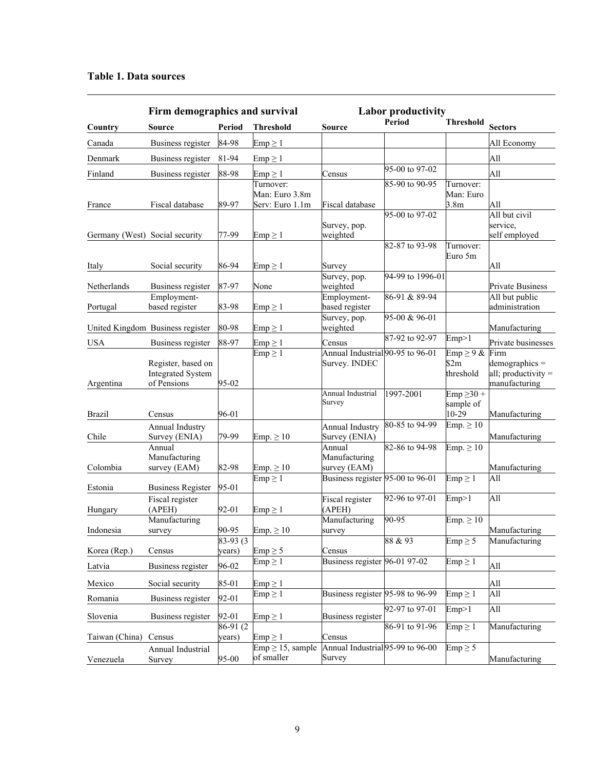**Table 1. Data sources**

| | Firm demographics and survival | | | Labor productivity | | | |
|---|---|---|---|---|---|---|---|
| **Country** | **Source** | **Period** | **Threshold** | **Source** | **Period** | **Threshold** | **Sectors** |
| Canada | Business register | 84-98 | Emp ≥ 1 | | | | All Economy |
| Denmark | Business register | 81-94 | Emp ≥ 1 | | | | All |
| Finland | Business register | 88-98 | Emp ≥ 1 | Census | 95-00 to 97-02 | | All |
| France | Fiscal database | 89-97 | Turnover: Man: Euro 3.8m Serv: Euro 1.1m | Fiscal database | 85-90 to 90-95 | Turnover: Man: Euro 3.8m | All |
| Germany (West) | Social security | 77-99 | Emp ≥ 1 | Survey, pop. weighted | 95-00 to 97-02 | | All but civil service, self employed |
| Italy | Social security | 86-94 | Emp ≥ 1 | Survey | 82-87 to 93-98 | Turnover: Euro 5m | All |
| Netherlands | Business register | 87-97 | None | Survey, pop. weighted | 94-99 to 1996-01 | | Private Business |
| Portugal | Employment-based register | 83-98 | Emp ≥ 1 | Employment-based register | 86-91 & 89-94 | | All but public administration |
| United Kingdom | Business register | 80-98 | Emp ≥ 1 | Survey, pop. weighted | 95-00 & 96-01 | | Manufacturing |
| USA | Business register | 88-97 | Emp ≥ 1 | Census | 87-92 to 92-97 | Emp>1 | Private businesses |
| Argentina | Register, based on Integrated System of Pensions | 95-02 | Emp ≥ 1 | Annual Industrial Survey. INDEC | 90-95 to 96-01 | Emp ≥ 9 & \$2m threshold | Firm demographics = all; productivity = manufacturing |
| Brazil | Census | 96-01 | | Annual Industrial Survey | 1997-2001 | Emp ≥30 + sample of 10-29 | Manufacturing |
| Chile | Annual Industry Survey (ENIA) | 79-99 | Emp. ≥ 10 | Annual Industry Survey (ENIA) | 80-85 to 94-99 | Emp. ≥ 10 | Manufacturing |
| Colombia | Annual Manufacturing survey (EAM) | 82-98 | Emp. ≥ 10 | Annual Manufacturing survey (EAM) | 82-86 to 94-98 | Emp. ≥ 10 | Manufacturing |
| Estonia | Business Register | 95-01 | Emp ≥ 1 | Business register | 95-00 to 96-01 | Emp ≥ 1 | All |
| Hungary | Fiscal register (APEH) | 92-01 | Emp ≥ 1 | Fiscal register (APEH) | 92-96 to 97-01 | Emp>1 | All |
| Indonesia | Manufacturing survey | 90-95 | Emp. ≥ 10 | Manufacturing survey | 90-95 | Emp. ≥ 10 | Manufacturing |
| Korea (Rep.) | Census | 83-93 (3 years) | Emp ≥ 5 | Census | 88 & 93 | Emp ≥ 5 | Manufacturing |
| Latvia | Business register | 96-02 | Emp ≥ 1 | Business register | 96-01 97-02 | Emp ≥ 1 | All |
| Mexico | Social security | 85-01 | Emp ≥ 1 | | | | All |
| Romania | Business register | 92-01 | Emp ≥ 1 | Business register | 95-98 to 96-99 | Emp ≥ 1 | All |
| Slovenia | Business register | 92-01 | Emp ≥ 1 | Business register | 92-97 to 97-01 | Emp>1 | All |
| Taiwan (China) | Census | 86-91 (2 years) | Emp ≥ 1 | Census | 86-91 to 91-96 | Emp ≥ 1 | Manufacturing |
| Venezuela | Annual Industrial Survey | 95-00 | Emp ≥ 15, sample of smaller | Annual Industrial Survey | 95-99 to 96-00 | Emp ≥ 5 | Manufacturing |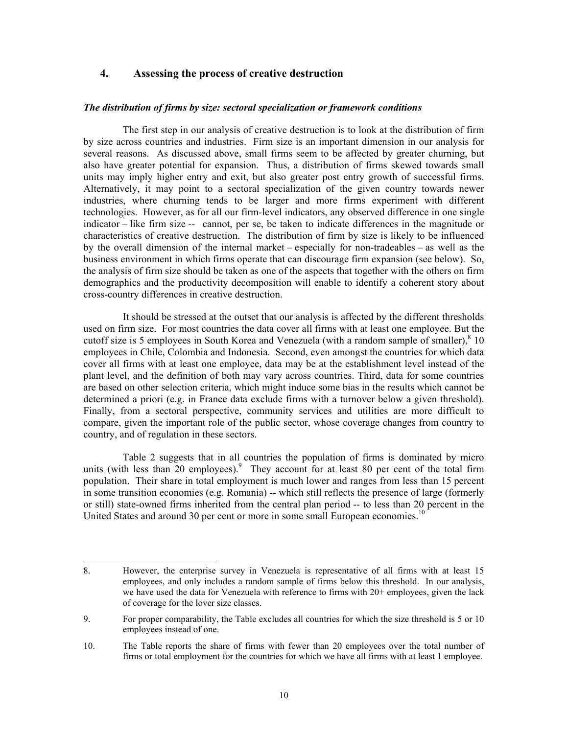## 4. Assessing the process of creative destruction

***The distribution of firms by size: sectoral specialization or framework conditions***

The first step in our analysis of creative destruction is to look at the distribution of firm by size across countries and industries. Firm size is an important dimension in our analysis for several reasons. As discussed above, small firms seem to be affected by greater churning, but also have greater potential for expansion. Thus, a distribution of firms skewed towards small units may imply higher entry and exit, but also greater post entry growth of successful firms. Alternatively, it may point to a sectoral specialization of the given country towards newer industries, where churning tends to be larger and more firms experiment with different technologies. However, as for all our firm-level indicators, any observed difference in one single indicator – like firm size -- cannot, per se, be taken to indicate differences in the magnitude or characteristics of creative destruction. The distribution of firm by size is likely to be influenced by the overall dimension of the internal market – especially for non-tradeables – as well as the business environment in which firms operate that can discourage firm expansion (see below). So, the analysis of firm size should be taken as one of the aspects that together with the others on firm demographics and the productivity decomposition will enable to identify a coherent story about cross-country differences in creative destruction.

It should be stressed at the outset that our analysis is affected by the different thresholds used on firm size. For most countries the data cover all firms with at least one employee. But the cutoff size is 5 employees in South Korea and Venezuela (with a random sample of smaller),[8] 10 employees in Chile, Colombia and Indonesia. Second, even amongst the countries for which data cover all firms with at least one employee, data may be at the establishment level instead of the plant level, and the definition of both may vary across countries. Third, data for some countries are based on other selection criteria, which might induce some bias in the results which cannot be determined a priori (e.g. in France data exclude firms with a turnover below a given threshold). Finally, from a sectoral perspective, community services and utilities are more difficult to compare, given the important role of the public sector, whose coverage changes from country to country, and of regulation in these sectors.

Table 2 suggests that in all countries the population of firms is dominated by micro units (with less than 20 employees).[9] They account for at least 80 per cent of the total firm population. Their share in total employment is much lower and ranges from less than 15 percent in some transition economies (e.g. Romania) -- which still reflects the presence of large (formerly or still) state-owned firms inherited from the central plan period -- to less than 20 percent in the United States and around 30 per cent or more in some small European economies.[10]

---

8. However, the enterprise survey in Venezuela is representative of all firms with at least 15 employees, and only includes a random sample of firms below this threshold. In our analysis, we have used the data for Venezuela with reference to firms with 20+ employees, given the lack of coverage for the lover size classes.

9. For proper comparability, the Table excludes all countries for which the size threshold is 5 or 10 employees instead of one.

10. The Table reports the share of firms with fewer than 20 employees over the total number of firms or total employment for the countries for which we have all firms with at least 1 employee.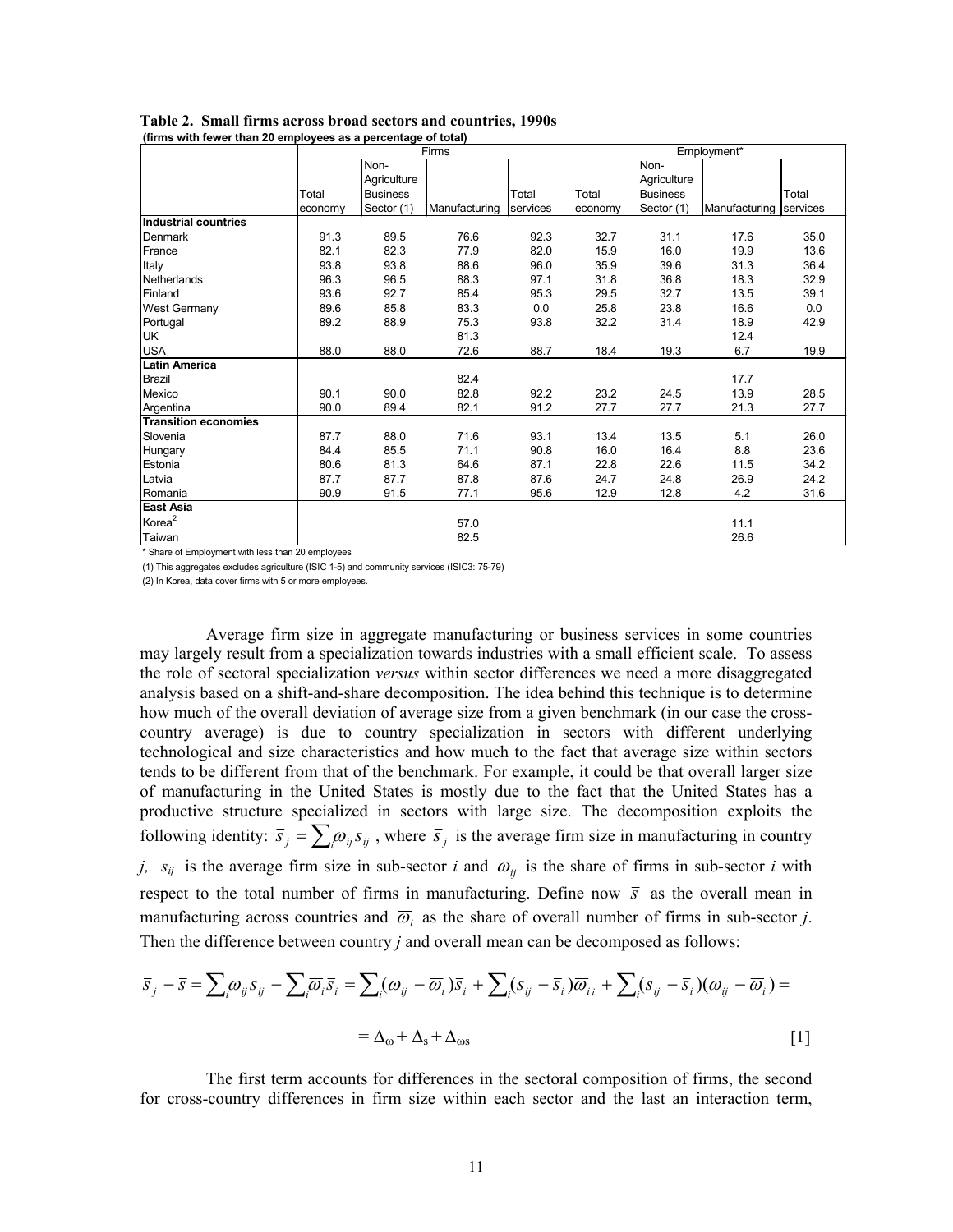**Table 2. Small firms across broad sectors and countries, 1990s**
**(firms with fewer than 20 employees as a percentage of total)**

| | Firms | | | | Employment* | | | |
|---|---|---|---|---|---|---|---|---|
| | Total economy | Non-Agriculture Business Sector (1) | Manufacturing | Total services | Total economy | Non-Agriculture Business Sector (1) | Manufacturing | Total services |
| **Industrial countries** | | | | | | | | |
| Denmark | 91.3 | 89.5 | 76.6 | 92.3 | 32.7 | 31.1 | 17.6 | 35.0 |
| France | 82.1 | 82.3 | 77.9 | 82.0 | 15.9 | 16.0 | 19.9 | 13.6 |
| Italy | 93.8 | 93.8 | 88.6 | 96.0 | 35.9 | 39.6 | 31.3 | 36.4 |
| Netherlands | 96.3 | 96.5 | 88.3 | 97.1 | 31.8 | 36.8 | 18.3 | 32.9 |
| Finland | 93.6 | 92.7 | 85.4 | 95.3 | 29.5 | 32.7 | 13.5 | 39.1 |
| West Germany | 89.6 | 85.8 | 83.3 | 0.0 | 25.8 | 23.8 | 16.6 | 0.0 |
| Portugal | 89.2 | 88.9 | 75.3 | 93.8 | 32.2 | 31.4 | 18.9 | 42.9 |
| UK | | | 81.3 | | | | 12.4 | |
| USA | 88.0 | 88.0 | 72.6 | 88.7 | 18.4 | 19.3 | 6.7 | 19.9 |
| **Latin America** | | | | | | | | |
| Brazil | | | 82.4 | | | | 17.7 | |
| Mexico | 90.1 | 90.0 | 82.8 | 92.2 | 23.2 | 24.5 | 13.9 | 28.5 |
| Argentina | 90.0 | 89.4 | 82.1 | 91.2 | 27.7 | 27.7 | 21.3 | 27.7 |
| **Transition economies** | | | | | | | | |
| Slovenia | 87.7 | 88.0 | 71.6 | 93.1 | 13.4 | 13.5 | 5.1 | 26.0 |
| Hungary | 84.4 | 85.5 | 71.1 | 90.8 | 16.0 | 16.4 | 8.8 | 23.6 |
| Estonia | 80.6 | 81.3 | 64.6 | 87.1 | 22.8 | 22.6 | 11.5 | 34.2 |
| Latvia | 87.7 | 87.7 | 87.8 | 87.6 | 24.7 | 24.8 | 26.9 | 24.2 |
| Romania | 90.9 | 91.5 | 77.1 | 95.6 | 12.9 | 12.8 | 4.2 | 31.6 |
| **East Asia** | | | | | | | | |
| Korea[2] | | | 57.0 | | | | 11.1 | |
| Taiwan | | | 82.5 | | | | 26.6 | |

\* Share of Employment with less than 20 employees

(1) This aggregates excludes agriculture (ISIC 1-5) and community services (ISIC3: 75-79)

(2) In Korea, data cover firms with 5 or more employees.

Average firm size in aggregate manufacturing or business services in some countries may largely result from a specialization towards industries with a small efficient scale. To assess the role of sectoral specialization *versus* within sector differences we need a more disaggregated analysis based on a shift-and-share decomposition. The idea behind this technique is to determine how much of the overall deviation of average size from a given benchmark (in our case the cross-country average) is due to country specialization in sectors with different underlying technological and size characteristics and how much to the fact that average size within sectors tends to be different from that of the benchmark. For example, it could be that overall larger size of manufacturing in the United States is mostly due to the fact that the United States has a productive structure specialized in sectors with large size. The decomposition exploits the following identity: $\bar{s}_j = \sum_i \omega_{ij} s_{ij}$ , where $\bar{s}_j$ is the average firm size in manufacturing in country *j*, $s_{ij}$ is the average firm size in sub-sector *i* and $\omega_{ij}$ is the share of firms in sub-sector *i* with respect to the total number of firms in manufacturing. Define now $\bar{s}$ as the overall mean in manufacturing across countries and $\bar{\omega}_i$ as the share of overall number of firms in sub-sector *j*. Then the difference between country *j* and overall mean can be decomposed as follows:

$$\bar{s}_j - \bar{s} = \sum_i \omega_{ij} s_{ij} - \sum_i \bar{\omega}_i \bar{s}_i = \sum_i (\omega_{ij} - \bar{\omega}_i)\bar{s}_i + \sum_i (s_{ij} - \bar{s}_i)\bar{\omega}_{ii} + \sum_i (s_{ij} - \bar{s}_i)(\omega_{ij} - \bar{\omega}_i) =$$

$$= \Delta_\omega + \Delta_s + \Delta_{\omega s} \qquad [1]$$

The first term accounts for differences in the sectoral composition of firms, the second for cross-country differences in firm size within each sector and the last an interaction term,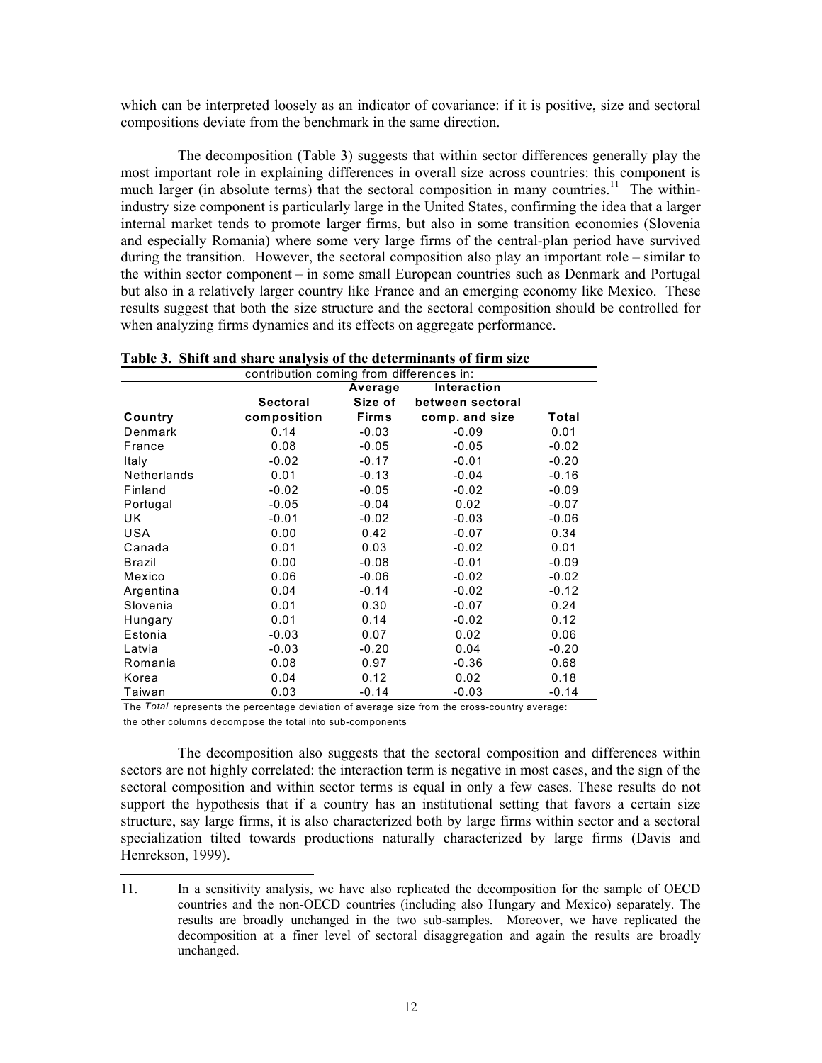which can be interpreted loosely as an indicator of covariance: if it is positive, size and sectoral compositions deviate from the benchmark in the same direction.

The decomposition (Table 3) suggests that within sector differences generally play the most important role in explaining differences in overall size across countries: this component is much larger (in absolute terms) that the sectoral composition in many countries.[11] The within-industry size component is particularly large in the United States, confirming the idea that a larger internal market tends to promote larger firms, but also in some transition economies (Slovenia and especially Romania) where some very large firms of the central-plan period have survived during the transition. However, the sectoral composition also play an important role – similar to the within sector component – in some small European countries such as Denmark and Portugal but also in a relatively larger country like France and an emerging economy like Mexico. These results suggest that both the size structure and the sectoral composition should be controlled for when analyzing firms dynamics and its effects on aggregate performance.

**Table 3. Shift and share analysis of the determinants of firm size**

| | contribution coming from differences in: | | | |
|---|---|---|---|---|
| **Country** | **Sectoral composition** | **Average Size of Firms** | **Interaction between sectoral comp. and size** | **Total** |
| Denmark | 0.14 | -0.03 | -0.09 | 0.01 |
| France | 0.08 | -0.05 | -0.05 | -0.02 |
| Italy | -0.02 | -0.17 | -0.01 | -0.20 |
| Netherlands | 0.01 | -0.13 | -0.04 | -0.16 |
| Finland | -0.02 | -0.05 | -0.02 | -0.09 |
| Portugal | -0.05 | -0.04 | 0.02 | -0.07 |
| UK | -0.01 | -0.02 | -0.03 | -0.06 |
| USA | 0.00 | 0.42 | -0.07 | 0.34 |
| Canada | 0.01 | 0.03 | -0.02 | 0.01 |
| Brazil | 0.00 | -0.08 | -0.01 | -0.09 |
| Mexico | 0.06 | -0.06 | -0.02 | -0.02 |
| Argentina | 0.04 | -0.14 | -0.02 | -0.12 |
| Slovenia | 0.01 | 0.30 | -0.07 | 0.24 |
| Hungary | 0.01 | 0.14 | -0.02 | 0.12 |
| Estonia | -0.03 | 0.07 | 0.02 | 0.06 |
| Latvia | -0.03 | -0.20 | 0.04 | -0.20 |
| Romania | 0.08 | 0.97 | -0.36 | 0.68 |
| Korea | 0.04 | 0.12 | 0.02 | 0.18 |
| Taiwan | 0.03 | -0.14 | -0.03 | -0.14 |

The *Total* represents the percentage deviation of average size from the cross-country average: the other columns decompose the total into sub-components

The decomposition also suggests that the sectoral composition and differences within sectors are not highly correlated: the interaction term is negative in most cases, and the sign of the sectoral composition and within sector terms is equal in only a few cases. These results do not support the hypothesis that if a country has an institutional setting that favors a certain size structure, say large firms, it is also characterized both by large firms within sector and a sectoral specialization tilted towards productions naturally characterized by large firms (Davis and Henrekson, 1999).

11. In a sensitivity analysis, we have also replicated the decomposition for the sample of OECD countries and the non-OECD countries (including also Hungary and Mexico) separately. The results are broadly unchanged in the two sub-samples. Moreover, we have replicated the decomposition at a finer level of sectoral disaggregation and again the results are broadly unchanged.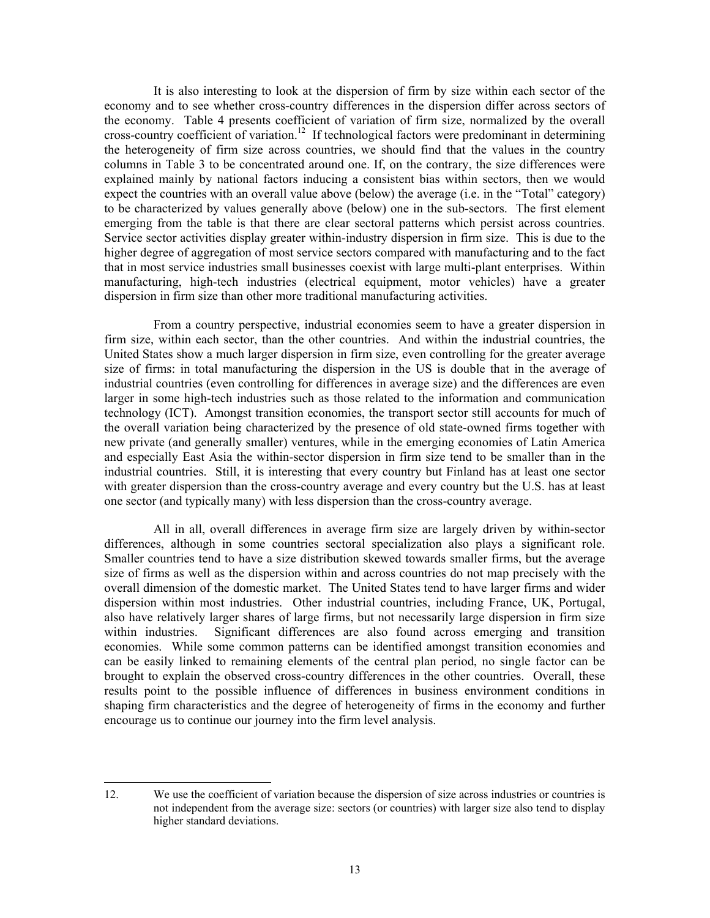It is also interesting to look at the dispersion of firm by size within each sector of the economy and to see whether cross-country differences in the dispersion differ across sectors of the economy. Table 4 presents coefficient of variation of firm size, normalized by the overall cross-country coefficient of variation.[12] If technological factors were predominant in determining the heterogeneity of firm size across countries, we should find that the values in the country columns in Table 3 to be concentrated around one. If, on the contrary, the size differences were explained mainly by national factors inducing a consistent bias within sectors, then we would expect the countries with an overall value above (below) the average (i.e. in the "Total" category) to be characterized by values generally above (below) one in the sub-sectors. The first element emerging from the table is that there are clear sectoral patterns which persist across countries. Service sector activities display greater within-industry dispersion in firm size. This is due to the higher degree of aggregation of most service sectors compared with manufacturing and to the fact that in most service industries small businesses coexist with large multi-plant enterprises. Within manufacturing, high-tech industries (electrical equipment, motor vehicles) have a greater dispersion in firm size than other more traditional manufacturing activities.

From a country perspective, industrial economies seem to have a greater dispersion in firm size, within each sector, than the other countries. And within the industrial countries, the United States show a much larger dispersion in firm size, even controlling for the greater average size of firms: in total manufacturing the dispersion in the US is double that in the average of industrial countries (even controlling for differences in average size) and the differences are even larger in some high-tech industries such as those related to the information and communication technology (ICT). Amongst transition economies, the transport sector still accounts for much of the overall variation being characterized by the presence of old state-owned firms together with new private (and generally smaller) ventures, while in the emerging economies of Latin America and especially East Asia the within-sector dispersion in firm size tend to be smaller than in the industrial countries. Still, it is interesting that every country but Finland has at least one sector with greater dispersion than the cross-country average and every country but the U.S. has at least one sector (and typically many) with less dispersion than the cross-country average.

All in all, overall differences in average firm size are largely driven by within-sector differences, although in some countries sectoral specialization also plays a significant role. Smaller countries tend to have a size distribution skewed towards smaller firms, but the average size of firms as well as the dispersion within and across countries do not map precisely with the overall dimension of the domestic market. The United States tend to have larger firms and wider dispersion within most industries. Other industrial countries, including France, UK, Portugal, also have relatively larger shares of large firms, but not necessarily large dispersion in firm size within industries. Significant differences are also found across emerging and transition economies. While some common patterns can be identified amongst transition economies and can be easily linked to remaining elements of the central plan period, no single factor can be brought to explain the observed cross-country differences in the other countries. Overall, these results point to the possible influence of differences in business environment conditions in shaping firm characteristics and the degree of heterogeneity of firms in the economy and further encourage us to continue our journey into the firm level analysis.

---

12. We use the coefficient of variation because the dispersion of size across industries or countries is not independent from the average size: sectors (or countries) with larger size also tend to display higher standard deviations.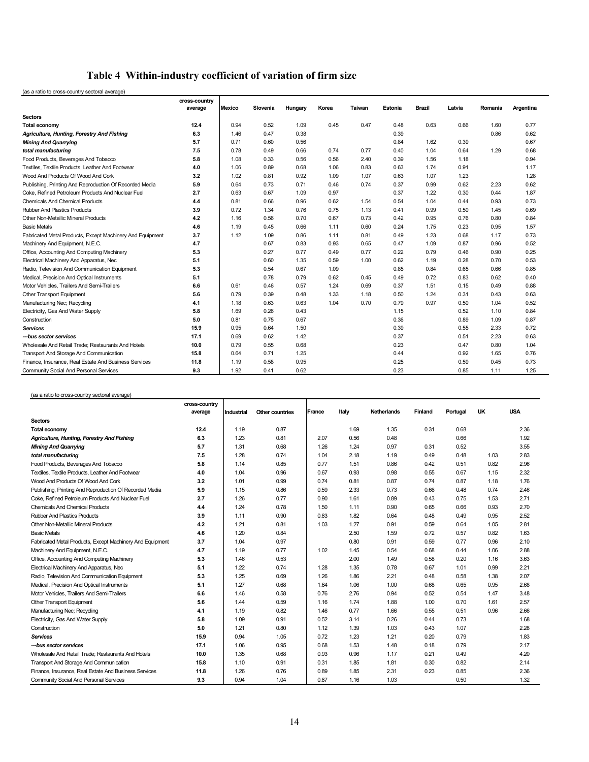# Table 4 Within-industry coefficient of variation of firm size

(as a ratio to cross-country sectoral average)

| Sectors | cross-country average | Mexico | Slovenia | Hungary | Korea | Taiwan | Estonia | Brazil | Latvia | Romania | Argentina |
|---|---|---|---|---|---|---|---|---|---|---|---|
| **Total economy** | **12.4** | 0.94 | 0.52 | 1.09 | 0.45 | 0.47 | 0.48 | 0.63 | 0.66 | 1.60 | 0.77 |
| ***Agriculture, Hunting, Forestry And Fishing*** | **6.3** | 1.46 | 0.47 | 0.38 | | | 0.39 | | | 0.86 | 0.62 |
| ***Mining And Quarrying*** | **5.7** | 0.71 | 0.60 | 0.56 | | | 0.84 | 1.62 | 0.39 | | 0.67 |
| ***total manufacturing*** | **7.5** | 0.78 | 0.49 | 0.66 | 0.74 | 0.77 | 0.40 | 1.04 | 0.64 | 1.29 | 0.68 |
| Food Products, Beverages And Tobacco | **5.8** | 1.08 | 0.33 | 0.56 | 0.56 | 2.40 | 0.39 | 1.56 | 1.18 | | 0.94 |
| Textiles, Textile Products, Leather And Footwear | **4.0** | 1.06 | 0.89 | 0.68 | 1.06 | 0.83 | 0.63 | 1.74 | 0.91 | | 1.17 |
| Wood And Products Of Wood And Cork | **3.2** | 1.02 | 0.81 | 0.92 | 1.09 | 1.07 | 0.63 | 1.07 | 1.23 | | 1.28 |
| Publishing, Printing And Reproduction Of Recorded Media | **5.9** | 0.64 | 0.73 | 0.71 | 0.46 | 0.74 | 0.37 | 0.99 | 0.62 | 2.23 | 0.62 |
| Coke, Refined Petroleum Products And Nuclear Fuel | **2.7** | 0.63 | 0.67 | 1.09 | 0.97 | | 0.37 | 1.22 | 0.30 | 0.44 | 1.87 |
| Chemicals And Chemical Products | **4.4** | 0.81 | 0.66 | 0.96 | 0.62 | 1.54 | 0.54 | 1.04 | 0.44 | 0.93 | 0.73 |
| Rubber And Plastics Products | **3.9** | 0.72 | 1.34 | 0.76 | 0.75 | 1.13 | 0.41 | 0.99 | 0.50 | 1.45 | 0.69 |
| Other Non-Metallic Mineral Products | **4.2** | 1.16 | 0.56 | 0.70 | 0.67 | 0.73 | 0.42 | 0.95 | 0.76 | 0.80 | 0.84 |
| Basic Metals | **4.6** | 1.19 | 0.45 | 0.66 | 1.11 | 0.60 | 0.24 | 1.75 | 0.23 | 0.95 | 1.57 |
| Fabricated Metal Products, Except Machinery And Equipment | **3.7** | 1.12 | 1.09 | 0.86 | 1.11 | 0.81 | 0.49 | 1.23 | 0.68 | 1.17 | 0.73 |
| Machinery And Equipment, N.E.C. | **4.7** | | 0.67 | 0.83 | 0.93 | 0.65 | 0.47 | 1.09 | 0.87 | 0.96 | 0.52 |
| Office, Accounting And Computing Machinery | **5.3** | | 0.27 | 0.77 | 0.49 | 0.77 | 0.22 | 0.79 | 0.46 | 0.90 | 0.25 |
| Electrical Machinery And Apparatus, Nec | **5.1** | | 0.60 | 1.35 | 0.59 | 1.00 | 0.62 | 1.19 | 0.28 | 0.70 | 0.53 |
| Radio, Television And Communication Equipment | **5.3** | | 0.54 | 0.67 | 1.09 | | 0.85 | 0.84 | 0.65 | 0.66 | 0.85 |
| Medical, Precision And Optical Instruments | **5.1** | | 0.78 | 0.79 | 0.62 | 0.45 | 0.49 | 0.72 | 0.83 | 0.62 | 0.40 |
| Motor Vehicles, Trailers And Semi-Trailers | **6.6** | 0.61 | 0.46 | 0.57 | 1.24 | 0.69 | 0.37 | 1.51 | 0.15 | 0.49 | 0.88 |
| Other Transport Equipment | **5.6** | 0.79 | 0.39 | 0.48 | 1.33 | 1.18 | 0.50 | 1.24 | 0.31 | 0.43 | 0.63 |
| Manufacturing Nec; Recycling | **4.1** | 1.18 | 0.63 | 0.63 | 1.04 | 0.70 | 0.79 | 0.97 | 0.50 | 1.04 | 0.52 |
| Electricity, Gas And Water Supply | **5.8** | 1.69 | 0.26 | 0.43 | | | 1.15 | | 0.52 | 1.10 | 0.84 |
| Construction | **5.0** | 0.81 | 0.75 | 0.67 | | | 0.36 | | 0.89 | 1.09 | 0.87 |
| ***Services*** | **15.9** | 0.95 | 0.64 | 1.50 | | | 0.39 | | 0.55 | 2.33 | 0.72 |
| ***---bus sector services*** | **17.1** | 0.69 | 0.62 | 1.42 | | | 0.37 | | 0.51 | 2.23 | 0.63 |
| Wholesale And Retail Trade; Restaurants And Hotels | **10.0** | 0.79 | 0.55 | 0.68 | | | 0.23 | | 0.47 | 0.80 | 1.04 |
| Transport And Storage And Communication | **15.8** | 0.64 | 0.71 | 1.25 | | | 0.44 | | 0.92 | 1.65 | 0.76 |
| Finance, Insurance, Real Estate And Business Services | **11.8** | 1.19 | 0.58 | 0.95 | | | 0.25 | | 0.59 | 0.45 | 0.73 |
| Community Social And Personal Services | **9.3** | 1.92 | 0.41 | 0.62 | | | 0.23 | | 0.85 | 1.11 | 1.25 |

(as a ratio to cross-country sectoral average)

| Sectors | cross-country average | Industrial | Other countries | France | Italy | Netherlands | Finland | Portugal | UK | USA |
|---|---|---|---|---|---|---|---|---|---|---|
| **Total economy** | **12.4** | 1.19 | 0.87 | | 1.69 | 1.35 | 0.31 | 0.68 | | 2.36 |
| ***Agriculture, Hunting, Forestry And Fishing*** | **6.3** | 1.23 | 0.81 | 2.07 | 0.56 | 0.48 | | 0.66 | | 1.92 |
| ***Mining And Quarrying*** | **5.7** | 1.31 | 0.68 | 1.26 | 1.24 | 0.97 | 0.31 | 0.52 | | 3.55 |
| ***total manufacturing*** | **7.5** | 1.28 | 0.74 | 1.04 | 2.18 | 1.19 | 0.49 | 0.48 | 1.03 | 2.83 |
| Food Products, Beverages And Tobacco | **5.8** | 1.14 | 0.85 | 0.77 | 1.51 | 0.86 | 0.42 | 0.51 | 0.82 | 2.96 |
| Textiles, Textile Products, Leather And Footwear | **4.0** | 1.04 | 0.96 | 0.67 | 0.93 | 0.98 | 0.55 | 0.67 | 1.15 | 2.32 |
| Wood And Products Of Wood And Cork | **3.2** | 1.01 | 0.99 | 0.74 | 0.81 | 0.87 | 0.74 | 0.87 | 1.18 | 1.76 |
| Publishing, Printing And Reproduction Of Recorded Media | **5.9** | 1.15 | 0.86 | 0.59 | 2.33 | 0.73 | 0.66 | 0.48 | 0.74 | 2.46 |
| Coke, Refined Petroleum Products And Nuclear Fuel | **2.7** | 1.26 | 0.77 | 0.90 | 1.61 | 0.89 | 0.43 | 0.75 | 1.53 | 2.71 |
| Chemicals And Chemical Products | **4.4** | 1.24 | 0.78 | 1.50 | 1.11 | 0.90 | 0.65 | 0.66 | 0.93 | 2.70 |
| Rubber And Plastics Products | **3.9** | 1.11 | 0.90 | 0.83 | 1.82 | 0.64 | 0.48 | 0.49 | 0.95 | 2.52 |
| Other Non-Metallic Mineral Products | **4.2** | 1.21 | 0.81 | 1.03 | 1.27 | 0.91 | 0.59 | 0.64 | 1.05 | 2.81 |
| Basic Metals | **4.6** | 1.20 | 0.84 | | 2.50 | 1.59 | 0.72 | 0.57 | 0.82 | 1.63 |
| Fabricated Metal Products, Except Machinery And Equipment | **3.7** | 1.04 | 0.97 | | 0.80 | 0.91 | 0.59 | 0.77 | 0.96 | 2.10 |
| Machinery And Equipment, N.E.C. | **4.7** | 1.19 | 0.77 | 1.02 | 1.45 | 0.54 | 0.68 | 0.44 | 1.06 | 2.88 |
| Office, Accounting And Computing Machinery | **5.3** | 1.46 | 0.53 | | 2.00 | 1.49 | 0.58 | 0.20 | 1.16 | 3.63 |
| Electrical Machinery And Apparatus, Nec | **5.1** | 1.22 | 0.74 | 1.28 | 1.35 | 0.78 | 0.67 | 1.01 | 0.99 | 2.21 |
| Radio, Television And Communication Equipment | **5.3** | 1.25 | 0.69 | 1.26 | 1.86 | 2.21 | 0.48 | 0.58 | 1.38 | 2.07 |
| Medical, Precision And Optical Instruments | **5.1** | 1.27 | 0.68 | 1.64 | 1.06 | 1.00 | 0.68 | 0.65 | 0.95 | 2.68 |
| Motor Vehicles, Trailers And Semi-Trailers | **6.6** | 1.46 | 0.58 | 0.76 | 2.76 | 0.94 | 0.52 | 0.54 | 1.47 | 3.48 |
| Other Transport Equipment | **5.6** | 1.44 | 0.59 | 1.16 | 1.74 | 1.88 | 1.00 | 0.70 | 1.61 | 2.57 |
| Manufacturing Nec; Recycling | **4.1** | 1.19 | 0.82 | 1.46 | 0.77 | 1.66 | 0.55 | 0.51 | 0.96 | 2.66 |
| Electricity, Gas And Water Supply | **5.8** | 1.09 | 0.91 | 0.52 | 3.14 | 0.26 | 0.44 | 0.73 | | 1.68 |
| Construction | **5.0** | 1.21 | 0.80 | 1.12 | 1.39 | 1.03 | 0.43 | 1.07 | | 2.28 |
| ***Services*** | **15.9** | 0.94 | 1.05 | 0.72 | 1.23 | 1.21 | 0.20 | 0.79 | | 1.83 |
| ***---bus sector services*** | **17.1** | 1.06 | 0.95 | 0.68 | 1.53 | 1.48 | 0.18 | 0.79 | | 2.17 |
| Wholesale And Retail Trade; Restaurants And Hotels | **10.0** | 1.35 | 0.68 | 0.93 | 0.96 | 1.17 | 0.21 | 0.49 | | 4.20 |
| Transport And Storage And Communication | **15.8** | 1.10 | 0.91 | 0.31 | 1.85 | 1.81 | 0.30 | 0.82 | | 2.14 |
| Finance, Insurance, Real Estate And Business Services | **11.8** | 1.26 | 0.76 | 0.89 | 1.85 | 2.31 | 0.23 | 0.85 | | 2.36 |
| Community Social And Personal Services | **9.3** | 0.94 | 1.04 | 0.87 | 1.16 | 1.03 | | 0.50 | | 1.32 |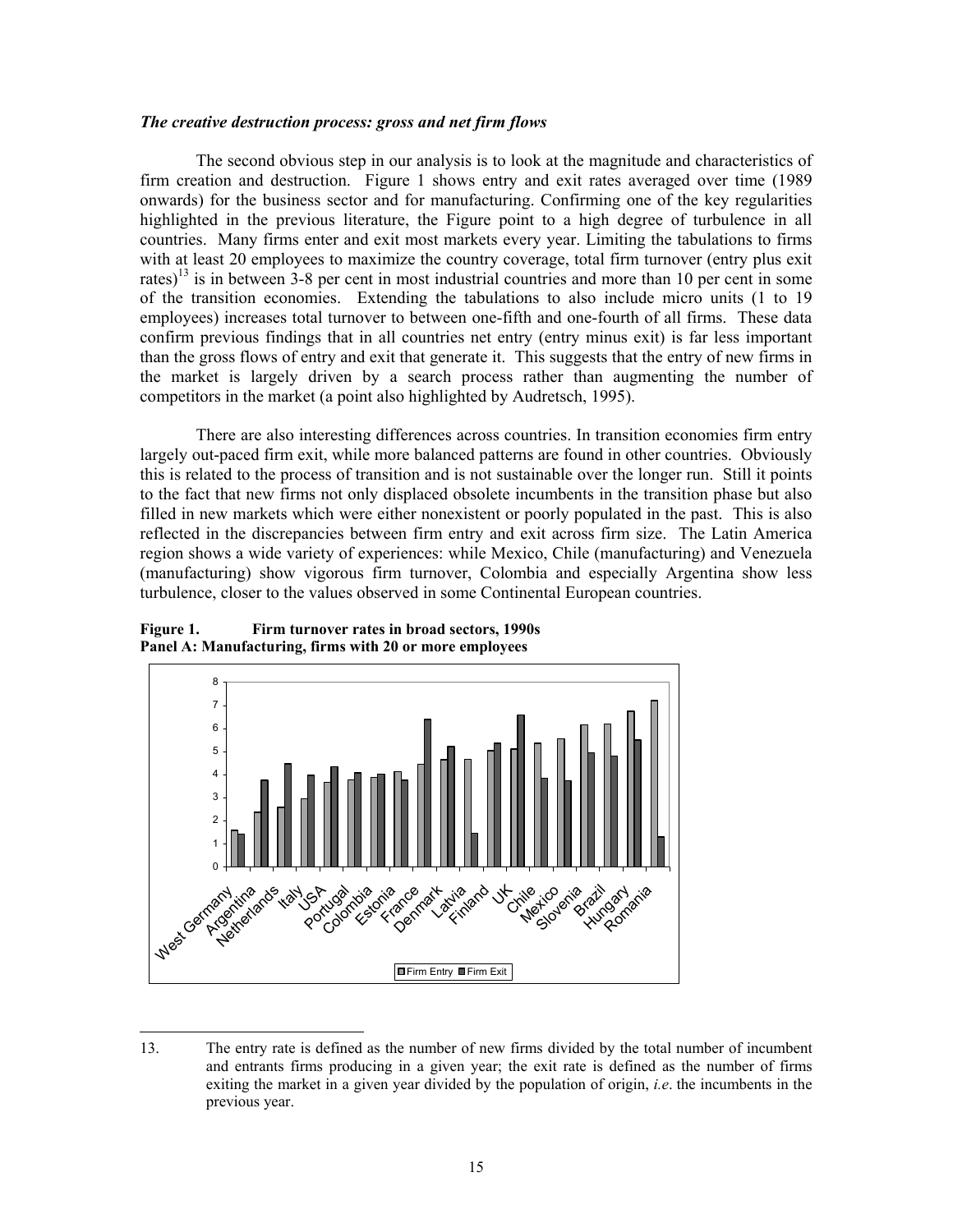### *The creative destruction process: gross and net firm flows*

The second obvious step in our analysis is to look at the magnitude and characteristics of firm creation and destruction. Figure 1 shows entry and exit rates averaged over time (1989 onwards) for the business sector and for manufacturing. Confirming one of the key regularities highlighted in the previous literature, the Figure point to a high degree of turbulence in all countries. Many firms enter and exit most markets every year. Limiting the tabulations to firms with at least 20 employees to maximize the country coverage, total firm turnover (entry plus exit rates)[13] is in between 3-8 per cent in most industrial countries and more than 10 per cent in some of the transition economies. Extending the tabulations to also include micro units (1 to 19 employees) increases total turnover to between one-fifth and one-fourth of all firms. These data confirm previous findings that in all countries net entry (entry minus exit) is far less important than the gross flows of entry and exit that generate it. This suggests that the entry of new firms in the market is largely driven by a search process rather than augmenting the number of competitors in the market (a point also highlighted by Audretsch, 1995).

There are also interesting differences across countries. In transition economies firm entry largely out-paced firm exit, while more balanced patterns are found in other countries. Obviously this is related to the process of transition and is not sustainable over the longer run. Still it points to the fact that new firms not only displaced obsolete incumbents in the transition phase but also filled in new markets which were either nonexistent or poorly populated in the past. This is also reflected in the discrepancies between firm entry and exit across firm size. The Latin America region shows a wide variety of experiences: while Mexico, Chile (manufacturing) and Venezuela (manufacturing) show vigorous firm turnover, Colombia and especially Argentina show less turbulence, closer to the values observed in some Continental European countries.

**Figure 1. Firm turnover rates in broad sectors, 1990s**
**Panel A: Manufacturing, firms with 20 or more employees**

8
7
6
5
4
3
2
1
0

West Germany, Argentina, Netherlands, Italy, USA, Portugal, Colombia, Estonia, France, Denmark, Latvia, Finland, UK, Chile, Mexico, Slovenia, Brazil, Hungary, Romania

Firm Entry ■ Firm Exit

13. The entry rate is defined as the number of new firms divided by the total number of incumbent and entrants firms producing in a given year; the exit rate is defined as the number of firms exiting the market in a given year divided by the population of origin, *i.e*. the incumbents in the previous year.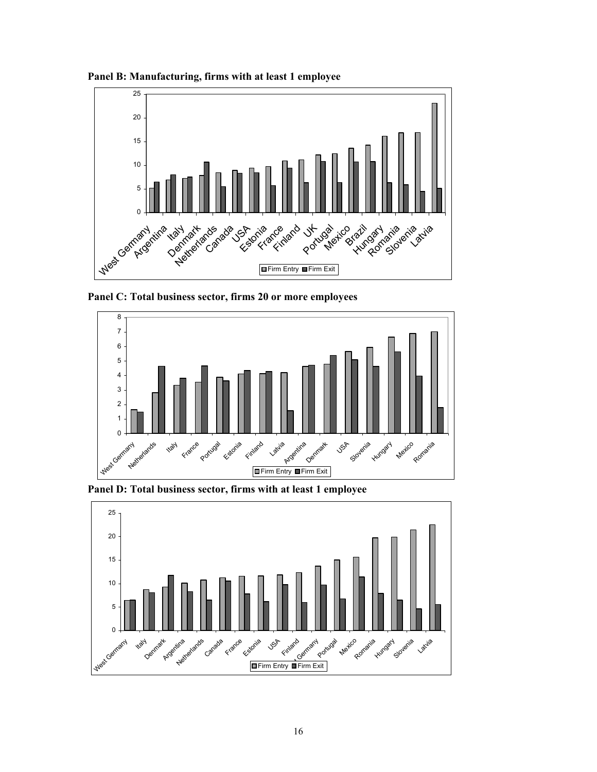**Panel B: Manufacturing, firms with at least 1 employee**

25
20
15
10
5
0

West Germany
Argentina
Italy
Denmark
Netherlands
Canada
USA
Estonia
France
Finland
UK
Portugal
Mexico
Brazil
Hungary
Romania
Slovenia
Latvia

Firm Entry
Firm Exit

**Panel C: Total business sector, firms 20 or more employees**

8
7
6
5
4
3
2
1
0

West Germany
Netherlands
Italy
France
Portugal
Estonia
Finland
Latvia
Argentina
Denmark
USA
Slovenia
Hungary
Mexico
Romania

Firm Entry
Firm Exit

**Panel D: Total business sector, firms with at least 1 employee**

25
20
15
10
5
0

West Germany
Italy
Denmark
Argentina
Netherlands
Canada
France
Estonia
USA
Finland
Germany
Portugal
Mexico
Romania
Hungary
Slovenia
Latvia

Firm Entry
Firm Exit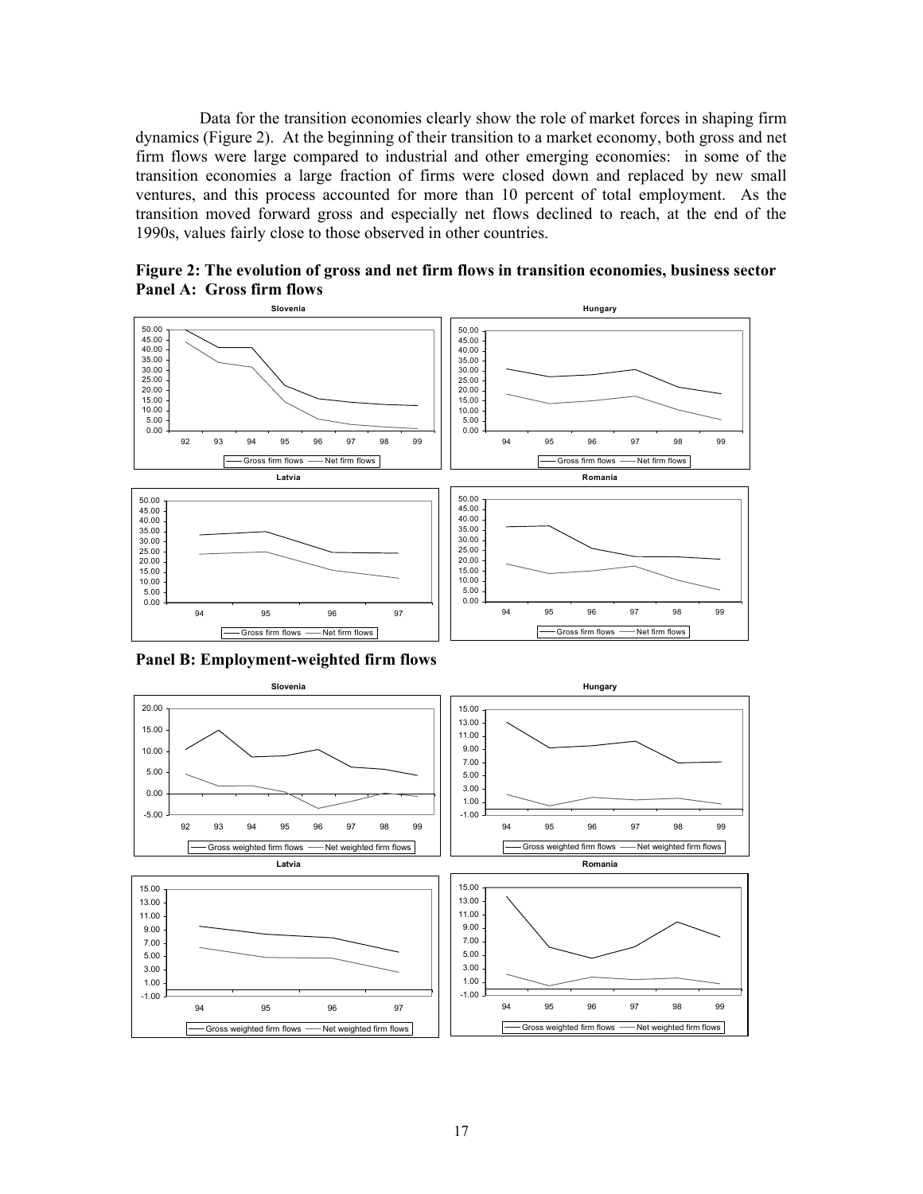Data for the transition economies clearly show the role of market forces in shaping firm dynamics (Figure 2). At the beginning of their transition to a market economy, both gross and net firm flows were large compared to industrial and other emerging economies: in some of the transition economies a large fraction of firms were closed down and replaced by new small ventures, and this process accounted for more than 10 percent of total employment. As the transition moved forward gross and especially net flows declined to reach, at the end of the 1990s, values fairly close to those observed in other countries.

**Figure 2: The evolution of gross and net firm flows in transition economies, business sector**

**Panel A: Gross firm flows**

Slovenia

50.00
45.00
40.00
35.00
30.00
25.00
20.00
15.00
10.00
5.00
0.00

92 93 94 95 96 97 98 99

Gross firm flows — Net firm flows

Hungary

50.00
45.00
40.00
35.00
30.00
25.00
20.00
15.00
10.00
5.00
0.00

94 95 96 97 98 99

Gross firm flows — Net firm flows

Latvia

50.00
45.00
40.00
35.00
30.00
25.00
20.00
15.00
10.00
5.00
0.00

94 95 96 97

Gross firm flows — Net firm flows

Romania

50.00
45.00
40.00
35.00
30.00
25.00
20.00
15.00
10.00
5.00
0.00

94 95 96 97 98 99

Gross firm flows — Net firm flows

**Panel B: Employment-weighted firm flows**

Slovenia

20.00
15.00
10.00
5.00
0.00
-5.00

92 93 94 95 96 97 98 99

Gross weighted firm flows — Net weighted firm flows

Hungary

15.00
13.00
11.00
9.00
7.00
5.00
3.00
1.00
-1.00

94 95 96 97 98 99

Gross weighted firm flows — Net weighted firm flows

Latvia

15.00
13.00
11.00
9.00
7.00
5.00
3.00
1.00
-1.00

94 95 96 97

Gross weighted firm flows — Net weighted firm flows

Romania

15.00
13.00
11.00
9.00
7.00
5.00
3.00
1.00
-1.00

94 95 96 97 98 99

Gross weighted firm flows — Net weighted firm flows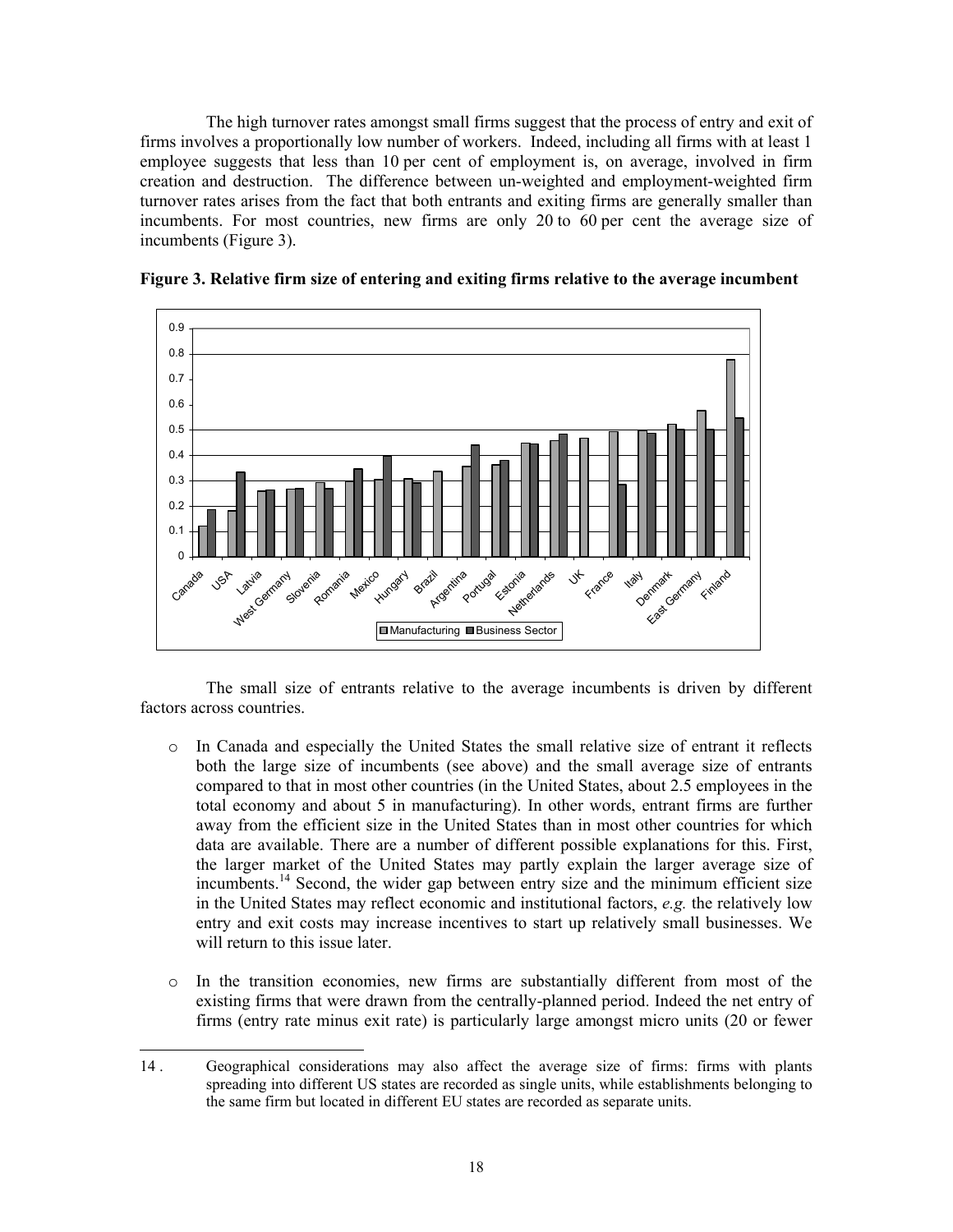The high turnover rates amongst small firms suggest that the process of entry and exit of firms involves a proportionally low number of workers. Indeed, including all firms with at least 1 employee suggests that less than 10 per cent of employment is, on average, involved in firm creation and destruction. The difference between un-weighted and employment-weighted firm turnover rates arises from the fact that both entrants and exiting firms are generally smaller than incumbents. For most countries, new firms are only 20 to 60 per cent the average size of incumbents (Figure 3).

**Figure 3. Relative firm size of entering and exiting firms relative to the average incumbent**

0.9
0.8
0.7
0.6
0.5
0.4
0.3
0.2
0.1
0

Canada
USA
Latvia
West Germany
Slovenia
Romania
Mexico
Hungary
Brazil
Argentina
Portugal
Estonia
Netherlands
UK
France
Italy
Denmark
East Germany
Finland

Manufacturing
Business Sector

The small size of entrants relative to the average incumbents is driven by different factors across countries.

- In Canada and especially the United States the small relative size of entrant it reflects both the large size of incumbents (see above) and the small average size of entrants compared to that in most other countries (in the United States, about 2.5 employees in the total economy and about 5 in manufacturing). In other words, entrant firms are further away from the efficient size in the United States than in most other countries for which data are available. There are a number of different possible explanations for this. First, the larger market of the United States may partly explain the larger average size of incumbents.[14] Second, the wider gap between entry size and the minimum efficient size in the United States may reflect economic and institutional factors, *e.g.* the relatively low entry and exit costs may increase incentives to start up relatively small businesses. We will return to this issue later.

- In the transition economies, new firms are substantially different from most of the existing firms that were drawn from the centrally-planned period. Indeed the net entry of firms (entry rate minus exit rate) is particularly large amongst micro units (20 or fewer

14 . Geographical considerations may also affect the average size of firms: firms with plants spreading into different US states are recorded as single units, while establishments belonging to the same firm but located in different EU states are recorded as separate units.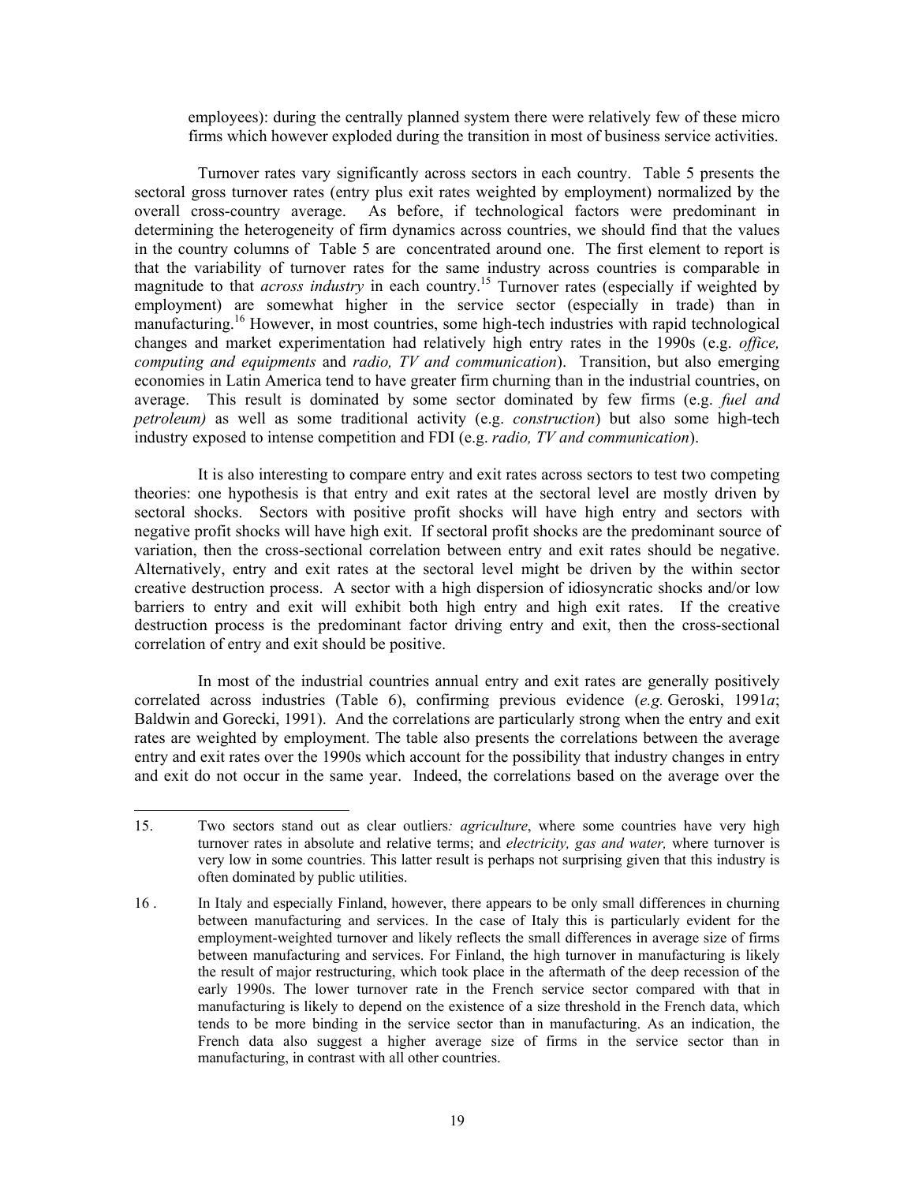employees): during the centrally planned system there were relatively few of these micro firms which however exploded during the transition in most of business service activities.

Turnover rates vary significantly across sectors in each country. Table 5 presents the sectoral gross turnover rates (entry plus exit rates weighted by employment) normalized by the overall cross-country average. As before, if technological factors were predominant in determining the heterogeneity of firm dynamics across countries, we should find that the values in the country columns of Table 5 are concentrated around one. The first element to report is that the variability of turnover rates for the same industry across countries is comparable in magnitude to that *across industry* in each country.[15] Turnover rates (especially if weighted by employment) are somewhat higher in the service sector (especially in trade) than in manufacturing.[16] However, in most countries, some high-tech industries with rapid technological changes and market experimentation had relatively high entry rates in the 1990s (e.g. *office, computing and equipments* and *radio, TV and communication*). Transition, but also emerging economies in Latin America tend to have greater firm churning than in the industrial countries, on average. This result is dominated by some sector dominated by few firms (e.g. *fuel and petroleum)* as well as some traditional activity (e.g. *construction*) but also some high-tech industry exposed to intense competition and FDI (e.g. *radio, TV and communication*).

It is also interesting to compare entry and exit rates across sectors to test two competing theories: one hypothesis is that entry and exit rates at the sectoral level are mostly driven by sectoral shocks. Sectors with positive profit shocks will have high entry and sectors with negative profit shocks will have high exit. If sectoral profit shocks are the predominant source of variation, then the cross-sectional correlation between entry and exit rates should be negative. Alternatively, entry and exit rates at the sectoral level might be driven by the within sector creative destruction process. A sector with a high dispersion of idiosyncratic shocks and/or low barriers to entry and exit will exhibit both high entry and high exit rates. If the creative destruction process is the predominant factor driving entry and exit, then the cross-sectional correlation of entry and exit should be positive.

In most of the industrial countries annual entry and exit rates are generally positively correlated across industries (Table 6), confirming previous evidence (*e.g.* Geroski, 1991*a*; Baldwin and Gorecki, 1991). And the correlations are particularly strong when the entry and exit rates are weighted by employment. The table also presents the correlations between the average entry and exit rates over the 1990s which account for the possibility that industry changes in entry and exit do not occur in the same year. Indeed, the correlations based on the average over the

---

15. Two sectors stand out as clear outliers*: agriculture*, where some countries have very high turnover rates in absolute and relative terms; and *electricity, gas and water,* where turnover is very low in some countries. This latter result is perhaps not surprising given that this industry is often dominated by public utilities.

16 . In Italy and especially Finland, however, there appears to be only small differences in churning between manufacturing and services. In the case of Italy this is particularly evident for the employment-weighted turnover and likely reflects the small differences in average size of firms between manufacturing and services. For Finland, the high turnover in manufacturing is likely the result of major restructuring, which took place in the aftermath of the deep recession of the early 1990s. The lower turnover rate in the French service sector compared with that in manufacturing is likely to depend on the existence of a size threshold in the French data, which tends to be more binding in the service sector than in manufacturing. As an indication, the French data also suggest a higher average size of firms in the service sector than in manufacturing, in contrast with all other countries.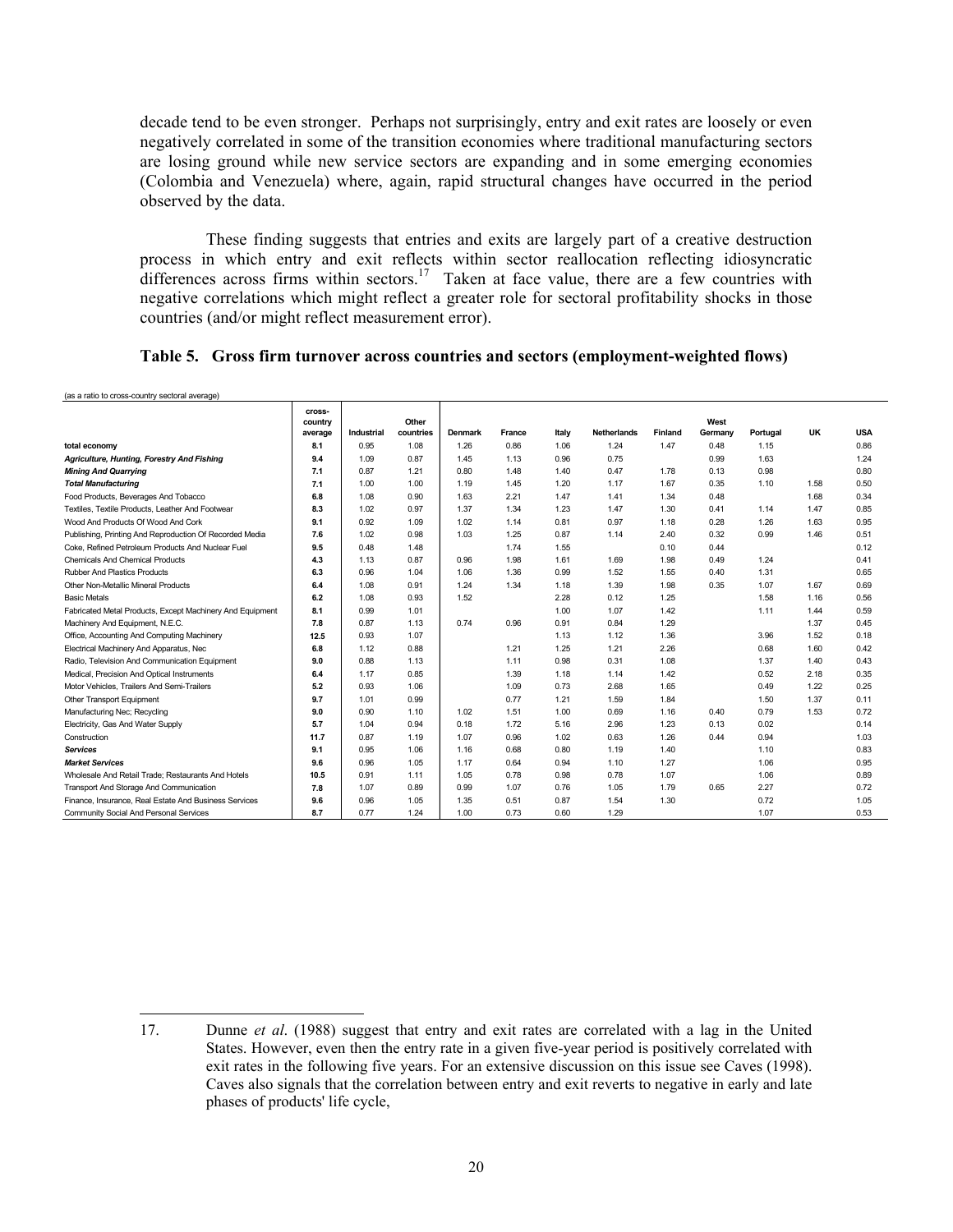decade tend to be even stronger. Perhaps not surprisingly, entry and exit rates are loosely or even negatively correlated in some of the transition economies where traditional manufacturing sectors are losing ground while new service sectors are expanding and in some emerging economies (Colombia and Venezuela) where, again, rapid structural changes have occurred in the period observed by the data.

These finding suggests that entries and exits are largely part of a creative destruction process in which entry and exit reflects within sector reallocation reflecting idiosyncratic differences across firms within sectors.[17] Taken at face value, there are a few countries with negative correlations which might reflect a greater role for sectoral profitability shocks in those countries (and/or might reflect measurement error).

**Table 5. Gross firm turnover across countries and sectors (employment-weighted flows)**

(as a ratio to cross-country sectoral average)

| | cross-country average | Industrial | Other countries | Denmark | France | Italy | Netherlands | Finland | West Germany | Portugal | UK | USA |
|---|---|---|---|---|---|---|---|---|---|---|---|---|
| **total economy** | **8.1** | 0.95 | 1.08 | 1.26 | 0.86 | 1.06 | 1.24 | 1.47 | 0.48 | 1.15 | | 0.86 |
| ***Agriculture, Hunting, Forestry And Fishing*** | **9.4** | 1.09 | 0.87 | 1.45 | 1.13 | 0.96 | 0.75 | | 0.99 | 1.63 | | 1.24 |
| ***Mining And Quarrying*** | **7.1** | 0.87 | 1.21 | 0.80 | 1.48 | 1.40 | 0.47 | 1.78 | 0.13 | 0.98 | | 0.80 |
| ***Total Manufacturing*** | **7.1** | 1.00 | 1.00 | 1.19 | 1.45 | 1.20 | 1.17 | 1.67 | 0.35 | 1.10 | 1.58 | 0.50 |
| Food Products, Beverages And Tobacco | **6.8** | 1.08 | 0.90 | 1.63 | 2.21 | 1.47 | 1.41 | 1.34 | 0.48 | | 1.68 | 0.34 |
| Textiles, Textile Products, Leather And Footwear | **8.3** | 1.02 | 0.97 | 1.37 | 1.34 | 1.23 | 1.47 | 1.30 | 0.41 | 1.14 | 1.47 | 0.85 |
| Wood And Products Of Wood And Cork | **9.1** | 0.92 | 1.09 | 1.02 | 1.14 | 0.81 | 0.97 | 1.18 | 0.28 | 1.26 | 1.63 | 0.95 |
| Publishing, Printing And Reproduction Of Recorded Media | **7.6** | 1.02 | 0.98 | 1.03 | 1.25 | 0.87 | 1.14 | 2.40 | 0.32 | 0.99 | 1.46 | 0.51 |
| Coke, Refined Petroleum Products And Nuclear Fuel | **9.5** | 0.48 | 1.48 | | 1.74 | 1.55 | | 0.10 | 0.44 | | | 0.12 |
| Chemicals And Chemical Products | **4.3** | 1.13 | 0.87 | 0.96 | 1.98 | 1.61 | 1.69 | 1.98 | 0.49 | 1.24 | | 0.41 |
| Rubber And Plastics Products | **6.3** | 0.96 | 1.04 | 1.06 | 1.36 | 0.99 | 1.52 | 1.55 | 0.40 | 1.31 | | 0.65 |
| Other Non-Metallic Mineral Products | **6.4** | 1.08 | 0.91 | 1.24 | 1.34 | 1.18 | 1.39 | 1.98 | 0.35 | 1.07 | 1.67 | 0.69 |
| Basic Metals | **6.2** | 1.08 | 0.93 | 1.52 | | 2.28 | 0.12 | 1.25 | | 1.58 | 1.16 | 0.56 |
| Fabricated Metal Products, Except Machinery And Equipment | **8.1** | 0.99 | 1.01 | | | 1.00 | 1.07 | 1.42 | | 1.11 | 1.44 | 0.59 |
| Machinery And Equipment, N.E.C. | **7.8** | 0.87 | 1.13 | 0.74 | 0.96 | 0.91 | 0.84 | 1.29 | | | 1.37 | 0.45 |
| Office, Accounting And Computing Machinery | **12.5** | 0.93 | 1.07 | | | 1.13 | 1.12 | 1.36 | | 3.96 | 1.52 | 0.18 |
| Electrical Machinery And Apparatus, Nec | **6.8** | 1.12 | 0.88 | | 1.21 | 1.25 | 1.21 | 2.26 | | 0.68 | 1.60 | 0.42 |
| Radio, Television And Communication Equipment | **9.0** | 0.88 | 1.13 | | 1.11 | 0.98 | 0.31 | 1.08 | | 1.37 | 1.40 | 0.43 |
| Medical, Precision And Optical Instruments | **6.4** | 1.17 | 0.85 | | 1.39 | 1.18 | 1.14 | 1.42 | | 0.52 | 2.18 | 0.35 |
| Motor Vehicles, Trailers And Semi-Trailers | **5.2** | 0.93 | 1.06 | | 1.09 | 0.73 | 2.68 | 1.65 | | 0.49 | 1.22 | 0.25 |
| Other Transport Equipment | **9.7** | 1.01 | 0.99 | | 0.77 | 1.21 | 1.59 | 1.84 | | 1.50 | 1.37 | 0.11 |
| Manufacturing Nec; Recycling | **9.0** | 0.90 | 1.10 | 1.02 | 1.51 | 1.00 | 0.69 | 1.16 | 0.40 | 0.79 | 1.53 | 0.72 |
| Electricity, Gas And Water Supply | **5.7** | 1.04 | 0.94 | 0.18 | 1.72 | 5.16 | 2.96 | 1.23 | 0.13 | 0.02 | | 0.14 |
| Construction | **11.7** | 0.87 | 1.19 | 1.07 | 0.96 | 1.02 | 0.63 | 1.26 | 0.44 | 0.94 | | 1.03 |
| ***Services*** | **9.1** | 0.95 | 1.06 | 1.16 | 0.68 | 0.80 | 1.19 | 1.40 | | 1.10 | | 0.83 |
| ***Market Services*** | **9.6** | 0.96 | 1.05 | 1.17 | 0.64 | 0.94 | 1.10 | 1.27 | | 1.06 | | 0.95 |
| Wholesale And Retail Trade; Restaurants And Hotels | **10.5** | 0.91 | 1.11 | 1.05 | 0.78 | 0.98 | 0.78 | 1.07 | | 1.06 | | 0.89 |
| Transport And Storage And Communication | **7.8** | 1.07 | 0.89 | 0.99 | 1.07 | 0.76 | 1.05 | 1.79 | 0.65 | 2.27 | | 0.72 |
| Finance, Insurance, Real Estate And Business Services | **9.6** | 0.96 | 1.05 | 1.35 | 0.51 | 0.87 | 1.54 | 1.30 | | 0.72 | | 1.05 |
| Community Social And Personal Services | **8.7** | 0.77 | 1.24 | 1.00 | 0.73 | 0.60 | 1.29 | | | 1.07 | | 0.53 |

17. Dunne *et al*. (1988) suggest that entry and exit rates are correlated with a lag in the United States. However, even then the entry rate in a given five-year period is positively correlated with exit rates in the following five years. For an extensive discussion on this issue see Caves (1998). Caves also signals that the correlation between entry and exit reverts to negative in early and late phases of products' life cycle,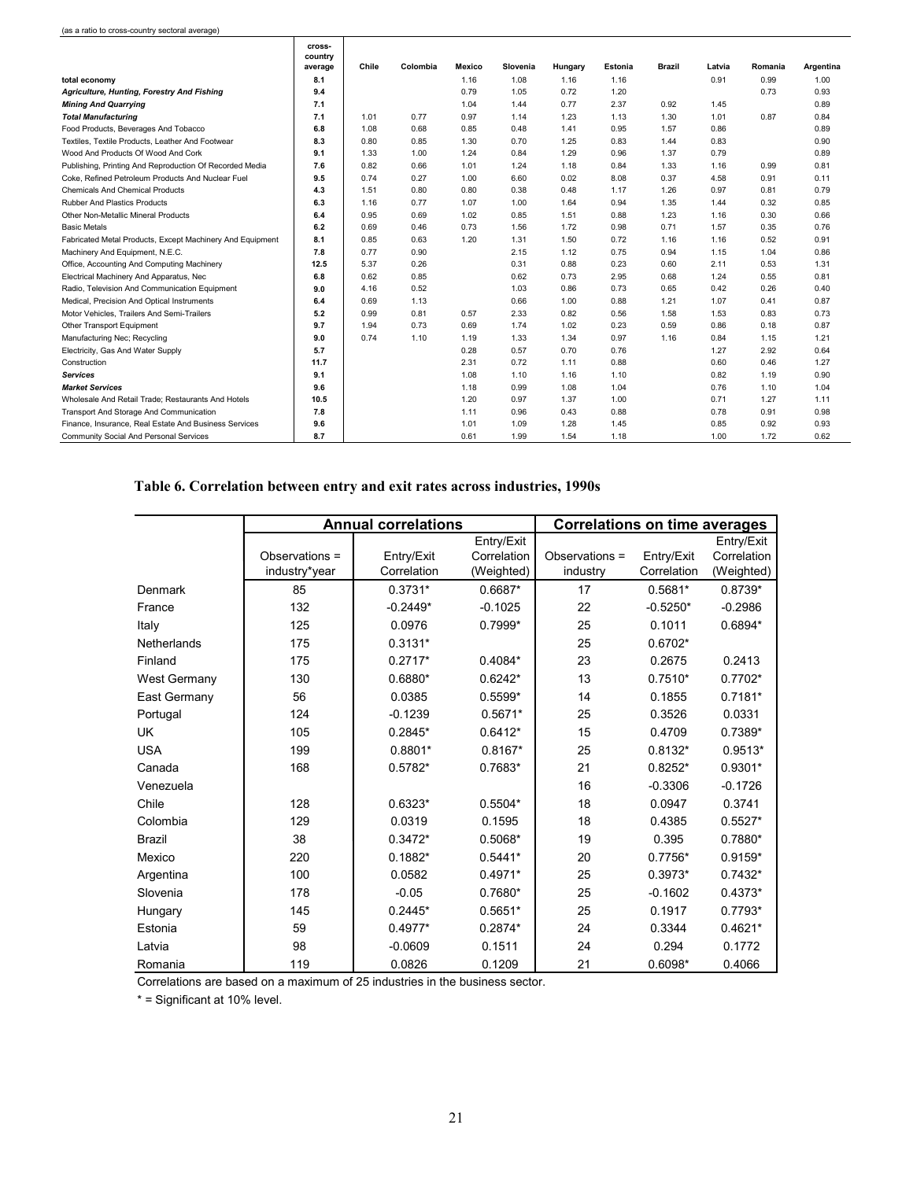(as a ratio to cross-country sectoral average)

| | cross-country average | Chile | Colombia | Mexico | Slovenia | Hungary | Estonia | Brazil | Latvia | Romania | Argentina |
|---|---|---|---|---|---|---|---|---|---|---|---|
| **total economy** | **8.1** | | | 1.16 | 1.08 | 1.16 | 1.16 | | 0.91 | 0.99 | 1.00 |
| ***Agriculture, Hunting, Forestry And Fishing*** | **9.4** | | | 0.79 | 1.05 | 0.72 | 1.20 | | | 0.73 | 0.93 |
| ***Mining And Quarrying*** | **7.1** | | | 1.04 | 1.44 | 0.77 | 2.37 | 0.92 | 1.45 | | 0.89 |
| ***Total Manufacturing*** | **7.1** | 1.01 | 0.77 | 0.97 | 1.14 | 1.23 | 1.13 | 1.30 | 1.01 | 0.87 | 0.84 |
| Food Products, Beverages And Tobacco | **6.8** | 1.08 | 0.68 | 0.85 | 0.48 | 1.41 | 0.95 | 1.57 | 0.86 | | 0.89 |
| Textiles, Textile Products, Leather And Footwear | **8.3** | 0.80 | 0.85 | 1.30 | 0.70 | 1.25 | 0.83 | 1.44 | 0.83 | | 0.90 |
| Wood And Products Of Wood And Cork | **9.1** | 1.33 | 1.00 | 1.24 | 0.84 | 1.29 | 0.96 | 1.37 | 0.79 | | 0.89 |
| Publishing, Printing And Reproduction Of Recorded Media | **7.6** | 0.82 | 0.66 | 1.01 | 1.24 | 1.18 | 0.84 | 1.33 | 1.16 | 0.99 | 0.81 |
| Coke, Refined Petroleum Products And Nuclear Fuel | **9.5** | 0.74 | 0.27 | 1.00 | 6.60 | 0.02 | 8.08 | 0.37 | 4.58 | 0.91 | 0.11 |
| Chemicals And Chemical Products | **4.3** | 1.51 | 0.80 | 0.80 | 0.38 | 0.48 | 1.17 | 1.26 | 0.97 | 0.81 | 0.79 |
| Rubber And Plastics Products | **6.3** | 1.16 | 0.77 | 1.07 | 1.00 | 1.64 | 0.94 | 1.35 | 1.44 | 0.32 | 0.85 |
| Other Non-Metallic Mineral Products | **6.4** | 0.95 | 0.69 | 1.02 | 0.85 | 1.51 | 0.88 | 1.23 | 1.16 | 0.30 | 0.66 |
| Basic Metals | **6.2** | 0.69 | 0.46 | 0.73 | 1.56 | 1.72 | 0.98 | 0.71 | 1.57 | 0.35 | 0.76 |
| Fabricated Metal Products, Except Machinery And Equipment | **8.1** | 0.85 | 0.63 | 1.20 | 1.31 | 1.50 | 0.72 | 1.16 | 1.16 | 0.52 | 0.91 |
| Machinery And Equipment, N.E.C. | **7.8** | 0.77 | 0.90 | | 2.15 | 1.12 | 0.75 | 0.94 | 1.15 | 1.04 | 0.86 |
| Office, Accounting And Computing Machinery | **12.5** | 5.37 | 0.26 | | 0.31 | 0.88 | 0.23 | 0.60 | 2.11 | 0.53 | 1.31 |
| Electrical Machinery And Apparatus, Nec | **6.8** | 0.62 | 0.85 | | 0.62 | 0.73 | 2.95 | 0.68 | 1.24 | 0.55 | 0.81 |
| Radio, Television And Communication Equipment | **9.0** | 4.16 | 0.52 | | 1.03 | 0.86 | 0.73 | 0.65 | 0.42 | 0.26 | 0.40 |
| Medical, Precision And Optical Instruments | **6.4** | 0.69 | 1.13 | | 0.66 | 1.00 | 0.88 | 1.21 | 1.07 | 0.41 | 0.87 |
| Motor Vehicles, Trailers And Semi-Trailers | **5.2** | 0.99 | 0.81 | 0.57 | 2.33 | 0.82 | 0.56 | 1.58 | 1.53 | 0.83 | 0.73 |
| Other Transport Equipment | **9.7** | 1.94 | 0.73 | 0.69 | 1.74 | 1.02 | 0.23 | 0.59 | 0.86 | 0.18 | 0.87 |
| Manufacturing Nec; Recycling | **9.0** | 0.74 | 1.10 | 1.19 | 1.33 | 1.34 | 0.97 | 1.16 | 0.84 | 1.15 | 1.21 |
| Electricity, Gas And Water Supply | **5.7** | | | 0.28 | 0.57 | 0.70 | 0.76 | | 1.27 | 2.92 | 0.64 |
| Construction | **11.7** | | | 2.31 | 0.72 | 1.11 | 0.88 | | 0.60 | 0.46 | 1.27 |
| ***Services*** | **9.1** | | | 1.08 | 1.10 | 1.16 | 1.10 | | 0.82 | 1.19 | 0.90 |
| ***Market Services*** | **9.6** | | | 1.18 | 0.99 | 1.08 | 1.04 | | 0.76 | 1.10 | 1.04 |
| Wholesale And Retail Trade; Restaurants And Hotels | **10.5** | | | 1.20 | 0.97 | 1.37 | 1.00 | | 0.71 | 1.27 | 1.11 |
| Transport And Storage And Communication | **7.8** | | | 1.11 | 0.96 | 0.43 | 0.88 | | 0.78 | 0.91 | 0.98 |
| Finance, Insurance, Real Estate And Business Services | **9.6** | | | 1.01 | 1.09 | 1.28 | 1.45 | | 0.85 | 0.92 | 0.93 |
| Community Social And Personal Services | **8.7** | | | 0.61 | 1.99 | 1.54 | 1.18 | | 1.00 | 1.72 | 0.62 |

## Table 6. Correlation between entry and exit rates across industries, 1990s

| | Annual correlations | | | Correlations on time averages | | |
|---|---|---|---|---|---|---|
| | Observations = industry*year | Entry/Exit Correlation | Entry/Exit Correlation (Weighted) | Observations = industry | Entry/Exit Correlation | Entry/Exit Correlation (Weighted) |
| Denmark | 85 | 0.3731* | 0.6687* | 17 | 0.5681* | 0.8739* |
| France | 132 | -0.2449* | -0.1025 | 22 | -0.5250* | -0.2986 |
| Italy | 125 | 0.0976 | 0.7999* | 25 | 0.1011 | 0.6894* |
| Netherlands | 175 | 0.3131* | | 25 | 0.6702* | |
| Finland | 175 | 0.2717* | 0.4084* | 23 | 0.2675 | 0.2413 |
| West Germany | 130 | 0.6880* | 0.6242* | 13 | 0.7510* | 0.7702* |
| East Germany | 56 | 0.0385 | 0.5599* | 14 | 0.1855 | 0.7181* |
| Portugal | 124 | -0.1239 | 0.5671* | 25 | 0.3526 | 0.0331 |
| UK | 105 | 0.2845* | 0.6412* | 15 | 0.4709 | 0.7389* |
| USA | 199 | 0.8801* | 0.8167* | 25 | 0.8132* | 0.9513* |
| Canada | 168 | 0.5782* | 0.7683* | 21 | 0.8252* | 0.9301* |
| Venezuela | | | | 16 | -0.3306 | -0.1726 |
| Chile | 128 | 0.6323* | 0.5504* | 18 | 0.0947 | 0.3741 |
| Colombia | 129 | 0.0319 | 0.1595 | 18 | 0.4385 | 0.5527* |
| Brazil | 38 | 0.3472* | 0.5068* | 19 | 0.395 | 0.7880* |
| Mexico | 220 | 0.1882* | 0.5441* | 20 | 0.7756* | 0.9159* |
| Argentina | 100 | 0.0582 | 0.4971* | 25 | 0.3973* | 0.7432* |
| Slovenia | 178 | -0.05 | 0.7680* | 25 | -0.1602 | 0.4373* |
| Hungary | 145 | 0.2445* | 0.5651* | 25 | 0.1917 | 0.7793* |
| Estonia | 59 | 0.4977* | 0.2874* | 24 | 0.3344 | 0.4621* |
| Latvia | 98 | -0.0609 | 0.1511 | 24 | 0.294 | 0.1772 |
| Romania | 119 | 0.0826 | 0.1209 | 21 | 0.6098* | 0.4066 |

Correlations are based on a maximum of 25 industries in the business sector.

* = Significant at 10% level.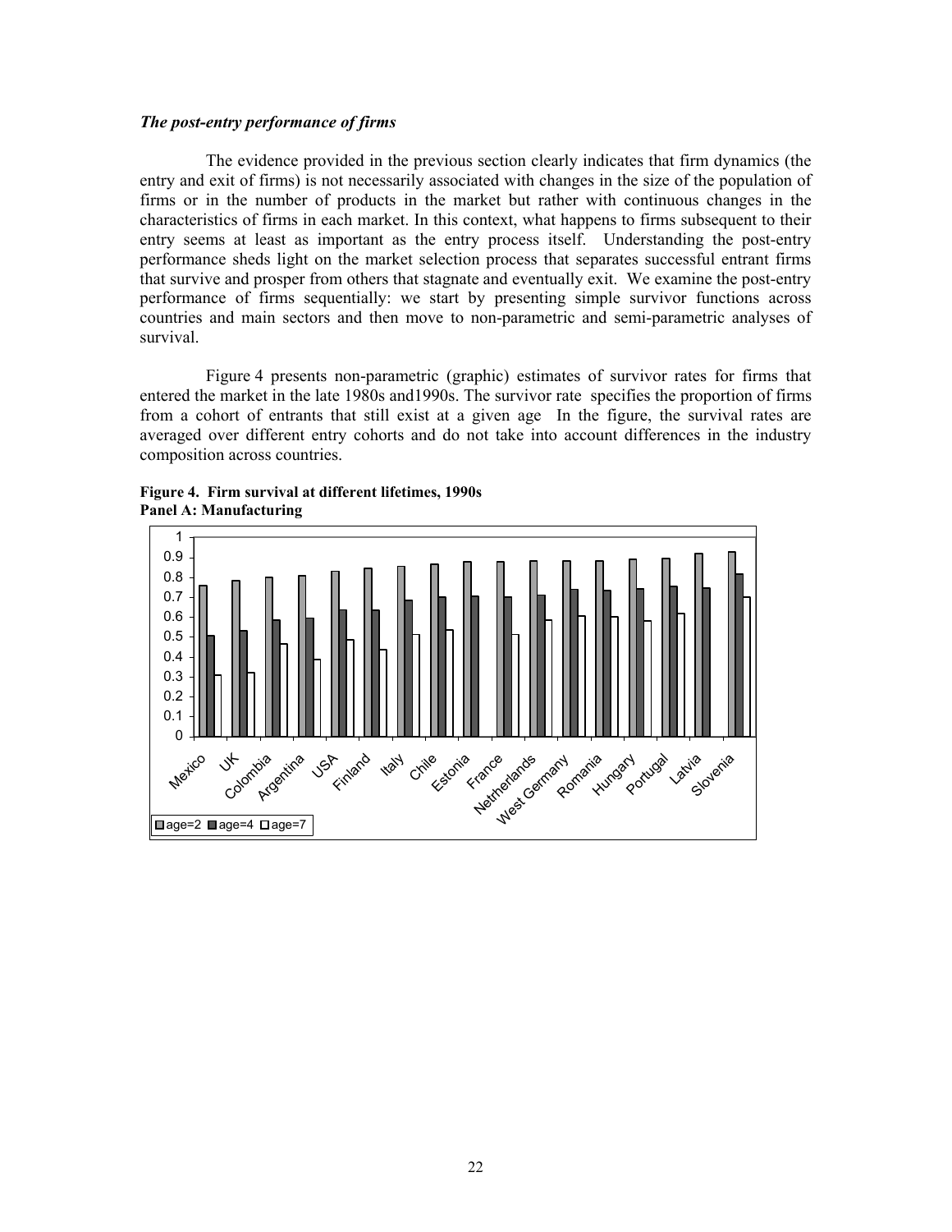### *The post-entry performance of firms*

The evidence provided in the previous section clearly indicates that firm dynamics (the entry and exit of firms) is not necessarily associated with changes in the size of the population of firms or in the number of products in the market but rather with continuous changes in the characteristics of firms in each market. In this context, what happens to firms subsequent to their entry seems at least as important as the entry process itself. Understanding the post-entry performance sheds light on the market selection process that separates successful entrant firms that survive and prosper from others that stagnate and eventually exit. We examine the post-entry performance of firms sequentially: we start by presenting simple survivor functions across countries and main sectors and then move to non-parametric and semi-parametric analyses of survival.

Figure 4 presents non-parametric (graphic) estimates of survivor rates for firms that entered the market in the late 1980s and1990s. The survivor rate specifies the proportion of firms from a cohort of entrants that still exist at a given age In the figure, the survival rates are averaged over different entry cohorts and do not take into account differences in the industry composition across countries.

**Figure 4. Firm survival at different lifetimes, 1990s**
**Panel A: Manufacturing**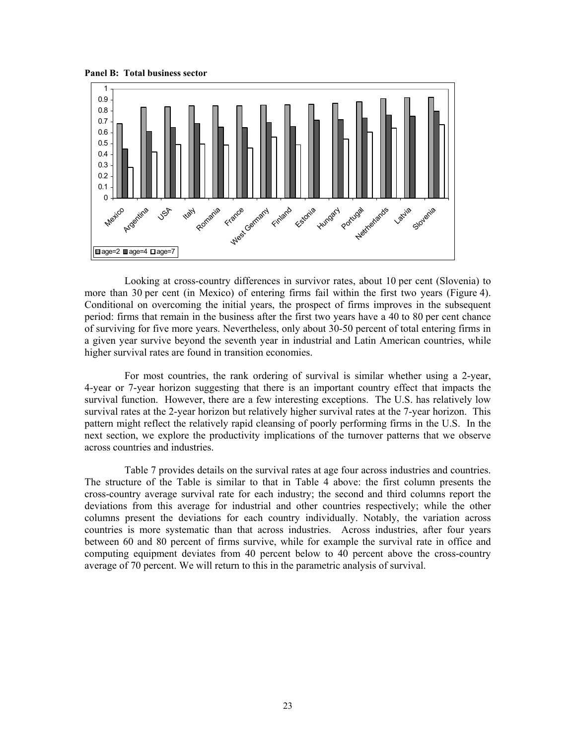**Panel B: Total business sector**

1
0.9
0.8
0.7
0.6
0.5
0.4
0.3
0.2
0.1
0

Mexico
Argentina
USA
Italy
Romania
France
West Germany
Finland
Estonia
Hungary
Portugal
Netherlands
Latvia
Slovenia

age=2 age=4 age=7

Looking at cross-country differences in survivor rates, about 10 per cent (Slovenia) to more than 30 per cent (in Mexico) of entering firms fail within the first two years (Figure 4). Conditional on overcoming the initial years, the prospect of firms improves in the subsequent period: firms that remain in the business after the first two years have a 40 to 80 per cent chance of surviving for five more years. Nevertheless, only about 30-50 percent of total entering firms in a given year survive beyond the seventh year in industrial and Latin American countries, while higher survival rates are found in transition economies.

For most countries, the rank ordering of survival is similar whether using a 2-year, 4-year or 7-year horizon suggesting that there is an important country effect that impacts the survival function. However, there are a few interesting exceptions. The U.S. has relatively low survival rates at the 2-year horizon but relatively higher survival rates at the 7-year horizon. This pattern might reflect the relatively rapid cleansing of poorly performing firms in the U.S. In the next section, we explore the productivity implications of the turnover patterns that we observe across countries and industries.

Table 7 provides details on the survival rates at age four across industries and countries. The structure of the Table is similar to that in Table 4 above: the first column presents the cross-country average survival rate for each industry; the second and third columns report the deviations from this average for industrial and other countries respectively; while the other columns present the deviations for each country individually. Notably, the variation across countries is more systematic than that across industries. Across industries, after four years between 60 and 80 percent of firms survive, while for example the survival rate in office and computing equipment deviates from 40 percent below to 40 percent above the cross-country average of 70 percent. We will return to this in the parametric analysis of survival.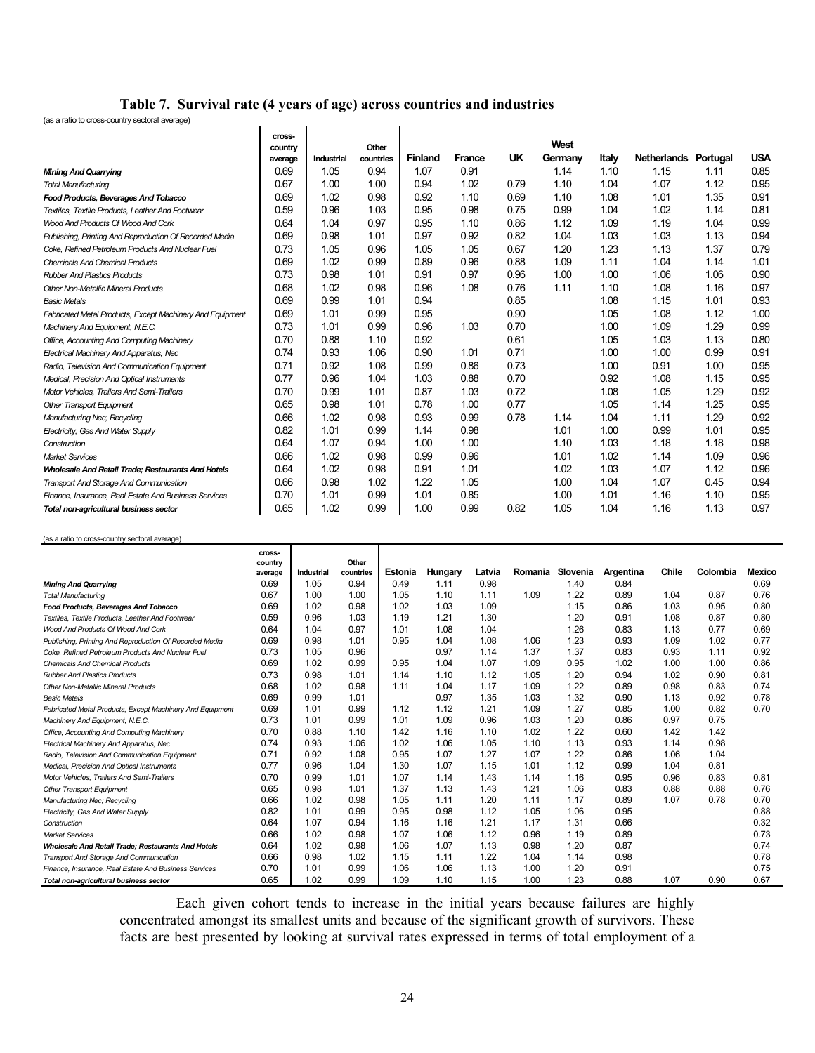### Table 7. Survival rate (4 years of age) across countries and industries

(as a ratio to cross-country sectoral average)

| | cross-country average | Industrial | Other countries | Finland | France | UK | West Germany | Italy | Netherlands | Portugal | USA |
|---|---|---|---|---|---|---|---|---|---|---|---|
| ***Mining And Quarrying*** | 0.69 | 1.05 | 0.94 | 1.07 | 0.91 | | 1.14 | 1.10 | 1.15 | 1.11 | 0.85 |
| *Total Manufacturing* | 0.67 | 1.00 | 1.00 | 0.94 | 1.02 | 0.79 | 1.10 | 1.04 | 1.07 | 1.12 | 0.95 |
| ***Food Products, Beverages And Tobacco*** | 0.69 | 1.02 | 0.98 | 0.92 | 1.10 | 0.69 | 1.10 | 1.08 | 1.01 | 1.35 | 0.91 |
| *Textiles, Textile Products, Leather And Footwear* | 0.59 | 0.96 | 1.03 | 0.95 | 0.98 | 0.75 | 0.99 | 1.04 | 1.02 | 1.14 | 0.81 |
| *Wood And Products Of Wood And Cork* | 0.64 | 1.04 | 0.97 | 0.95 | 1.10 | 0.86 | 1.12 | 1.09 | 1.19 | 1.04 | 0.99 |
| *Publishing, Printing And Reproduction Of Recorded Media* | 0.69 | 0.98 | 1.01 | 0.97 | 0.92 | 0.82 | 1.04 | 1.03 | 1.03 | 1.13 | 0.94 |
| *Coke, Refined Petroleum Products And Nuclear Fuel* | 0.73 | 1.05 | 0.96 | 1.05 | 1.05 | 0.67 | 1.20 | 1.23 | 1.13 | 1.37 | 0.79 |
| *Chemicals And Chemical Products* | 0.69 | 1.02 | 0.99 | 0.89 | 0.96 | 0.88 | 1.09 | 1.11 | 1.04 | 1.14 | 1.01 |
| *Rubber And Plastics Products* | 0.73 | 0.98 | 1.01 | 0.91 | 0.97 | 0.96 | 1.00 | 1.00 | 1.06 | 1.06 | 0.90 |
| *Other Non-Metallic Mineral Products* | 0.68 | 1.02 | 0.98 | 0.96 | 1.08 | 0.76 | 1.11 | 1.10 | 1.08 | 1.16 | 0.97 |
| *Basic Metals* | 0.69 | 0.99 | 1.01 | 0.94 | | 0.85 | | 1.08 | 1.15 | 1.01 | 0.93 |
| *Fabricated Metal Products, Except Machinery And Equipment* | 0.69 | 1.01 | 0.99 | 0.95 | | 0.90 | | 1.05 | 1.08 | 1.12 | 1.00 |
| *Machinery And Equipment, N.E.C.* | 0.73 | 1.01 | 0.99 | 0.96 | 1.03 | 0.70 | | 1.00 | 1.09 | 1.29 | 0.99 |
| *Office, Accounting And Computing Machinery* | 0.70 | 0.88 | 1.10 | 0.92 | | 0.61 | | 1.05 | 1.03 | 1.13 | 0.80 |
| *Electrical Machinery And Apparatus, Nec* | 0.74 | 0.93 | 1.06 | 0.90 | 1.01 | 0.71 | | 1.00 | 1.00 | 0.99 | 0.91 |
| *Radio, Television And Communication Equipment* | 0.71 | 0.92 | 1.08 | 0.99 | 0.86 | 0.73 | | 1.00 | 0.91 | 1.00 | 0.95 |
| *Medical, Precision And Optical Instruments* | 0.77 | 0.96 | 1.04 | 1.03 | 0.88 | 0.70 | | 0.92 | 1.08 | 1.15 | 0.95 |
| *Motor Vehicles, Trailers And Semi-Trailers* | 0.70 | 0.99 | 1.01 | 0.87 | 1.03 | 0.72 | | 1.08 | 1.05 | 1.29 | 0.92 |
| *Other Transport Equipment* | 0.65 | 0.98 | 1.01 | 0.78 | 1.00 | 0.77 | | 1.05 | 1.14 | 1.25 | 0.95 |
| *Manufacturing Nec; Recycling* | 0.66 | 1.02 | 0.98 | 0.93 | 0.99 | 0.78 | 1.14 | 1.04 | 1.11 | 1.29 | 0.92 |
| *Electricity, Gas And Water Supply* | 0.82 | 1.01 | 0.99 | 1.14 | 0.98 | | 1.01 | 1.00 | 0.99 | 1.01 | 0.95 |
| *Construction* | 0.64 | 1.07 | 0.94 | 1.00 | 1.00 | | 1.10 | 1.03 | 1.18 | 1.18 | 0.98 |
| *Market Services* | 0.66 | 1.02 | 0.98 | 0.99 | 0.96 | | 1.01 | 1.02 | 1.14 | 1.09 | 0.96 |
| ***Wholesale And Retail Trade; Restaurants And Hotels*** | 0.64 | 1.02 | 0.98 | 0.91 | 1.01 | | 1.02 | 1.03 | 1.07 | 1.12 | 0.96 |
| *Transport And Storage And Communication* | 0.66 | 0.98 | 1.02 | 1.22 | 1.05 | | 1.00 | 1.04 | 1.07 | 0.45 | 0.94 |
| *Finance, Insurance, Real Estate And Business Services* | 0.70 | 1.01 | 0.99 | 1.01 | 0.85 | | 1.00 | 1.01 | 1.16 | 1.10 | 0.95 |
| ***Total non-agricultural business sector*** | 0.65 | 1.02 | 0.99 | 1.00 | 0.99 | 0.82 | 1.05 | 1.04 | 1.16 | 1.13 | 0.97 |

(as a ratio to cross-country sectoral average)

| | cross-country average | Industrial | Other countries | Estonia | Hungary | Latvia | Romania | Slovenia | Argentina | Chile | Colombia | Mexico |
|---|---|---|---|---|---|---|---|---|---|---|---|---|
| ***Mining And Quarrying*** | 0.69 | 1.05 | 0.94 | 0.49 | 1.11 | 0.98 | | 1.40 | 0.84 | | | 0.69 |
| *Total Manufacturing* | 0.67 | 1.00 | 1.00 | 1.05 | 1.10 | 1.11 | 1.09 | 1.22 | 0.89 | 1.04 | 0.87 | 0.76 |
| ***Food Products, Beverages And Tobacco*** | 0.69 | 1.02 | 0.98 | 1.02 | 1.03 | 1.09 | | 1.15 | 0.86 | 1.03 | 0.95 | 0.80 |
| *Textiles, Textile Products, Leather And Footwear* | 0.59 | 0.96 | 1.03 | 1.19 | 1.21 | 1.30 | | 1.20 | 0.91 | 1.08 | 0.87 | 0.80 |
| *Wood And Products Of Wood And Cork* | 0.64 | 1.04 | 0.97 | 1.01 | 1.08 | 1.04 | | 1.26 | 0.83 | 1.13 | 0.77 | 0.69 |
| *Publishing, Printing And Reproduction Of Recorded Media* | 0.69 | 0.98 | 1.01 | 0.95 | 1.04 | 1.08 | 1.06 | 1.23 | 0.93 | 1.09 | 1.02 | 0.77 |
| *Coke, Refined Petroleum Products And Nuclear Fuel* | 0.73 | 1.05 | 0.96 | | 0.97 | 1.14 | 1.37 | 1.37 | 0.83 | 0.93 | 1.11 | 0.92 |
| *Chemicals And Chemical Products* | 0.69 | 1.02 | 0.99 | 0.95 | 1.04 | 1.07 | 1.09 | 0.95 | 1.02 | 1.00 | 1.00 | 0.86 |
| *Rubber And Plastics Products* | 0.73 | 0.98 | 1.01 | 1.14 | 1.10 | 1.12 | 1.05 | 1.20 | 0.94 | 1.02 | 0.90 | 0.81 |
| *Other Non-Metallic Mineral Products* | 0.68 | 1.02 | 0.98 | 1.11 | 1.04 | 1.17 | 1.09 | 1.22 | 0.89 | 0.98 | 0.83 | 0.74 |
| *Basic Metals* | 0.69 | 0.99 | 1.01 | | 0.97 | 1.35 | 1.03 | 1.32 | 0.90 | 1.13 | 0.92 | 0.78 |
| *Fabricated Metal Products, Except Machinery And Equipment* | 0.69 | 1.01 | 0.99 | 1.12 | 1.12 | 1.21 | 1.09 | 1.27 | 0.85 | 1.00 | 0.82 | 0.70 |
| *Machinery And Equipment, N.E.C.* | 0.73 | 1.01 | 0.99 | 1.01 | 1.09 | 0.96 | 1.03 | 1.20 | 0.86 | 0.97 | 0.75 | |
| *Office, Accounting And Computing Machinery* | 0.70 | 0.88 | 1.10 | 1.42 | 1.16 | 1.10 | 1.02 | 1.22 | 0.60 | 1.42 | 1.42 | |
| *Electrical Machinery And Apparatus, Nec* | 0.74 | 0.93 | 1.06 | 1.02 | 1.06 | 1.05 | 1.10 | 1.13 | 0.93 | 1.14 | 0.98 | |
| *Radio, Television And Communication Equipment* | 0.71 | 0.92 | 1.08 | 0.95 | 1.07 | 1.27 | 1.07 | 1.22 | 0.86 | 1.06 | 1.04 | |
| *Medical, Precision And Optical Instruments* | 0.77 | 0.96 | 1.04 | 1.30 | 1.07 | 1.15 | 1.01 | 1.12 | 0.99 | 1.04 | 0.81 | |
| *Motor Vehicles, Trailers And Semi-Trailers* | 0.70 | 0.99 | 1.01 | 1.07 | 1.14 | 1.43 | 1.14 | 1.16 | 0.95 | 0.96 | 0.83 | 0.81 |
| *Other Transport Equipment* | 0.65 | 0.98 | 1.01 | 1.37 | 1.13 | 1.43 | 1.21 | 1.06 | 0.83 | 0.88 | 0.88 | 0.76 |
| *Manufacturing Nec; Recycling* | 0.66 | 1.02 | 0.98 | 1.05 | 1.11 | 1.20 | 1.11 | 1.17 | 0.89 | 1.07 | 0.78 | 0.70 |
| *Electricity, Gas And Water Supply* | 0.82 | 1.01 | 0.99 | 0.95 | 0.98 | 1.12 | 1.05 | 1.06 | 0.95 | | | 0.88 |
| *Construction* | 0.64 | 1.07 | 0.94 | 1.16 | 1.16 | 1.21 | 1.17 | 1.31 | 0.66 | | | 0.32 |
| *Market Services* | 0.66 | 1.02 | 0.98 | 1.07 | 1.06 | 1.12 | 0.96 | 1.19 | 0.89 | | | 0.73 |
| ***Wholesale And Retail Trade; Restaurants And Hotels*** | 0.64 | 1.02 | 0.98 | 1.06 | 1.07 | 1.13 | 0.98 | 1.20 | 0.87 | | | 0.74 |
| *Transport And Storage And Communication* | 0.66 | 0.98 | 1.02 | 1.15 | 1.11 | 1.22 | 1.04 | 1.14 | 0.98 | | | 0.78 |
| *Finance, Insurance, Real Estate And Business Services* | 0.70 | 1.01 | 0.99 | 1.06 | 1.06 | 1.13 | 1.00 | 1.20 | 0.91 | | | 0.75 |
| ***Total non-agricultural business sector*** | 0.65 | 1.02 | 0.99 | 1.09 | 1.10 | 1.15 | 1.00 | 1.23 | 0.88 | 1.07 | 0.90 | 0.67 |

Each given cohort tends to increase in the initial years because failures are highly concentrated amongst its smallest units and because of the significant growth of survivors. These facts are best presented by looking at survival rates expressed in terms of total employment of a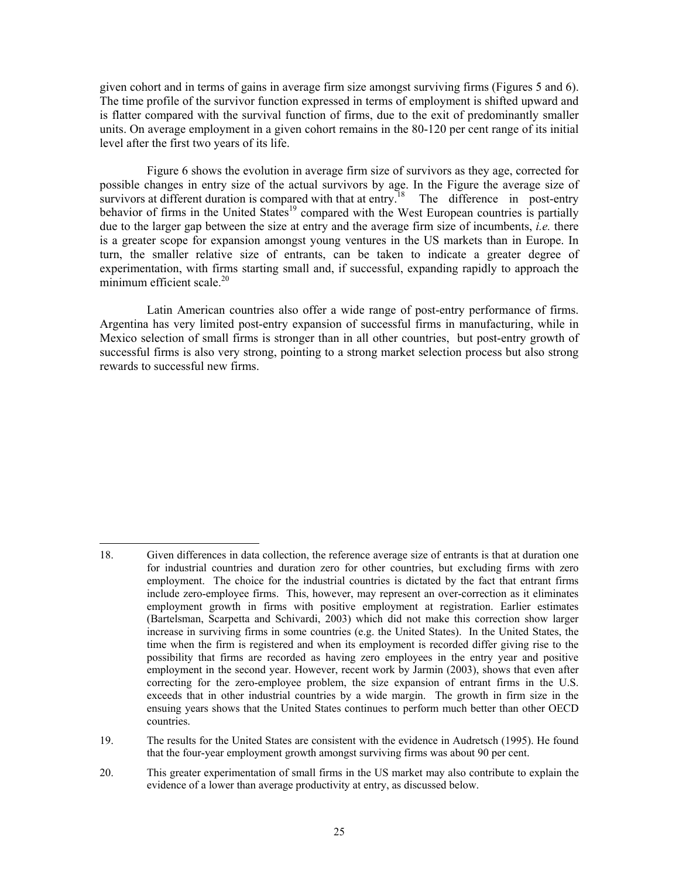given cohort and in terms of gains in average firm size amongst surviving firms (Figures 5 and 6). The time profile of the survivor function expressed in terms of employment is shifted upward and is flatter compared with the survival function of firms, due to the exit of predominantly smaller units. On average employment in a given cohort remains in the 80-120 per cent range of its initial level after the first two years of its life.

Figure 6 shows the evolution in average firm size of survivors as they age, corrected for possible changes in entry size of the actual survivors by age. In the Figure the average size of survivors at different duration is compared with that at entry.[18] The difference in post-entry behavior of firms in the United States[19] compared with the West European countries is partially due to the larger gap between the size at entry and the average firm size of incumbents, *i.e.* there is a greater scope for expansion amongst young ventures in the US markets than in Europe. In turn, the smaller relative size of entrants, can be taken to indicate a greater degree of experimentation, with firms starting small and, if successful, expanding rapidly to approach the minimum efficient scale.[20]

Latin American countries also offer a wide range of post-entry performance of firms. Argentina has very limited post-entry expansion of successful firms in manufacturing, while in Mexico selection of small firms is stronger than in all other countries, but post-entry growth of successful firms is also very strong, pointing to a strong market selection process but also strong rewards to successful new firms.

---

18. Given differences in data collection, the reference average size of entrants is that at duration one for industrial countries and duration zero for other countries, but excluding firms with zero employment. The choice for the industrial countries is dictated by the fact that entrant firms include zero-employee firms. This, however, may represent an over-correction as it eliminates employment growth in firms with positive employment at registration. Earlier estimates (Bartelsman, Scarpetta and Schivardi, 2003) which did not make this correction show larger increase in surviving firms in some countries (e.g. the United States). In the United States, the time when the firm is registered and when its employment is recorded differ giving rise to the possibility that firms are recorded as having zero employees in the entry year and positive employment in the second year. However, recent work by Jarmin (2003), shows that even after correcting for the zero-employee problem, the size expansion of entrant firms in the U.S. exceeds that in other industrial countries by a wide margin. The growth in firm size in the ensuing years shows that the United States continues to perform much better than other OECD countries.

19. The results for the United States are consistent with the evidence in Audretsch (1995). He found that the four-year employment growth amongst surviving firms was about 90 per cent.

20. This greater experimentation of small firms in the US market may also contribute to explain the evidence of a lower than average productivity at entry, as discussed below.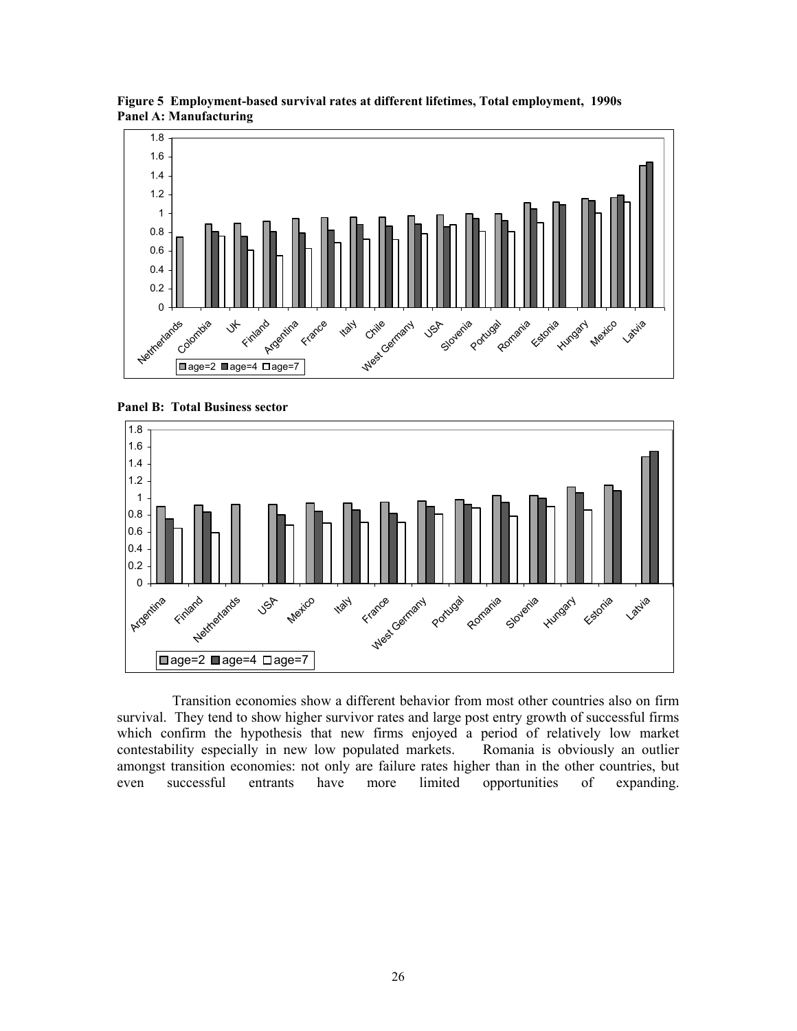**Figure 5 Employment-based survival rates at different lifetimes, Total employment, 1990s**
**Panel A: Manufacturing**

1.8
1.6
1.4
1.2
1
0.8
0.6
0.4
0.2
0

Netherlands, Colombia, UK, Finland, Argentina, France, Italy, Chile, West Germany, USA, Slovenia, Portugal, Romania, Estonia, Hungary, Mexico, Latvia

age=2 age=4 age=7

**Panel B: Total Business sector**

1.8
1.6
1.4
1.2
1
0.8
0.6
0.4
0.2
0

Argentina, Finland, Netherlands, USA, Mexico, Italy, France, West Germany, Portugal, Romania, Slovenia, Hungary, Estonia, Latvia

age=2 age=4 age=7

Transition economies show a different behavior from most other countries also on firm survival. They tend to show higher survivor rates and large post entry growth of successful firms which confirm the hypothesis that new firms enjoyed a period of relatively low market contestability especially in new low populated markets. Romania is obviously an outlier amongst transition economies: not only are failure rates higher than in the other countries, but even successful entrants have more limited opportunities of expanding.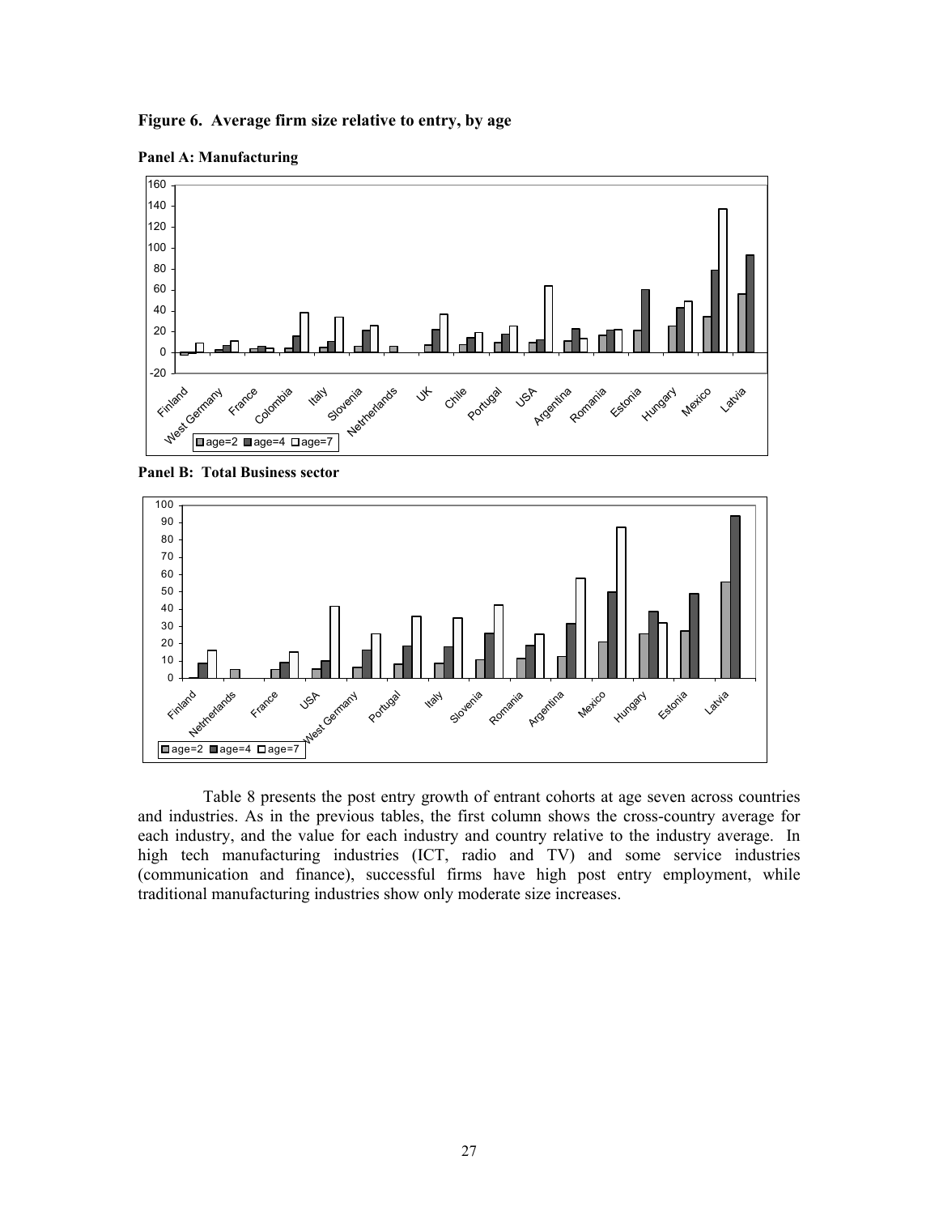**Figure 6. Average firm size relative to entry, by age**

**Panel A: Manufacturing**

160
140
120
100
80
60
40
20
0
-20

Finland, West Germany, France, Colombia, Italy, Slovenia, Netherlands, UK, Chile, Portugal, USA, Argentina, Romania, Estonia, Hungary, Mexico, Latvia

age=2 age=4 age=7

**Panel B: Total Business sector**

100
90
80
70
60
50
40
30
20
10
0

Finland, Netherlands, France, USA, West Germany, Portugal, Italy, Slovenia, Romania, Argentina, Mexico, Hungary, Estonia, Latvia

age=2 age=4 age=7

Table 8 presents the post entry growth of entrant cohorts at age seven across countries and industries. As in the previous tables, the first column shows the cross-country average for each industry, and the value for each industry and country relative to the industry average. In high tech manufacturing industries (ICT, radio and TV) and some service industries (communication and finance), successful firms have high post entry employment, while traditional manufacturing industries show only moderate size increases.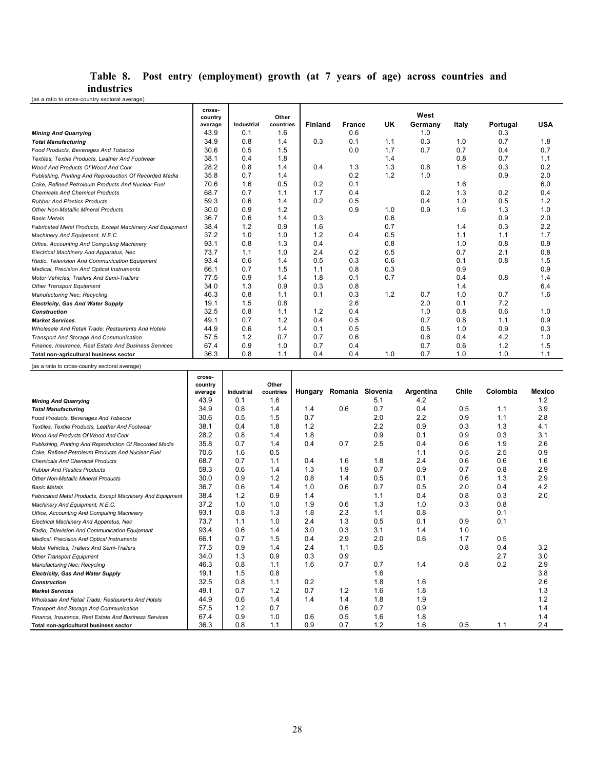## Table 8. Post entry (employment) growth (at 7 years of age) across countries and industries

(as a ratio to cross-country sectoral average)

| | cross-country average | Industrial | Other countries | Finland | France | UK | West Germany | Italy | Portugal | USA |
|---|---|---|---|---|---|---|---|---|---|---|
| ***Mining And Quarrying*** | 43.9 | 0.1 | 1.6 | | 0.6 | | 1.0 | | 0.3 | |
| ***Total Manufacturing*** | 34.9 | 0.8 | 1.4 | 0.3 | 0.1 | 1.1 | 0.3 | 1.0 | 0.7 | 1.8 |
| *Food Products, Beverages And Tobacco* | 30.6 | 0.5 | 1.5 | | 0.0 | 1.7 | 0.7 | 0.7 | 0.4 | 0.7 |
| *Textiles, Textile Products, Leather And Footwear* | 38.1 | 0.4 | 1.8 | | | 1.4 | | 0.8 | 0.7 | 1.1 |
| *Wood And Products Of Wood And Cork* | 28.2 | 0.8 | 1.4 | 0.4 | 1.3 | 1.3 | 0.8 | 1.6 | 0.3 | 0.2 |
| *Publishing, Printing And Reproduction Of Recorded Media* | 35.8 | 0.7 | 1.4 | | 0.2 | 1.2 | 1.0 | | 0.9 | 2.0 |
| *Coke, Refined Petroleum Products And Nuclear Fuel* | 70.6 | 1.6 | 0.5 | 0.2 | 0.1 | | | 1.6 | | 6.0 |
| *Chemicals And Chemical Products* | 68.7 | 0.7 | 1.1 | 1.7 | 0.4 | | 0.2 | 1.3 | 0.2 | 0.4 |
| *Rubber And Plastics Products* | 59.3 | 0.6 | 1.4 | 0.2 | 0.5 | | 0.4 | 1.0 | 0.5 | 1.2 |
| *Other Non-Metallic Mineral Products* | 30.0 | 0.9 | 1.2 | | 0.9 | 1.0 | 0.9 | 1.6 | 1.3 | 1.0 |
| *Basic Metals* | 36.7 | 0.6 | 1.4 | 0.3 | | 0.6 | | | 0.9 | 2.0 |
| *Fabricated Metal Products, Except Machinery And Equipment* | 38.4 | 1.2 | 0.9 | 1.6 | | 0.7 | | 1.4 | 0.3 | 2.2 |
| *Machinery And Equipment, N.E.C.* | 37.2 | 1.0 | 1.0 | 1.2 | 0.4 | 0.5 | | 1.1 | 1.1 | 1.7 |
| *Office, Accounting And Computing Machinery* | 93.1 | 0.8 | 1.3 | 0.4 | | 0.8 | | 1.0 | 0.8 | 0.9 |
| *Electrical Machinery And Apparatus, Nec* | 73.7 | 1.1 | 1.0 | 2.4 | 0.2 | 0.5 | | 0.7 | 2.1 | 0.8 |
| *Radio, Television And Communication Equipment* | 93.4 | 0.6 | 1.4 | 0.5 | 0.3 | 0.6 | | 0.1 | 0.8 | 1.5 |
| *Medical, Precision And Optical Instruments* | 66.1 | 0.7 | 1.5 | 1.1 | 0.8 | 0.3 | | 0.9 | | 0.9 |
| *Motor Vehicles, Trailers And Semi-Trailers* | 77.5 | 0.9 | 1.4 | 1.8 | 0.1 | 0.7 | | 0.4 | 0.8 | 1.4 |
| *Other Transport Equipment* | 34.0 | 1.3 | 0.9 | 0.3 | 0.8 | | | 1.4 | | 6.4 |
| *Manufacturing Nec; Recycling* | 46.3 | 0.8 | 1.1 | 0.1 | 0.3 | 1.2 | 0.7 | 1.0 | 0.7 | 1.6 |
| ***Electricity, Gas And Water Supply*** | 19.1 | 1.5 | 0.8 | | 2.6 | | 2.0 | 0.1 | 7.2 | |
| ***Construction*** | 32.5 | 0.8 | 1.1 | 1.2 | 0.4 | | 1.0 | 0.8 | 0.6 | 1.0 |
| ***Market Services*** | 49.1 | 0.7 | 1.2 | 0.4 | 0.5 | | 0.7 | 0.8 | 1.1 | 0.9 |
| *Wholesale And Retail Trade; Restaurants And Hotels* | 44.9 | 0.6 | 1.4 | 0.1 | 0.5 | | 0.5 | 1.0 | 0.9 | 0.3 |
| *Transport And Storage And Communication* | 57.5 | 1.2 | 0.7 | 0.7 | 0.6 | | 0.6 | 0.4 | 4.2 | 1.0 |
| *Finance, Insurance, Real Estate And Business Services* | 67.4 | 0.9 | 1.0 | 0.7 | 0.4 | | 0.7 | 0.6 | 1.2 | 1.5 |
| **Total non-agricultural business sector** | 36.3 | 0.8 | 1.1 | 0.4 | 0.4 | 1.0 | 0.7 | 1.0 | 1.0 | 1.1 |

(as a ratio to cross-country sectoral average)

| | cross-country average | Industrial | Other countries | Hungary | Romania | Slovenia | Argentina | Chile | Colombia | Mexico |
|---|---|---|---|---|---|---|---|---|---|---|
| ***Mining And Quarrying*** | 43.9 | 0.1 | 1.6 | | | 5.1 | 4.2 | | | 1.2 |
| ***Total Manufacturing*** | 34.9 | 0.8 | 1.4 | 1.4 | 0.6 | 0.7 | 0.4 | 0.5 | 1.1 | 3.9 |
| *Food Products, Beverages And Tobacco* | 30.6 | 0.5 | 1.5 | 0.7 | | 2.0 | 2.2 | 0.9 | 1.1 | 2.8 |
| *Textiles, Textile Products, Leather And Footwear* | 38.1 | 0.4 | 1.8 | 1.2 | | 2.2 | 0.9 | 0.3 | 1.3 | 4.1 |
| *Wood And Products Of Wood And Cork* | 28.2 | 0.8 | 1.4 | 1.8 | | 0.9 | 0.1 | 0.9 | 0.3 | 3.1 |
| *Publishing, Printing And Reproduction Of Recorded Media* | 35.8 | 0.7 | 1.4 | 0.4 | 0.7 | 2.5 | 0.4 | 0.6 | 1.9 | 2.6 |
| *Coke, Refined Petroleum Products And Nuclear Fuel* | 70.6 | 1.6 | 0.5 | | | | 1.1 | 0.5 | 2.5 | 0.9 |
| *Chemicals And Chemical Products* | 68.7 | 0.7 | 1.1 | 0.4 | 1.6 | 1.8 | 2.4 | 0.6 | 0.6 | 1.6 |
| *Rubber And Plastics Products* | 59.3 | 0.6 | 1.4 | 1.3 | 1.9 | 0.7 | 0.9 | 0.7 | 0.8 | 2.9 |
| *Other Non-Metallic Mineral Products* | 30.0 | 0.9 | 1.2 | 0.8 | 1.4 | 0.5 | 0.1 | 0.6 | 1.3 | 2.9 |
| *Basic Metals* | 36.7 | 0.6 | 1.4 | 1.0 | 0.6 | 0.7 | 0.5 | 2.0 | 0.4 | 4.2 |
| *Fabricated Metal Products, Except Machinery And Equipment* | 38.4 | 1.2 | 0.9 | 1.4 | | 1.1 | 0.4 | 0.8 | 0.3 | 2.0 |
| *Machinery And Equipment, N.E.C.* | 37.2 | 1.0 | 1.0 | 1.9 | 0.6 | 1.3 | 1.0 | 0.3 | 0.8 | |
| *Office, Accounting And Computing Machinery* | 93.1 | 0.8 | 1.3 | 1.8 | 2.3 | 1.1 | 0.8 | | 0.1 | |
| *Electrical Machinery And Apparatus, Nec* | 73.7 | 1.1 | 1.0 | 2.4 | 1.3 | 0.5 | 0.1 | 0.9 | 0.1 | |
| *Radio, Television And Communication Equipment* | 93.4 | 0.6 | 1.4 | 3.0 | 0.3 | 3.1 | 1.4 | 1.0 | | |
| *Medical, Precision And Optical Instruments* | 66.1 | 0.7 | 1.5 | 0.4 | 2.9 | 2.0 | 0.6 | 1.7 | 0.5 | |
| *Motor Vehicles, Trailers And Semi-Trailers* | 77.5 | 0.9 | 1.4 | 2.4 | 1.1 | 0.5 | | 0.8 | 0.4 | 3.2 |
| *Other Transport Equipment* | 34.0 | 1.3 | 0.9 | 0.3 | 0.9 | | | | 2.7 | 3.0 |
| *Manufacturing Nec; Recycling* | 46.3 | 0.8 | 1.1 | 1.6 | 0.7 | 0.7 | 1.4 | 0.8 | 0.2 | 2.9 |
| ***Electricity, Gas And Water Supply*** | 19.1 | 1.5 | 0.8 | | | 1.6 | | | | 3.8 |
| ***Construction*** | 32.5 | 0.8 | 1.1 | 0.2 | | 1.8 | 1.6 | | | 2.6 |
| ***Market Services*** | 49.1 | 0.7 | 1.2 | 0.7 | 1.2 | 1.6 | 1.8 | | | 1.3 |
| *Wholesale And Retail Trade; Restaurants And Hotels* | 44.9 | 0.6 | 1.4 | 1.4 | 1.4 | 1.8 | 1.9 | | | 1.2 |
| *Transport And Storage And Communication* | 57.5 | 1.2 | 0.7 | | 0.6 | 0.7 | 0.9 | | | 1.4 |
| *Finance, Insurance, Real Estate And Business Services* | 67.4 | 0.9 | 1.0 | 0.6 | 0.5 | 1.6 | 1.8 | | | 1.4 |
| **Total non-agricultural business sector** | 36.3 | 0.8 | 1.1 | 0.9 | 0.7 | 1.2 | 1.6 | 0.5 | 1.1 | 2.4 |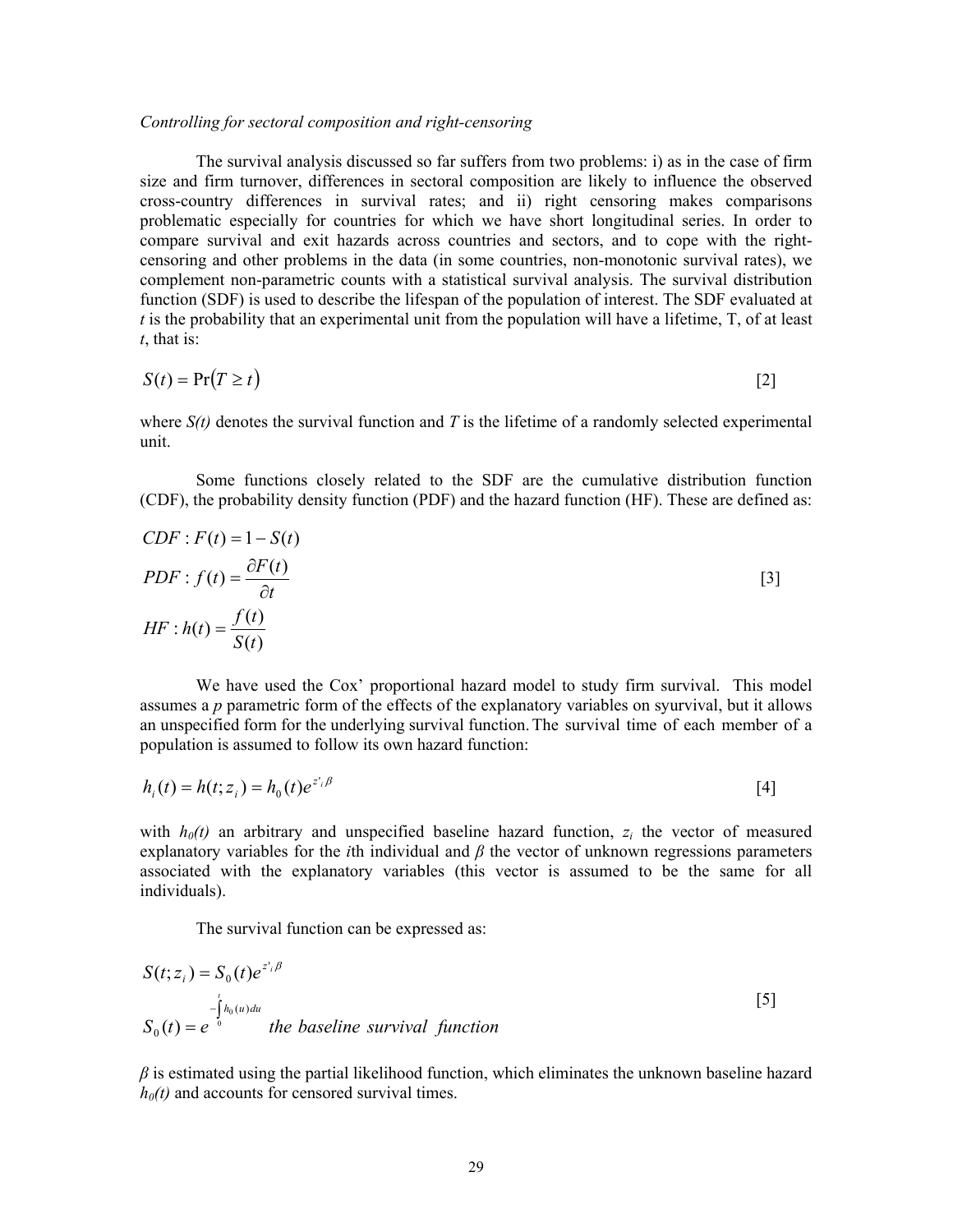*Controlling for sectoral composition and right-censoring*

The survival analysis discussed so far suffers from two problems: i) as in the case of firm size and firm turnover, differences in sectoral composition are likely to influence the observed cross-country differences in survival rates; and ii) right censoring makes comparisons problematic especially for countries for which we have short longitudinal series. In order to compare survival and exit hazards across countries and sectors, and to cope with the right-censoring and other problems in the data (in some countries, non-monotonic survival rates), we complement non-parametric counts with a statistical survival analysis. The survival distribution function (SDF) is used to describe the lifespan of the population of interest. The SDF evaluated at *t* is the probability that an experimental unit from the population will have a lifetime, T, of at least *t*, that is:

$$S(t) = \Pr(T \geq t) \qquad [2]$$

where *S(t)* denotes the survival function and *T* is the lifetime of a randomly selected experimental unit.

Some functions closely related to the SDF are the cumulative distribution function (CDF), the probability density function (PDF) and the hazard function (HF). These are defined as:

$$\begin{aligned}
CDF &: F(t) = 1 - S(t) \\
PDF &: f(t) = \frac{\partial F(t)}{\partial t} \\
HF &: h(t) = \frac{f(t)}{S(t)}
\end{aligned} \qquad [3]$$

We have used the Cox' proportional hazard model to study firm survival. This model assumes a *p* parametric form of the effects of the explanatory variables on syurvival, but it allows an unspecified form for the underlying survival function. The survival time of each member of a population is assumed to follow its own hazard function:

$$h_i(t) = h(t; z_i) = h_0(t) e^{z'_i \beta} \qquad [4]$$

with $h_0(t)$ an arbitrary and unspecified baseline hazard function, $z_i$ the vector of measured explanatory variables for the *i*th individual and $\beta$ the vector of unknown regressions parameters associated with the explanatory variables (this vector is assumed to be the same for all individuals).

The survival function can be expressed as:

$$\begin{aligned}
S(t; z_i) &= S_0(t) e^{z'_i \beta} \\
S_0(t) &= e^{-\int_0^t h_0(u) du} \quad \textit{the baseline survival function}
\end{aligned} \qquad [5]$$

$\beta$ is estimated using the partial likelihood function, which eliminates the unknown baseline hazard $h_0(t)$ and accounts for censored survival times.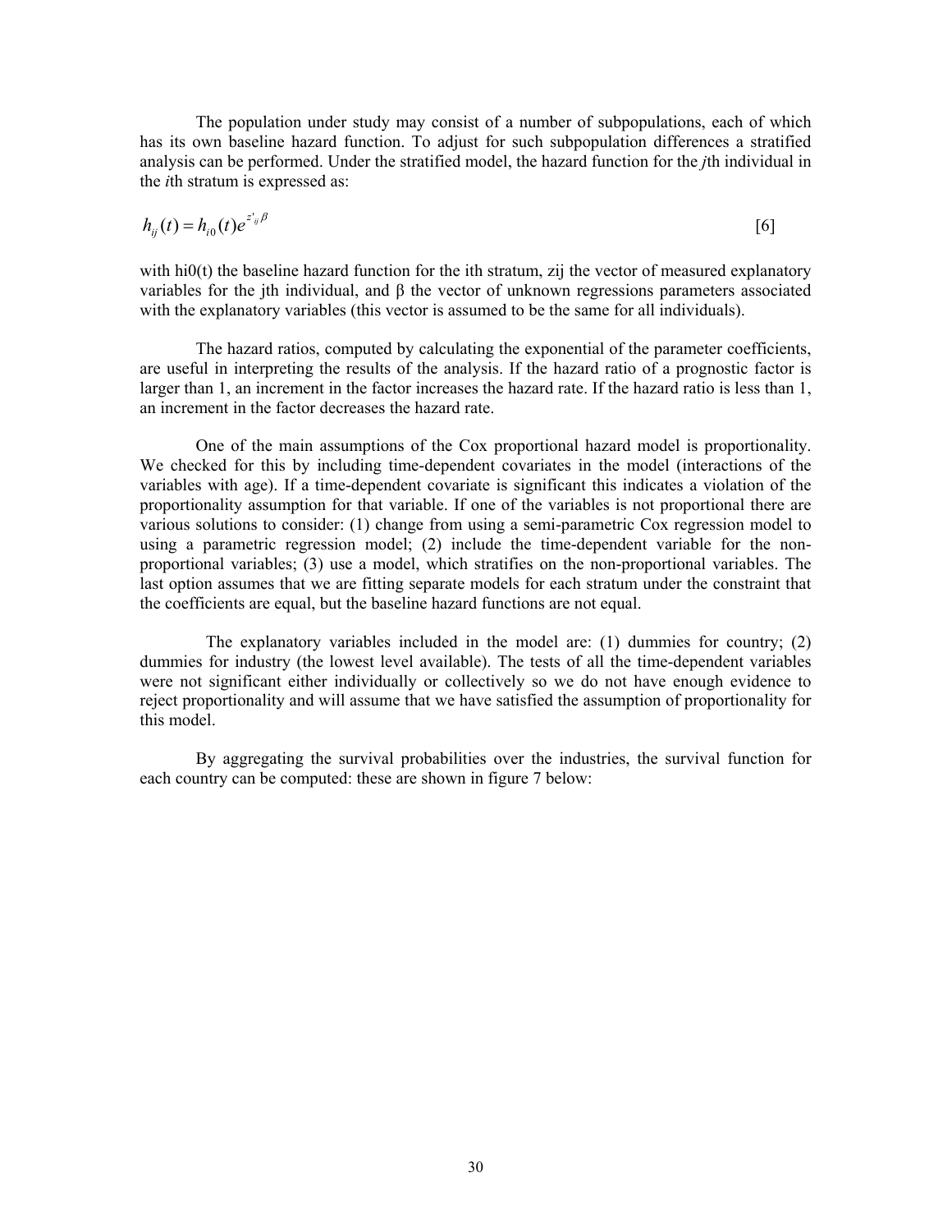The population under study may consist of a number of subpopulations, each of which has its own baseline hazard function. To adjust for such subpopulation differences a stratified analysis can be performed. Under the stratified model, the hazard function for the *j*th individual in the *i*th stratum is expressed as:

$$h_{ij}(t) = h_{i0}(t)e^{z'_{ij}\beta} \qquad [6]$$

with $h_{i0}(t)$ the baseline hazard function for the ith stratum, $z_{ij}$ the vector of measured explanatory variables for the jth individual, and $\beta$ the vector of unknown regressions parameters associated with the explanatory variables (this vector is assumed to be the same for all individuals).

The hazard ratios, computed by calculating the exponential of the parameter coefficients, are useful in interpreting the results of the analysis. If the hazard ratio of a prognostic factor is larger than 1, an increment in the factor increases the hazard rate. If the hazard ratio is less than 1, an increment in the factor decreases the hazard rate.

One of the main assumptions of the Cox proportional hazard model is proportionality. We checked for this by including time-dependent covariates in the model (interactions of the variables with age). If a time-dependent covariate is significant this indicates a violation of the proportionality assumption for that variable. If one of the variables is not proportional there are various solutions to consider: (1) change from using a semi-parametric Cox regression model to using a parametric regression model; (2) include the time-dependent variable for the non-proportional variables; (3) use a model, which stratifies on the non-proportional variables. The last option assumes that we are fitting separate models for each stratum under the constraint that the coefficients are equal, but the baseline hazard functions are not equal.

The explanatory variables included in the model are: (1) dummies for country; (2) dummies for industry (the lowest level available). The tests of all the time-dependent variables were not significant either individually or collectively so we do not have enough evidence to reject proportionality and will assume that we have satisfied the assumption of proportionality for this model.

By aggregating the survival probabilities over the industries, the survival function for each country can be computed: these are shown in figure 7 below: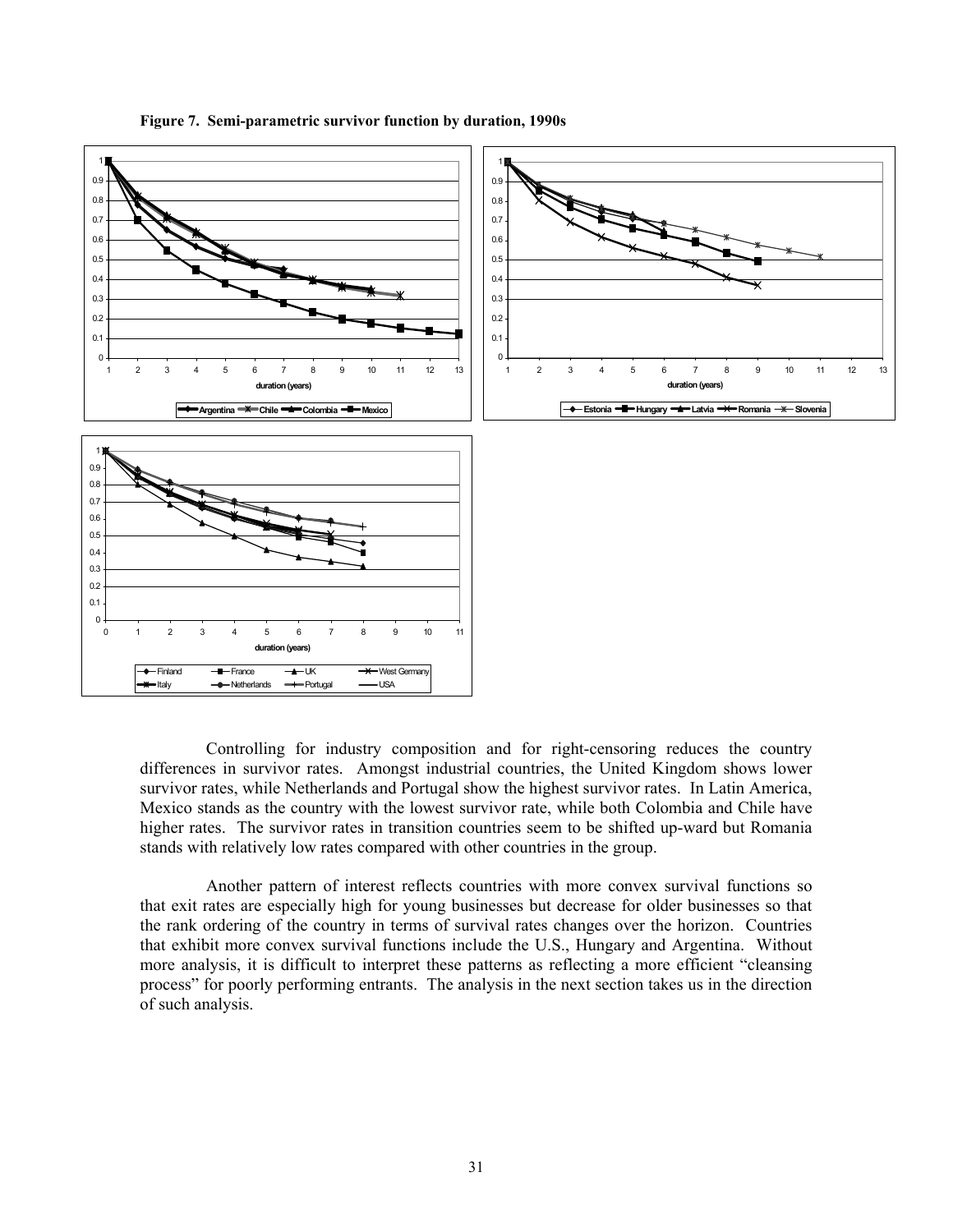**Figure 7. Semi-parametric survivor function by duration, 1990s**

Controlling for industry composition and for right-censoring reduces the country differences in survivor rates. Amongst industrial countries, the United Kingdom shows lower survivor rates, while Netherlands and Portugal show the highest survivor rates. In Latin America, Mexico stands as the country with the lowest survivor rate, while both Colombia and Chile have higher rates. The survivor rates in transition countries seem to be shifted up-ward but Romania stands with relatively low rates compared with other countries in the group.

Another pattern of interest reflects countries with more convex survival functions so that exit rates are especially high for young businesses but decrease for older businesses so that the rank ordering of the country in terms of survival rates changes over the horizon. Countries that exhibit more convex survival functions include the U.S., Hungary and Argentina. Without more analysis, it is difficult to interpret these patterns as reflecting a more efficient "cleansing process" for poorly performing entrants. The analysis in the next section takes us in the direction of such analysis.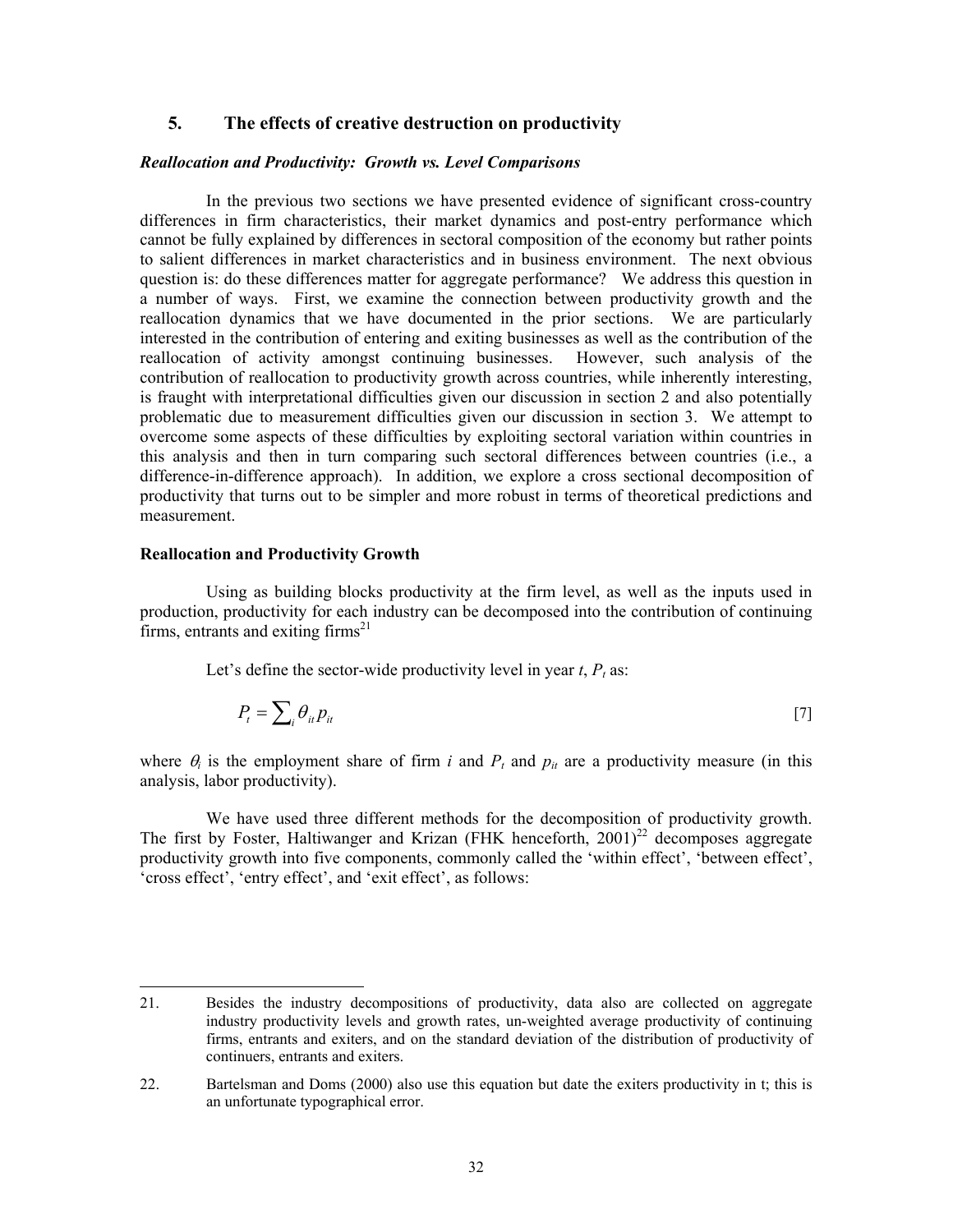## 5. The effects of creative destruction on productivity

***Reallocation and Productivity: Growth vs. Level Comparisons***

In the previous two sections we have presented evidence of significant cross-country differences in firm characteristics, their market dynamics and post-entry performance which cannot be fully explained by differences in sectoral composition of the economy but rather points to salient differences in market characteristics and in business environment. The next obvious question is: do these differences matter for aggregate performance? We address this question in a number of ways. First, we examine the connection between productivity growth and the reallocation dynamics that we have documented in the prior sections. We are particularly interested in the contribution of entering and exiting businesses as well as the contribution of the reallocation of activity amongst continuing businesses. However, such analysis of the contribution of reallocation to productivity growth across countries, while inherently interesting, is fraught with interpretational difficulties given our discussion in section 2 and also potentially problematic due to measurement difficulties given our discussion in section 3. We attempt to overcome some aspects of these difficulties by exploiting sectoral variation within countries in this analysis and then in turn comparing such sectoral differences between countries (i.e., a difference-in-difference approach). In addition, we explore a cross sectional decomposition of productivity that turns out to be simpler and more robust in terms of theoretical predictions and measurement.

**Reallocation and Productivity Growth**

Using as building blocks productivity at the firm level, as well as the inputs used in production, productivity for each industry can be decomposed into the contribution of continuing firms, entrants and exiting firms[21]

Let's define the sector-wide productivity level in year $t$, $P_t$ as:

$$P_t = \sum_i \theta_{it} p_{it} \qquad [7]$$

where $\theta_i$ is the employment share of firm $i$ and $P_t$ and $p_{it}$ are a productivity measure (in this analysis, labor productivity).

We have used three different methods for the decomposition of productivity growth. The first by Foster, Haltiwanger and Krizan (FHK henceforth, 2001)[22] decomposes aggregate productivity growth into five components, commonly called the 'within effect', 'between effect', 'cross effect', 'entry effect', and 'exit effect', as follows:

---

21. Besides the industry decompositions of productivity, data also are collected on aggregate industry productivity levels and growth rates, un-weighted average productivity of continuing firms, entrants and exiters, and on the standard deviation of the distribution of productivity of continuers, entrants and exiters.

22. Bartelsman and Doms (2000) also use this equation but date the exiters productivity in t; this is an unfortunate typographical error.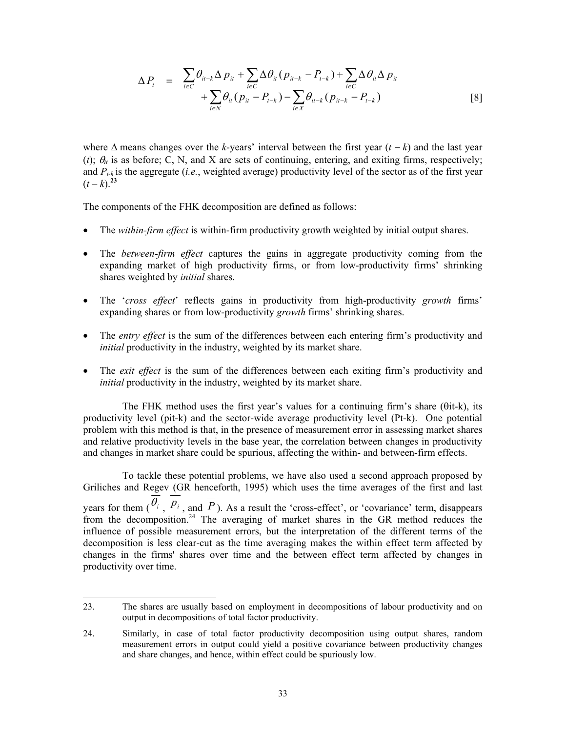$$
\begin{aligned}
\Delta P_t \quad = \quad & \sum_{i \in C} \theta_{it-k} \Delta p_{it} + \sum_{i \in C} \Delta \theta_{it} (p_{it-k} - P_{t-k}) + \sum_{i \in C} \Delta \theta_{it} \Delta p_{it} \\
& + \sum_{i \in N} \theta_{it} (p_{it} - P_{t-k}) - \sum_{i \in X} \theta_{it-k} (p_{it-k} - P_{t-k})
\end{aligned} \qquad [8]
$$

where $\Delta$ means changes over the *k*-years' interval between the first year $(t - k)$ and the last year $(t)$; $\theta_{it}$ is as before; C, N, and X are sets of continuing, entering, and exiting firms, respectively; and $P_{t-k}$ is the aggregate (*i.e.*, weighted average) productivity level of the sector as of the first year $(t - k)$.[23]

The components of the FHK decomposition are defined as follows:

- The *within-firm effect* is within-firm productivity growth weighted by initial output shares.
- The *between-firm effect* captures the gains in aggregate productivity coming from the expanding market of high productivity firms, or from low-productivity firms' shrinking shares weighted by *initial* shares.
- The '*cross effect*' reflects gains in productivity from high-productivity *growth* firms' expanding shares or from low-productivity *growth* firms' shrinking shares.
- The *entry effect* is the sum of the differences between each entering firm's productivity and *initial* productivity in the industry, weighted by its market share.
- The *exit effect* is the sum of the differences between each exiting firm's productivity and *initial* productivity in the industry, weighted by its market share.

The FHK method uses the first year's values for a continuing firm's share ($\theta_{it-k}$), its productivity level ($p_{it-k}$) and the sector-wide average productivity level ($P_{t-k}$). One potential problem with this method is that, in the presence of measurement error in assessing market shares and relative productivity levels in the base year, the correlation between changes in productivity and changes in market share could be spurious, affecting the within- and between-firm effects.

To tackle these potential problems, we have also used a second approach proposed by Griliches and Regev (GR henceforth, 1995) which uses the time averages of the first and last years for them ($\overline{\theta_i}$, $\overline{p_i}$, and $\overline{P}$). As a result the 'cross-effect', or 'covariance' term, disappears from the decomposition.[24] The averaging of market shares in the GR method reduces the influence of possible measurement errors, but the interpretation of the different terms of the decomposition is less clear-cut as the time averaging makes the within effect term affected by changes in the firms' shares over time and the between effect term affected by changes in productivity over time.

23. The shares are usually based on employment in decompositions of labour productivity and on output in decompositions of total factor productivity.

24. Similarly, in case of total factor productivity decomposition using output shares, random measurement errors in output could yield a positive covariance between productivity changes and share changes, and hence, within effect could be spuriously low.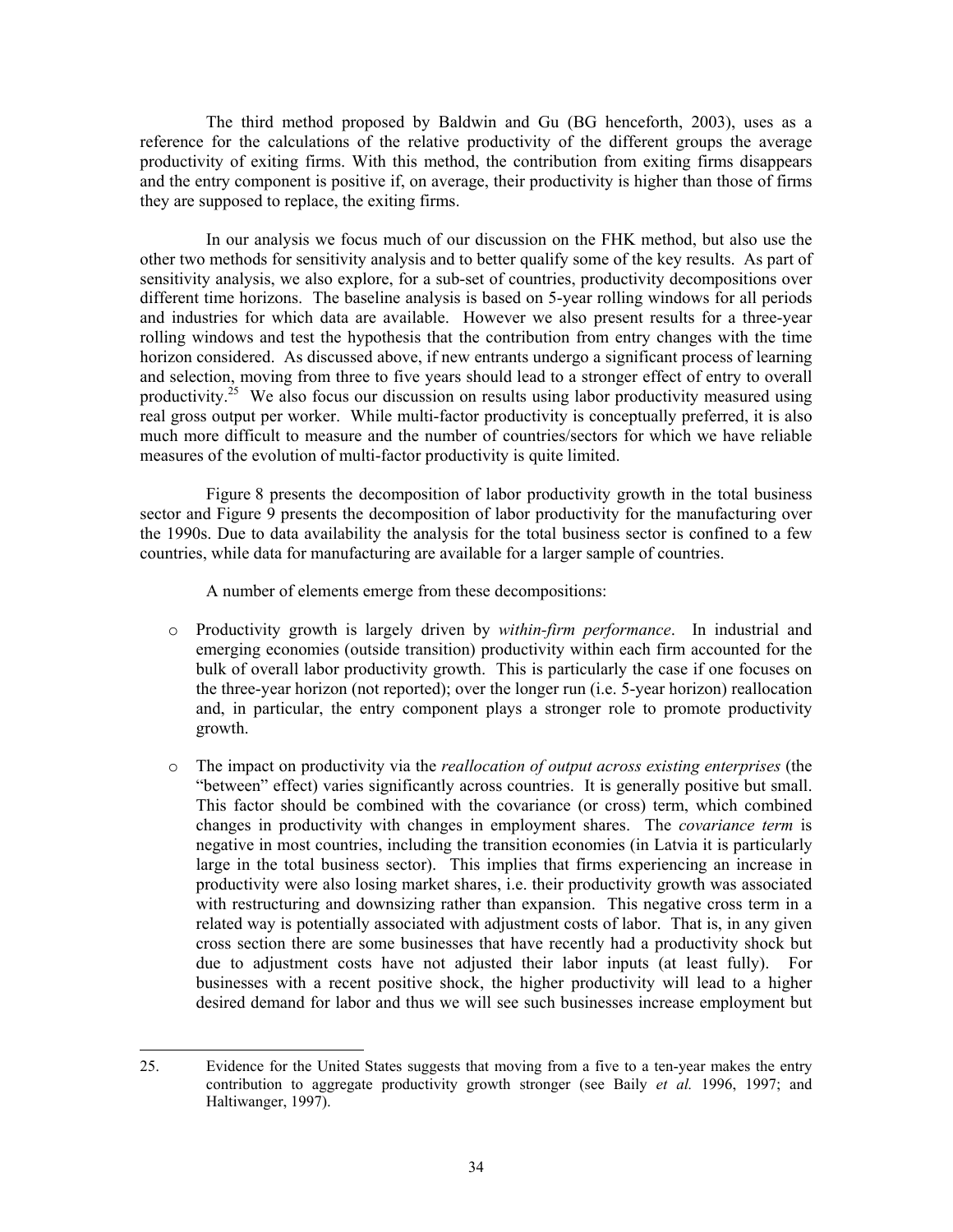The third method proposed by Baldwin and Gu (BG henceforth, 2003), uses as a reference for the calculations of the relative productivity of the different groups the average productivity of exiting firms. With this method, the contribution from exiting firms disappears and the entry component is positive if, on average, their productivity is higher than those of firms they are supposed to replace, the exiting firms.

In our analysis we focus much of our discussion on the FHK method, but also use the other two methods for sensitivity analysis and to better qualify some of the key results. As part of sensitivity analysis, we also explore, for a sub-set of countries, productivity decompositions over different time horizons. The baseline analysis is based on 5-year rolling windows for all periods and industries for which data are available. However we also present results for a three-year rolling windows and test the hypothesis that the contribution from entry changes with the time horizon considered. As discussed above, if new entrants undergo a significant process of learning and selection, moving from three to five years should lead to a stronger effect of entry to overall productivity.[25] We also focus our discussion on results using labor productivity measured using real gross output per worker. While multi-factor productivity is conceptually preferred, it is also much more difficult to measure and the number of countries/sectors for which we have reliable measures of the evolution of multi-factor productivity is quite limited.

Figure 8 presents the decomposition of labor productivity growth in the total business sector and Figure 9 presents the decomposition of labor productivity for the manufacturing over the 1990s. Due to data availability the analysis for the total business sector is confined to a few countries, while data for manufacturing are available for a larger sample of countries.

A number of elements emerge from these decompositions:

- Productivity growth is largely driven by *within-firm performance*. In industrial and emerging economies (outside transition) productivity within each firm accounted for the bulk of overall labor productivity growth. This is particularly the case if one focuses on the three-year horizon (not reported); over the longer run (i.e. 5-year horizon) reallocation and, in particular, the entry component plays a stronger role to promote productivity growth.
- The impact on productivity via the *reallocation of output across existing enterprises* (the "between" effect) varies significantly across countries. It is generally positive but small. This factor should be combined with the covariance (or cross) term, which combined changes in productivity with changes in employment shares. The *covariance term* is negative in most countries, including the transition economies (in Latvia it is particularly large in the total business sector). This implies that firms experiencing an increase in productivity were also losing market shares, i.e. their productivity growth was associated with restructuring and downsizing rather than expansion. This negative cross term in a related way is potentially associated with adjustment costs of labor. That is, in any given cross section there are some businesses that have recently had a productivity shock but due to adjustment costs have not adjusted their labor inputs (at least fully). For businesses with a recent positive shock, the higher productivity will lead to a higher desired demand for labor and thus we will see such businesses increase employment but

25. Evidence for the United States suggests that moving from a five to a ten-year makes the entry contribution to aggregate productivity growth stronger (see Baily *et al.* 1996, 1997; and Haltiwanger, 1997).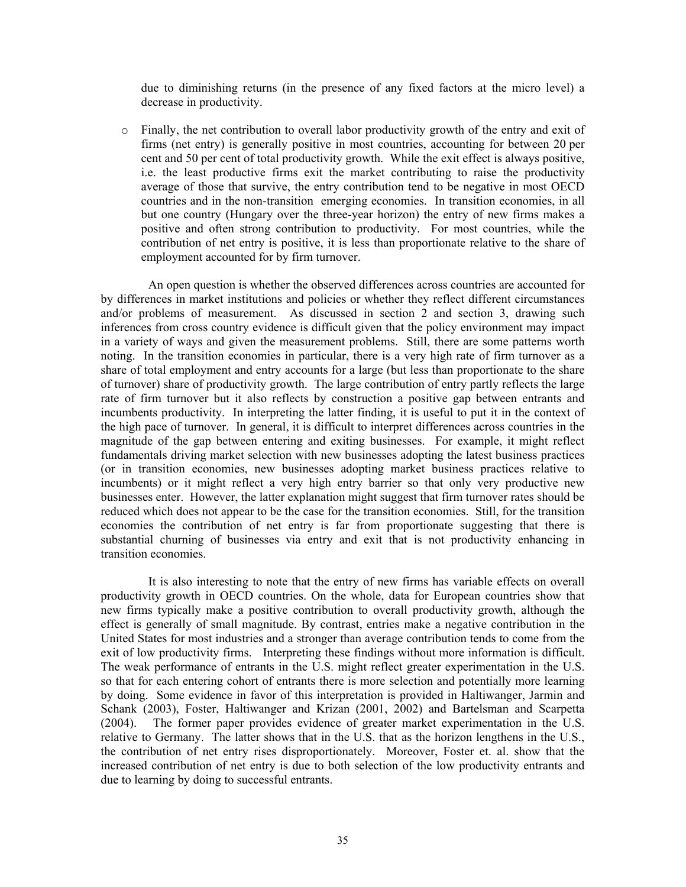due to diminishing returns (in the presence of any fixed factors at the micro level) a decrease in productivity.

- Finally, the net contribution to overall labor productivity growth of the entry and exit of firms (net entry) is generally positive in most countries, accounting for between 20 per cent and 50 per cent of total productivity growth. While the exit effect is always positive, i.e. the least productive firms exit the market contributing to raise the productivity average of those that survive, the entry contribution tend to be negative in most OECD countries and in the non-transition emerging economies. In transition economies, in all but one country (Hungary over the three-year horizon) the entry of new firms makes a positive and often strong contribution to productivity. For most countries, while the contribution of net entry is positive, it is less than proportionate relative to the share of employment accounted for by firm turnover.

An open question is whether the observed differences across countries are accounted for by differences in market institutions and policies or whether they reflect different circumstances and/or problems of measurement. As discussed in section 2 and section 3, drawing such inferences from cross country evidence is difficult given that the policy environment may impact in a variety of ways and given the measurement problems. Still, there are some patterns worth noting. In the transition economies in particular, there is a very high rate of firm turnover as a share of total employment and entry accounts for a large (but less than proportionate to the share of turnover) share of productivity growth. The large contribution of entry partly reflects the large rate of firm turnover but it also reflects by construction a positive gap between entrants and incumbents productivity. In interpreting the latter finding, it is useful to put it in the context of the high pace of turnover. In general, it is difficult to interpret differences across countries in the magnitude of the gap between entering and exiting businesses. For example, it might reflect fundamentals driving market selection with new businesses adopting the latest business practices (or in transition economies, new businesses adopting market business practices relative to incumbents) or it might reflect a very high entry barrier so that only very productive new businesses enter. However, the latter explanation might suggest that firm turnover rates should be reduced which does not appear to be the case for the transition economies. Still, for the transition economies the contribution of net entry is far from proportionate suggesting that there is substantial churning of businesses via entry and exit that is not productivity enhancing in transition economies.

It is also interesting to note that the entry of new firms has variable effects on overall productivity growth in OECD countries. On the whole, data for European countries show that new firms typically make a positive contribution to overall productivity growth, although the effect is generally of small magnitude. By contrast, entries make a negative contribution in the United States for most industries and a stronger than average contribution tends to come from the exit of low productivity firms. Interpreting these findings without more information is difficult. The weak performance of entrants in the U.S. might reflect greater experimentation in the U.S. so that for each entering cohort of entrants there is more selection and potentially more learning by doing. Some evidence in favor of this interpretation is provided in Haltiwanger, Jarmin and Schank (2003), Foster, Haltiwanger and Krizan (2001, 2002) and Bartelsman and Scarpetta (2004). The former paper provides evidence of greater market experimentation in the U.S. relative to Germany. The latter shows that in the U.S. that as the horizon lengthens in the U.S., the contribution of net entry rises disproportionately. Moreover, Foster et. al. show that the increased contribution of net entry is due to both selection of the low productivity entrants and due to learning by doing to successful entrants.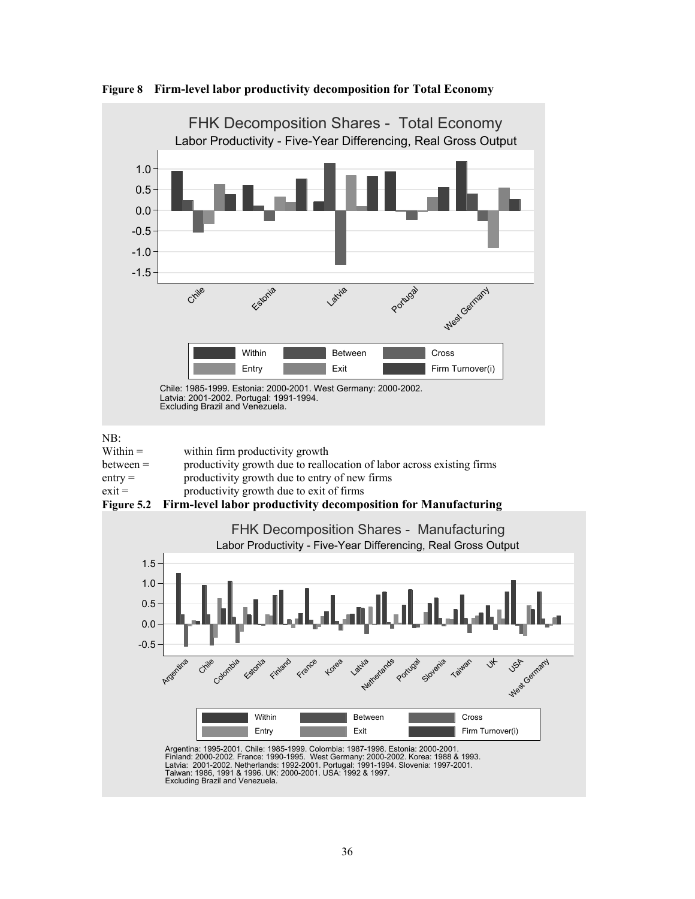**Figure 8 Firm-level labor productivity decomposition for Total Economy**

FHK Decomposition Shares - Total Economy

Labor Productivity - Five-Year Differencing, Real Gross Output

1.0
0.5
0.0
-0.5
-1.0
-1.5

Chile
Estonia
Latvia
Portugal
West Germany

Within
Between
Cross
Entry
Exit
Firm Turnover(i)

Chile: 1985-1999. Estonia: 2000-2001. West Germany: 2000-2002.
Latvia: 2001-2002. Portugal: 1991-1994.
Excluding Brazil and Venezuela.

NB:

| | |
|---|---|
| Within = | within firm productivity growth |
| between = | productivity growth due to reallocation of labor across existing firms |
| entry = | productivity growth due to entry of new firms |
| exit = | productivity growth due to exit of firms |

**Figure 5.2 Firm-level labor productivity decomposition for Manufacturing**

FHK Decomposition Shares - Manufacturing

Labor Productivity - Five-Year Differencing, Real Gross Output

1.5
1.0
0.5
0.0
-0.5

Argentina
Chile
Colombia
Estonia
Finland
France
Korea
Latvia
Netherlands
Portugal
Slovenia
Taiwan
UK
USA
West Germany

Within
Between
Cross
Entry
Exit
Firm Turnover(i)

Argentina: 1995-2001. Chile: 1985-1999. Colombia: 1987-1998. Estonia: 2000-2001.
Finland: 2000-2002. France: 1990-1995. West Germany: 2000-2002. Korea: 1988 & 1993.
Latvia: 2001-2002. Netherlands: 1992-2001. Portugal: 1991-1994. Slovenia: 1997-2001.
Taiwan: 1986, 1991 & 1996. UK: 2000-2001. USA: 1992 & 1997.
Excluding Brazil and Venezuela.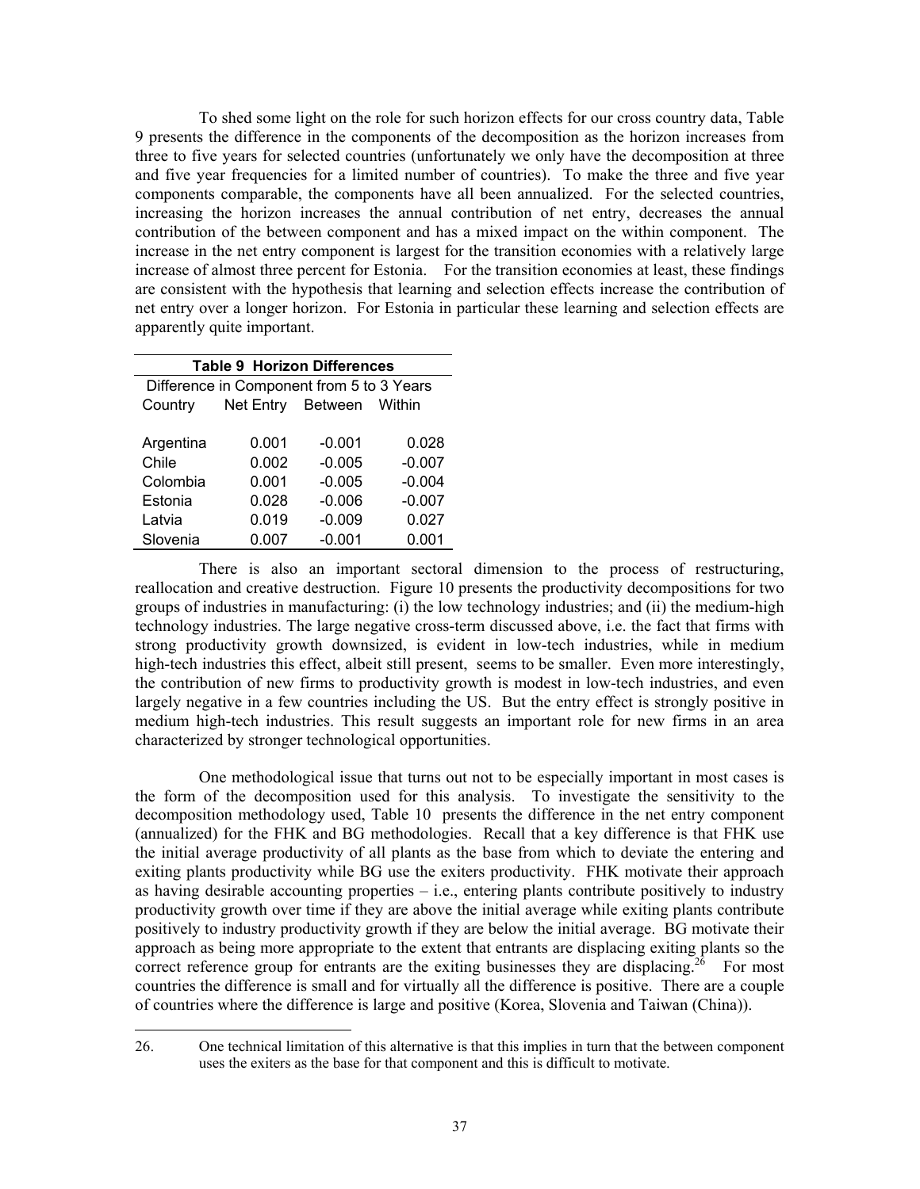To shed some light on the role for such horizon effects for our cross country data, Table 9 presents the difference in the components of the decomposition as the horizon increases from three to five years for selected countries (unfortunately we only have the decomposition at three and five year frequencies for a limited number of countries). To make the three and five year components comparable, the components have all been annualized. For the selected countries, increasing the horizon increases the annual contribution of net entry, decreases the annual contribution of the between component and has a mixed impact on the within component. The increase in the net entry component is largest for the transition economies with a relatively large increase of almost three percent for Estonia. For the transition economies at least, these findings are consistent with the hypothesis that learning and selection effects increase the contribution of net entry over a longer horizon. For Estonia in particular these learning and selection effects are apparently quite important.

**Table 9 Horizon Differences**

| Difference in Component from 5 to 3 Years | | | |
|---|---|---|---|
| Country | Net Entry | Between | Within |
| Argentina | 0.001 | -0.001 | 0.028 |
| Chile | 0.002 | -0.005 | -0.007 |
| Colombia | 0.001 | -0.005 | -0.004 |
| Estonia | 0.028 | -0.006 | -0.007 |
| Latvia | 0.019 | -0.009 | 0.027 |
| Slovenia | 0.007 | -0.001 | 0.001 |

There is also an important sectoral dimension to the process of restructuring, reallocation and creative destruction. Figure 10 presents the productivity decompositions for two groups of industries in manufacturing: (i) the low technology industries; and (ii) the medium-high technology industries. The large negative cross-term discussed above, i.e. the fact that firms with strong productivity growth downsized, is evident in low-tech industries, while in medium high-tech industries this effect, albeit still present, seems to be smaller. Even more interestingly, the contribution of new firms to productivity growth is modest in low-tech industries, and even largely negative in a few countries including the US. But the entry effect is strongly positive in medium high-tech industries. This result suggests an important role for new firms in an area characterized by stronger technological opportunities.

One methodological issue that turns out not to be especially important in most cases is the form of the decomposition used for this analysis. To investigate the sensitivity to the decomposition methodology used, Table 10 presents the difference in the net entry component (annualized) for the FHK and BG methodologies. Recall that a key difference is that FHK use the initial average productivity of all plants as the base from which to deviate the entering and exiting plants productivity while BG use the exiters productivity. FHK motivate their approach as having desirable accounting properties – i.e., entering plants contribute positively to industry productivity growth over time if they are above the initial average while exiting plants contribute positively to industry productivity growth if they are below the initial average. BG motivate their approach as being more appropriate to the extent that entrants are displacing exiting plants so the correct reference group for entrants are the exiting businesses they are displacing.[26] For most countries the difference is small and for virtually all the difference is positive. There are a couple of countries where the difference is large and positive (Korea, Slovenia and Taiwan (China)).

26. One technical limitation of this alternative is that this implies in turn that the between component uses the exiters as the base for that component and this is difficult to motivate.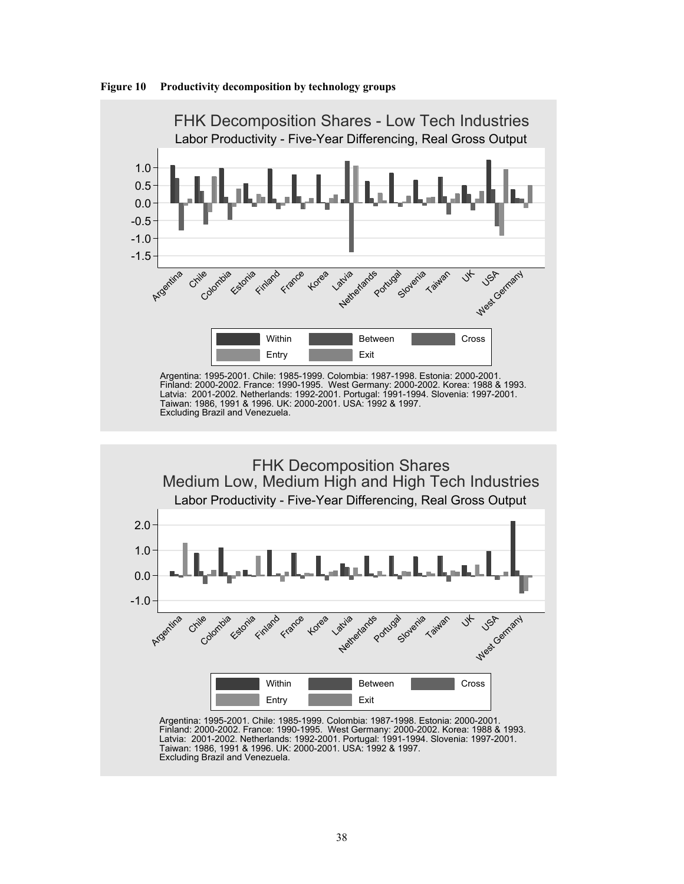**Figure 10 Productivity decomposition by technology groups**

FHK Decomposition Shares - Low Tech Industries

Labor Productivity - Five-Year Differencing, Real Gross Output

1.0
0.5
0.0
-0.5
-1.0
-1.5

Argentina
Chile
Colombia
Estonia
Finland
France
Korea
Latvia
Netherlands
Portugal
Slovenia
Taiwan
UK
USA
West Germany

Within
Between
Cross
Entry
Exit

Argentina: 1995-2001. Chile: 1985-1999. Colombia: 1987-1998. Estonia: 2000-2001.
Finland: 2000-2002. France: 1990-1995. West Germany: 2000-2002. Korea: 1988 & 1993.
Latvia: 2001-2002. Netherlands: 1992-2001. Portugal: 1991-1994. Slovenia: 1997-2001.
Taiwan: 1986, 1991 & 1996. UK: 2000-2001. USA: 1992 & 1997.
Excluding Brazil and Venezuela.

FHK Decomposition Shares

Medium Low, Medium High and High Tech Industries

Labor Productivity - Five-Year Differencing, Real Gross Output

2.0
1.0
0.0
-1.0

Argentina
Chile
Colombia
Estonia
Finland
France
Korea
Latvia
Netherlands
Portugal
Slovenia
Taiwan
UK
USA
West Germany

Within
Between
Cross
Entry
Exit

Argentina: 1995-2001. Chile: 1985-1999. Colombia: 1987-1998. Estonia: 2000-2001.
Finland: 2000-2002. France: 1990-1995. West Germany: 2000-2002. Korea: 1988 & 1993.
Latvia: 2001-2002. Netherlands: 1992-2001. Portugal: 1991-1994. Slovenia: 1997-2001.
Taiwan: 1986, 1991 & 1996. UK: 2000-2001. USA: 1992 & 1997.
Excluding Brazil and Venezuela.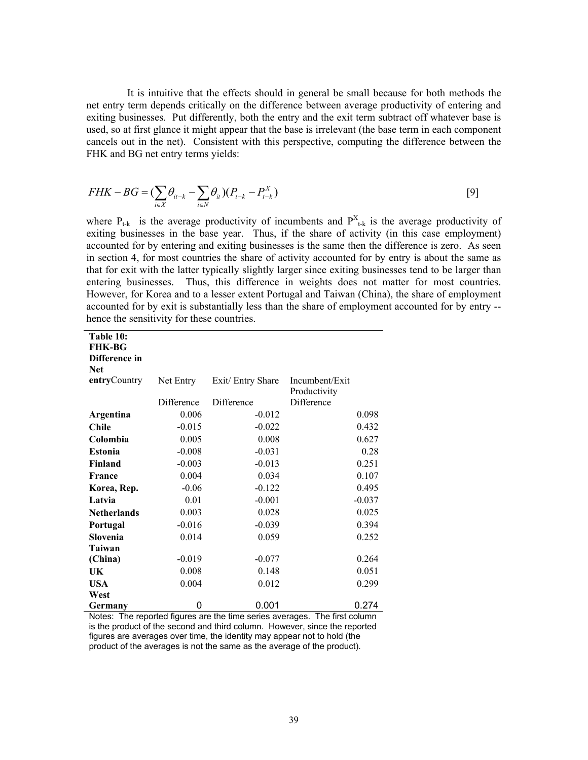It is intuitive that the effects should in general be small because for both methods the net entry term depends critically on the difference between average productivity of entering and exiting businesses. Put differently, both the entry and the exit term subtract off whatever base is used, so at first glance it might appear that the base is irrelevant (the base term in each component cancels out in the net). Consistent with this perspective, computing the difference between the FHK and BG net entry terms yields:

$$FHK - BG = \left(\sum_{i \in X} \theta_{it-k} - \sum_{i \in N} \theta_{it}\right)(P_{t-k} - P_{t-k}^{X}) \qquad [9]$$

where $P_{t-k}$ is the average productivity of incumbents and $P^{X}_{t-k}$ is the average productivity of exiting businesses in the base year. Thus, if the share of activity (in this case employment) accounted for by entering and exiting businesses is the same then the difference is zero. As seen in section 4, for most countries the share of activity accounted for by entry is about the same as that for exit with the latter typically slightly larger since exiting businesses tend to be larger than entering businesses. Thus, this difference in weights does not matter for most countries. However, for Korea and to a lesser extent Portugal and Taiwan (China), the share of employment accounted for by exit is substantially less than the share of employment accounted for by entry -- hence the sensitivity for these countries.

**Table 10: FHK-BG Difference in Net entry**

| Country | Net Entry Difference | Exit/ Entry Share Difference | Incumbent/Exit Productivity Difference |
|---|---|---|---|
| **Argentina** | 0.006 | -0.012 | 0.098 |
| **Chile** | -0.015 | -0.022 | 0.432 |
| **Colombia** | 0.005 | 0.008 | 0.627 |
| **Estonia** | -0.008 | -0.031 | 0.28 |
| **Finland** | -0.003 | -0.013 | 0.251 |
| **France** | 0.004 | 0.034 | 0.107 |
| **Korea, Rep.** | -0.06 | -0.122 | 0.495 |
| **Latvia** | 0.01 | -0.001 | -0.037 |
| **Netherlands** | 0.003 | 0.028 | 0.025 |
| **Portugal** | -0.016 | -0.039 | 0.394 |
| **Slovenia** | 0.014 | 0.059 | 0.252 |
| **Taiwan (China)** | -0.019 | -0.077 | 0.264 |
| **UK** | 0.008 | 0.148 | 0.051 |
| **USA** | 0.004 | 0.012 | 0.299 |
| **West Germany** | 0 | 0.001 | 0.274 |

Notes: The reported figures are the time series averages. The first column is the product of the second and third column. However, since the reported figures are averages over time, the identity may appear not to hold (the product of the averages is not the same as the average of the product).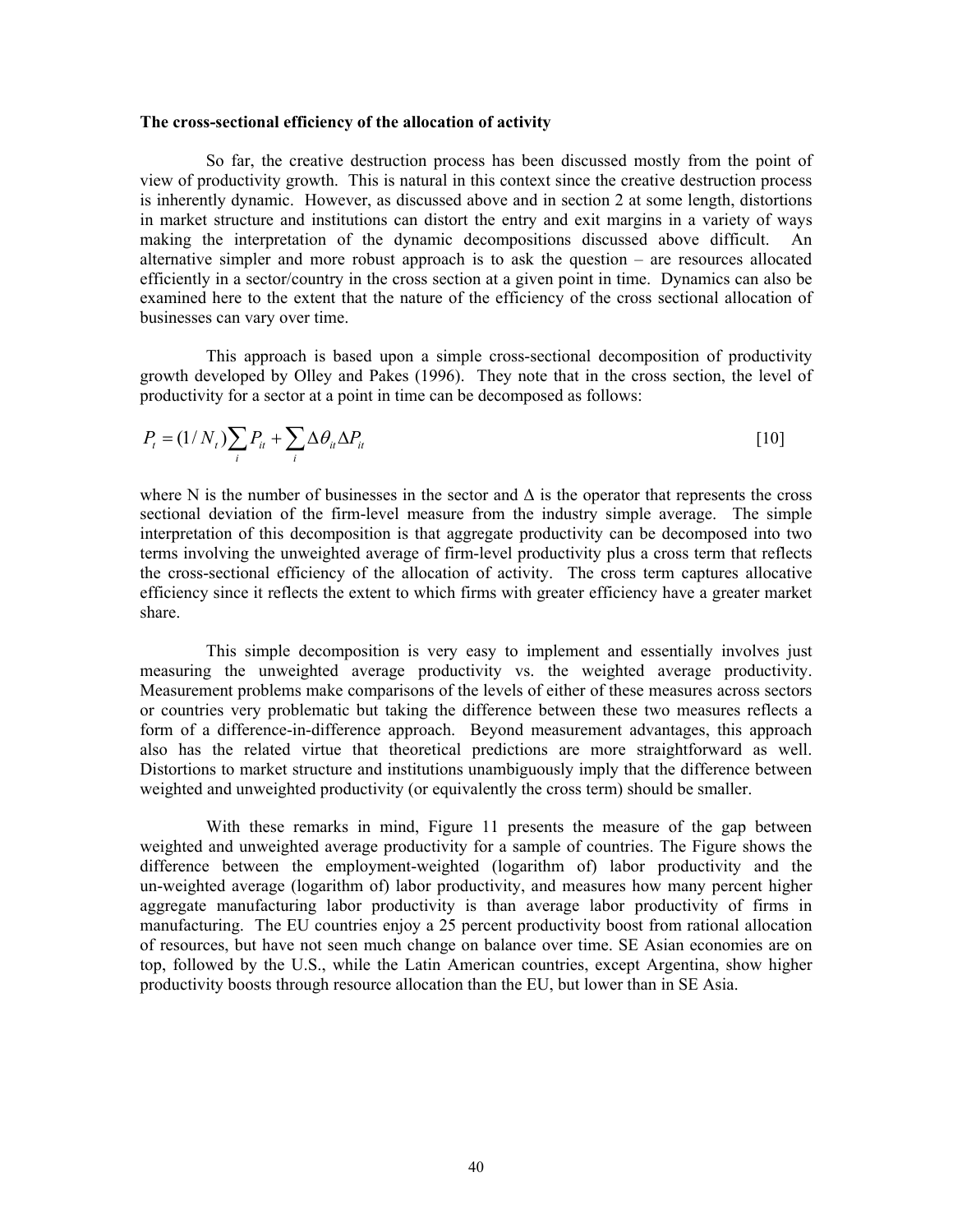**The cross-sectional efficiency of the allocation of activity**

So far, the creative destruction process has been discussed mostly from the point of view of productivity growth. This is natural in this context since the creative destruction process is inherently dynamic. However, as discussed above and in section 2 at some length, distortions in market structure and institutions can distort the entry and exit margins in a variety of ways making the interpretation of the dynamic decompositions discussed above difficult. An alternative simpler and more robust approach is to ask the question – are resources allocated efficiently in a sector/country in the cross section at a given point in time. Dynamics can also be examined here to the extent that the nature of the efficiency of the cross sectional allocation of businesses can vary over time.

This approach is based upon a simple cross-sectional decomposition of productivity growth developed by Olley and Pakes (1996). They note that in the cross section, the level of productivity for a sector at a point in time can be decomposed as follows:

$$P_t = (1/N_t)\sum_i P_{it} + \sum_i \Delta\theta_{it}\Delta P_{it} \qquad [10]$$

where N is the number of businesses in the sector and $\Delta$ is the operator that represents the cross sectional deviation of the firm-level measure from the industry simple average. The simple interpretation of this decomposition is that aggregate productivity can be decomposed into two terms involving the unweighted average of firm-level productivity plus a cross term that reflects the cross-sectional efficiency of the allocation of activity. The cross term captures allocative efficiency since it reflects the extent to which firms with greater efficiency have a greater market share.

This simple decomposition is very easy to implement and essentially involves just measuring the unweighted average productivity vs. the weighted average productivity. Measurement problems make comparisons of the levels of either of these measures across sectors or countries very problematic but taking the difference between these two measures reflects a form of a difference-in-difference approach. Beyond measurement advantages, this approach also has the related virtue that theoretical predictions are more straightforward as well. Distortions to market structure and institutions unambiguously imply that the difference between weighted and unweighted productivity (or equivalently the cross term) should be smaller.

With these remarks in mind, Figure 11 presents the measure of the gap between weighted and unweighted average productivity for a sample of countries. The Figure shows the difference between the employment-weighted (logarithm of) labor productivity and the un-weighted average (logarithm of) labor productivity, and measures how many percent higher aggregate manufacturing labor productivity is than average labor productivity of firms in manufacturing. The EU countries enjoy a 25 percent productivity boost from rational allocation of resources, but have not seen much change on balance over time. SE Asian economies are on top, followed by the U.S., while the Latin American countries, except Argentina, show higher productivity boosts through resource allocation than the EU, but lower than in SE Asia.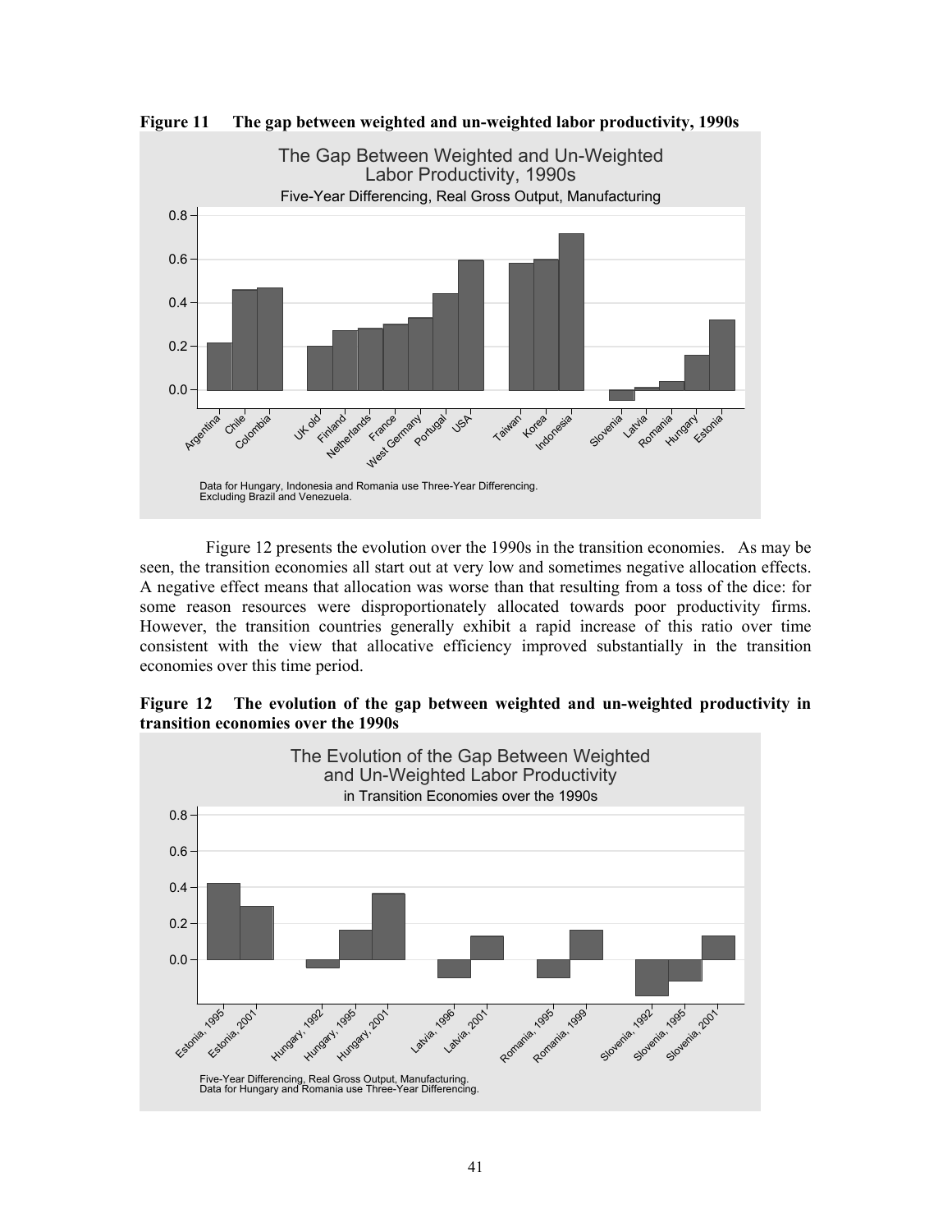**Figure 11 The gap between weighted and un-weighted labor productivity, 1990s**

The Gap Between Weighted and Un-Weighted Labor Productivity, 1990s

Five-Year Differencing, Real Gross Output, Manufacturing

0.8
0.6
0.4
0.2
0.0

Argentina
Chile
Colombia
UK old
Finland
Netherlands
France
West Germany
Portugal
USA
Taiwan
Korea
Indonesia
Slovenia
Latvia
Romania
Hungary
Estonia

Data for Hungary, Indonesia and Romania use Three-Year Differencing.
Excluding Brazil and Venezuela.

Figure 12 presents the evolution over the 1990s in the transition economies. As may be seen, the transition economies all start out at very low and sometimes negative allocation effects. A negative effect means that allocation was worse than that resulting from a toss of the dice: for some reason resources were disproportionately allocated towards poor productivity firms. However, the transition countries generally exhibit a rapid increase of this ratio over time consistent with the view that allocative efficiency improved substantially in the transition economies over this time period.

**Figure 12 The evolution of the gap between weighted and un-weighted productivity in transition economies over the 1990s**

The Evolution of the Gap Between Weighted and Un-Weighted Labor Productivity

in Transition Economies over the 1990s

0.8
0.6
0.4
0.2
0.0

Estonia, 1995
Estonia, 2001
Hungary, 1992
Hungary, 1995
Hungary, 2001
Latvia, 1996
Latvia, 2001
Romania, 1995
Romania, 1999
Slovenia, 1992
Slovenia, 1995
Slovenia, 2001

Five-Year Differencing, Real Gross Output, Manufacturing.
Data for Hungary and Romania use Three-Year Differencing.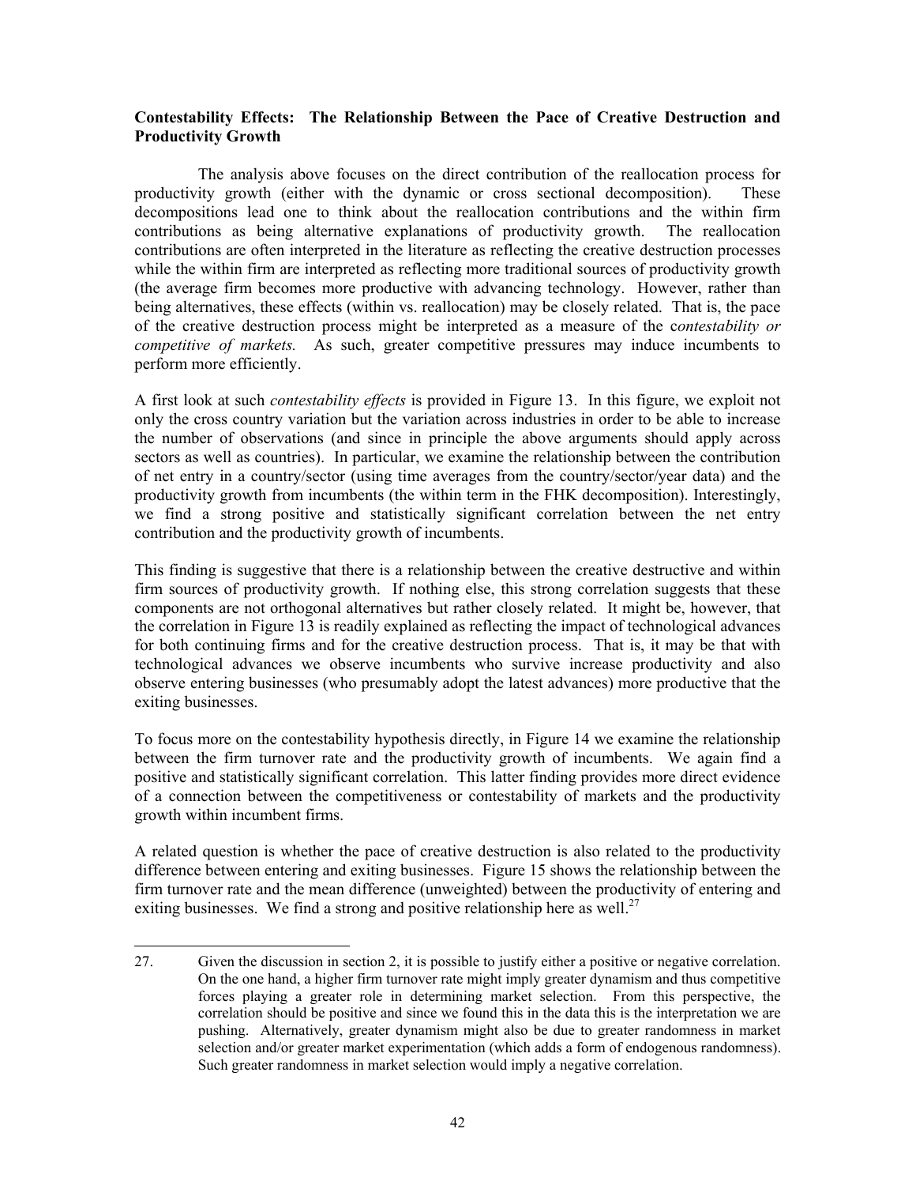**Contestability Effects: The Relationship Between the Pace of Creative Destruction and Productivity Growth**

The analysis above focuses on the direct contribution of the reallocation process for productivity growth (either with the dynamic or cross sectional decomposition). These decompositions lead one to think about the reallocation contributions and the within firm contributions as being alternative explanations of productivity growth. The reallocation contributions are often interpreted in the literature as reflecting the creative destruction processes while the within firm are interpreted as reflecting more traditional sources of productivity growth (the average firm becomes more productive with advancing technology. However, rather than being alternatives, these effects (within vs. reallocation) may be closely related. That is, the pace of the creative destruction process might be interpreted as a measure of the c*ontestability or competitive of markets.* As such, greater competitive pressures may induce incumbents to perform more efficiently.

A first look at such *contestability effects* is provided in Figure 13. In this figure, we exploit not only the cross country variation but the variation across industries in order to be able to increase the number of observations (and since in principle the above arguments should apply across sectors as well as countries). In particular, we examine the relationship between the contribution of net entry in a country/sector (using time averages from the country/sector/year data) and the productivity growth from incumbents (the within term in the FHK decomposition). Interestingly, we find a strong positive and statistically significant correlation between the net entry contribution and the productivity growth of incumbents.

This finding is suggestive that there is a relationship between the creative destructive and within firm sources of productivity growth. If nothing else, this strong correlation suggests that these components are not orthogonal alternatives but rather closely related. It might be, however, that the correlation in Figure 13 is readily explained as reflecting the impact of technological advances for both continuing firms and for the creative destruction process. That is, it may be that with technological advances we observe incumbents who survive increase productivity and also observe entering businesses (who presumably adopt the latest advances) more productive that the exiting businesses.

To focus more on the contestability hypothesis directly, in Figure 14 we examine the relationship between the firm turnover rate and the productivity growth of incumbents. We again find a positive and statistically significant correlation. This latter finding provides more direct evidence of a connection between the competitiveness or contestability of markets and the productivity growth within incumbent firms.

A related question is whether the pace of creative destruction is also related to the productivity difference between entering and exiting businesses. Figure 15 shows the relationship between the firm turnover rate and the mean difference (unweighted) between the productivity of entering and exiting businesses. We find a strong and positive relationship here as well.[27]

27. Given the discussion in section 2, it is possible to justify either a positive or negative correlation. On the one hand, a higher firm turnover rate might imply greater dynamism and thus competitive forces playing a greater role in determining market selection. From this perspective, the correlation should be positive and since we found this in the data this is the interpretation we are pushing. Alternatively, greater dynamism might also be due to greater randomness in market selection and/or greater market experimentation (which adds a form of endogenous randomness). Such greater randomness in market selection would imply a negative correlation.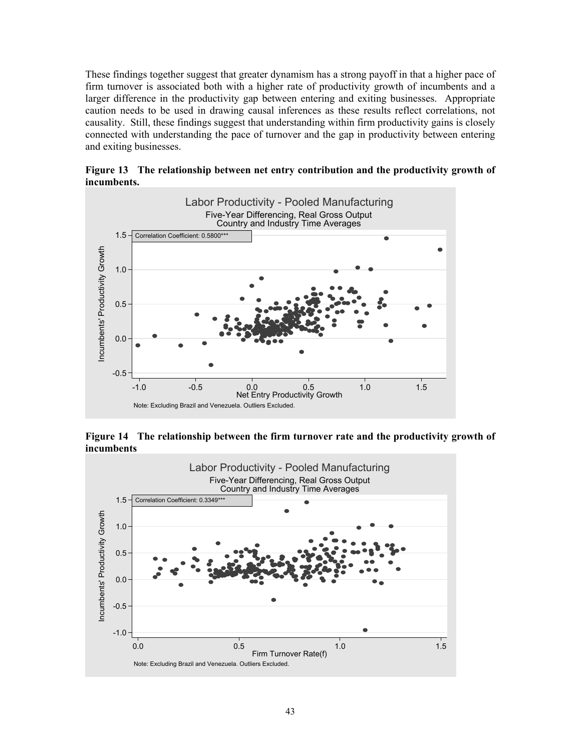These findings together suggest that greater dynamism has a strong payoff in that a higher pace of firm turnover is associated both with a higher rate of productivity growth of incumbents and a larger difference in the productivity gap between entering and exiting businesses. Appropriate caution needs to be used in drawing causal inferences as these results reflect correlations, not causality. Still, these findings suggest that understanding within firm productivity gains is closely connected with understanding the pace of turnover and the gap in productivity between entering and exiting businesses.

**Figure 13 The relationship between net entry contribution and the productivity growth of incumbents.**

Labor Productivity - Pooled Manufacturing

Five-Year Differencing, Real Gross Output

Country and Industry Time Averages

Correlation Coefficient: 0.5800***

Incumbents' Productivity Growth

-0.5
0.0
0.5
1.0
1.5

-1.0
-0.5
0.0
0.5
1.0
1.5

Net Entry Productivity Growth

Note: Excluding Brazil and Venezuela. Outliers Excluded.

**Figure 14 The relationship between the firm turnover rate and the productivity growth of incumbents**

Labor Productivity - Pooled Manufacturing

Five-Year Differencing, Real Gross Output

Country and Industry Time Averages

Correlation Coefficient: 0.3349***

Incumbents' Productivity Growth

-1.0
-0.5
0.0
0.5
1.0
1.5

0.0
0.5
1.0
1.5

Firm Turnover Rate(f)

Note: Excluding Brazil and Venezuela. Outliers Excluded.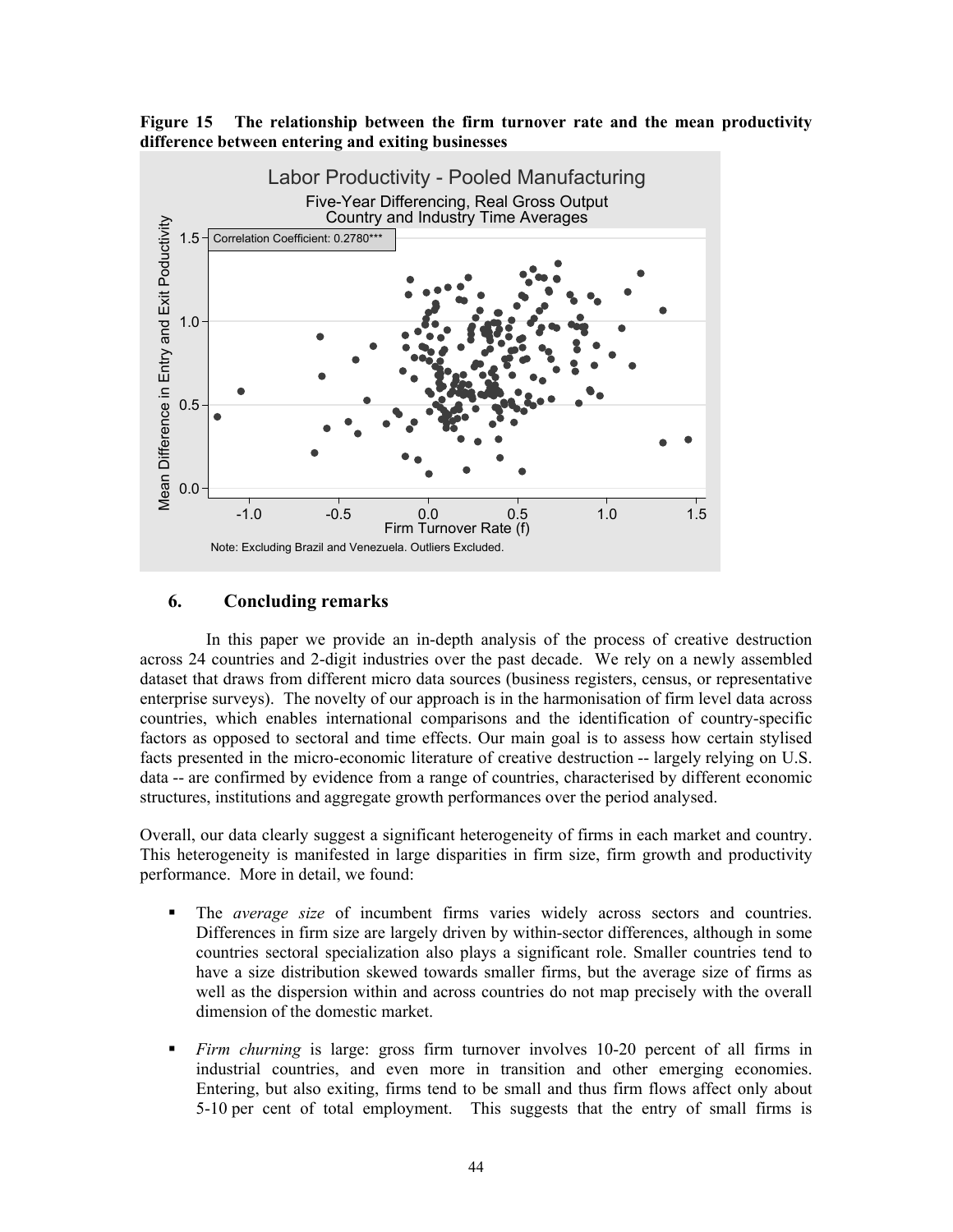**Figure 15 The relationship between the firm turnover rate and the mean productivity difference between entering and exiting businesses**

Labor Productivity - Pooled Manufacturing

Five-Year Differencing, Real Gross Output

Country and Industry Time Averages

Correlation Coefficient: 0.2780***

Mean Difference in Entry and Exit Poductivity

1.5

1.0

0.5

0.0

-1.0 -0.5 0.0 0.5 1.0 1.5

Firm Turnover Rate (f)

Note: Excluding Brazil and Venezuela. Outliers Excluded.

## 6. Concluding remarks

In this paper we provide an in-depth analysis of the process of creative destruction across 24 countries and 2-digit industries over the past decade. We rely on a newly assembled dataset that draws from different micro data sources (business registers, census, or representative enterprise surveys). The novelty of our approach is in the harmonisation of firm level data across countries, which enables international comparisons and the identification of country-specific factors as opposed to sectoral and time effects. Our main goal is to assess how certain stylised facts presented in the micro-economic literature of creative destruction -- largely relying on U.S. data -- are confirmed by evidence from a range of countries, characterised by different economic structures, institutions and aggregate growth performances over the period analysed.

Overall, our data clearly suggest a significant heterogeneity of firms in each market and country. This heterogeneity is manifested in large disparities in firm size, firm growth and productivity performance. More in detail, we found:

- The *average size* of incumbent firms varies widely across sectors and countries. Differences in firm size are largely driven by within-sector differences, although in some countries sectoral specialization also plays a significant role. Smaller countries tend to have a size distribution skewed towards smaller firms, but the average size of firms as well as the dispersion within and across countries do not map precisely with the overall dimension of the domestic market.

- *Firm churning* is large: gross firm turnover involves 10-20 percent of all firms in industrial countries, and even more in transition and other emerging economies. Entering, but also exiting, firms tend to be small and thus firm flows affect only about 5-10 per cent of total employment. This suggests that the entry of small firms is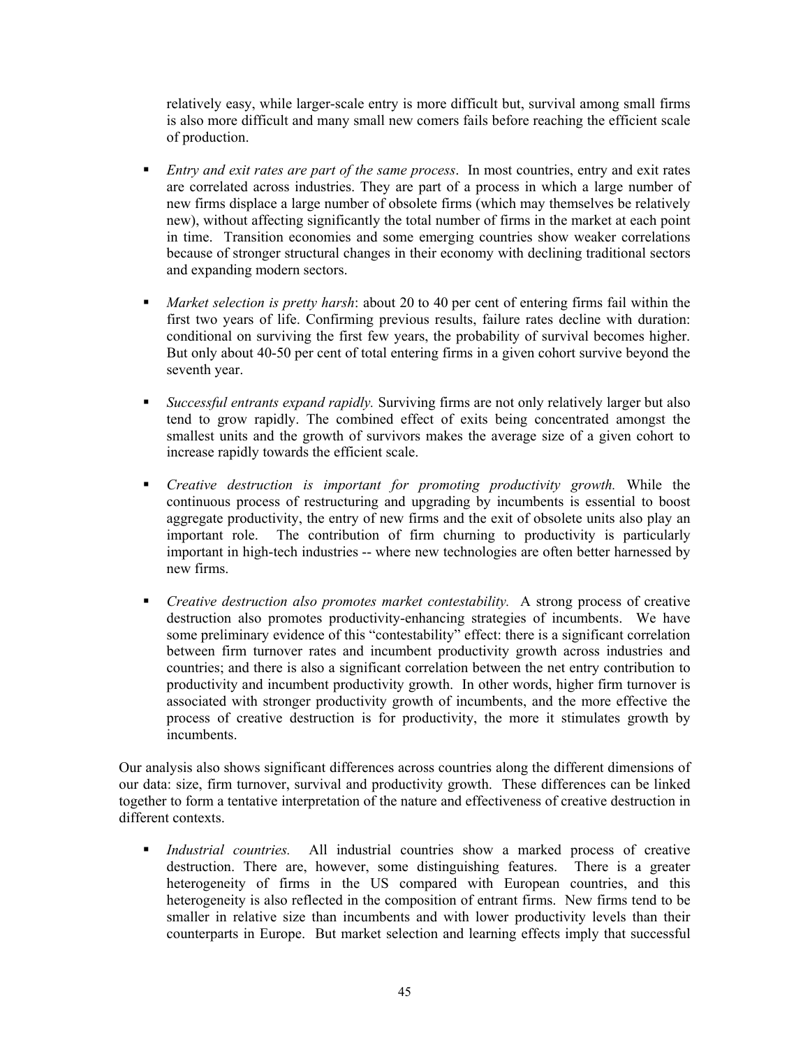relatively easy, while larger-scale entry is more difficult but, survival among small firms is also more difficult and many small new comers fails before reaching the efficient scale of production.

- *Entry and exit rates are part of the same process*. In most countries, entry and exit rates are correlated across industries. They are part of a process in which a large number of new firms displace a large number of obsolete firms (which may themselves be relatively new), without affecting significantly the total number of firms in the market at each point in time. Transition economies and some emerging countries show weaker correlations because of stronger structural changes in their economy with declining traditional sectors and expanding modern sectors.

- *Market selection is pretty harsh*: about 20 to 40 per cent of entering firms fail within the first two years of life. Confirming previous results, failure rates decline with duration: conditional on surviving the first few years, the probability of survival becomes higher. But only about 40-50 per cent of total entering firms in a given cohort survive beyond the seventh year.

- *Successful entrants expand rapidly.* Surviving firms are not only relatively larger but also tend to grow rapidly. The combined effect of exits being concentrated amongst the smallest units and the growth of survivors makes the average size of a given cohort to increase rapidly towards the efficient scale.

- *Creative destruction is important for promoting productivity growth.* While the continuous process of restructuring and upgrading by incumbents is essential to boost aggregate productivity, the entry of new firms and the exit of obsolete units also play an important role. The contribution of firm churning to productivity is particularly important in high-tech industries -- where new technologies are often better harnessed by new firms.

- *Creative destruction also promotes market contestability.* A strong process of creative destruction also promotes productivity-enhancing strategies of incumbents. We have some preliminary evidence of this "contestability" effect: there is a significant correlation between firm turnover rates and incumbent productivity growth across industries and countries; and there is also a significant correlation between the net entry contribution to productivity and incumbent productivity growth. In other words, higher firm turnover is associated with stronger productivity growth of incumbents, and the more effective the process of creative destruction is for productivity, the more it stimulates growth by incumbents.

Our analysis also shows significant differences across countries along the different dimensions of our data: size, firm turnover, survival and productivity growth. These differences can be linked together to form a tentative interpretation of the nature and effectiveness of creative destruction in different contexts.

- *Industrial countries.* All industrial countries show a marked process of creative destruction. There are, however, some distinguishing features. There is a greater heterogeneity of firms in the US compared with European countries, and this heterogeneity is also reflected in the composition of entrant firms. New firms tend to be smaller in relative size than incumbents and with lower productivity levels than their counterparts in Europe. But market selection and learning effects imply that successful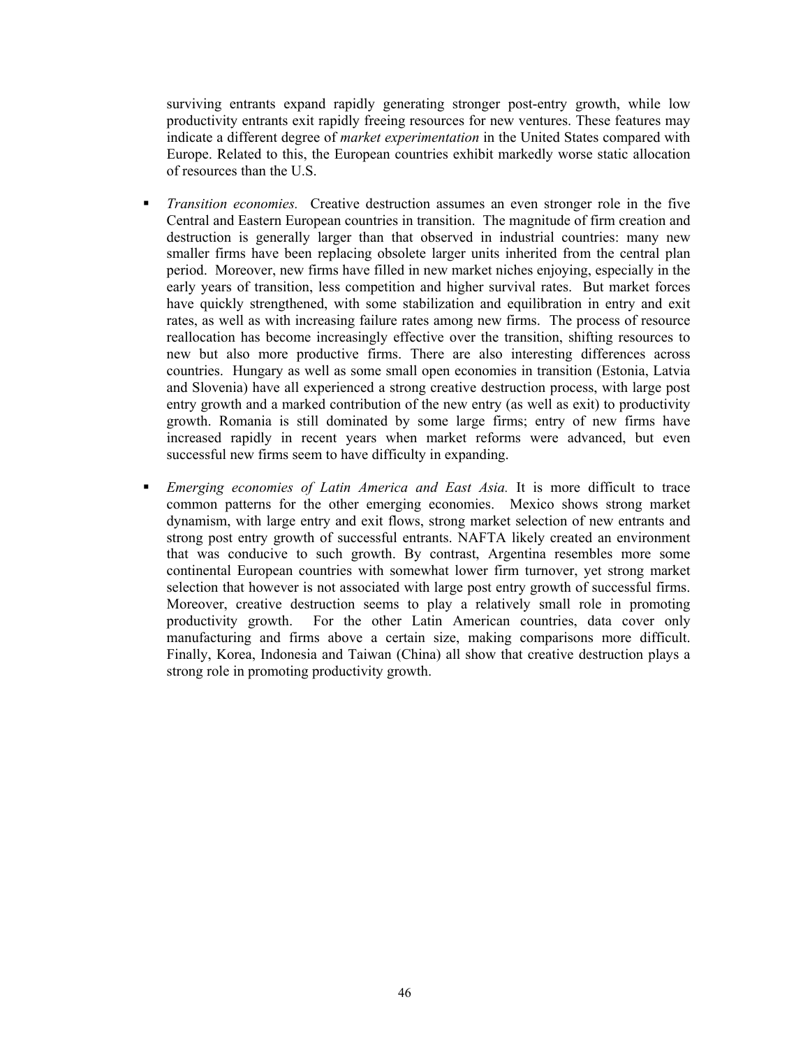surviving entrants expand rapidly generating stronger post-entry growth, while low productivity entrants exit rapidly freeing resources for new ventures. These features may indicate a different degree of *market experimentation* in the United States compared with Europe. Related to this, the European countries exhibit markedly worse static allocation of resources than the U.S.

- *Transition economies.* Creative destruction assumes an even stronger role in the five Central and Eastern European countries in transition. The magnitude of firm creation and destruction is generally larger than that observed in industrial countries: many new smaller firms have been replacing obsolete larger units inherited from the central plan period. Moreover, new firms have filled in new market niches enjoying, especially in the early years of transition, less competition and higher survival rates. But market forces have quickly strengthened, with some stabilization and equilibration in entry and exit rates, as well as with increasing failure rates among new firms. The process of resource reallocation has become increasingly effective over the transition, shifting resources to new but also more productive firms. There are also interesting differences across countries. Hungary as well as some small open economies in transition (Estonia, Latvia and Slovenia) have all experienced a strong creative destruction process, with large post entry growth and a marked contribution of the new entry (as well as exit) to productivity growth. Romania is still dominated by some large firms; entry of new firms have increased rapidly in recent years when market reforms were advanced, but even successful new firms seem to have difficulty in expanding.

- *Emerging economies of Latin America and East Asia.* It is more difficult to trace common patterns for the other emerging economies. Mexico shows strong market dynamism, with large entry and exit flows, strong market selection of new entrants and strong post entry growth of successful entrants. NAFTA likely created an environment that was conducive to such growth. By contrast, Argentina resembles more some continental European countries with somewhat lower firm turnover, yet strong market selection that however is not associated with large post entry growth of successful firms. Moreover, creative destruction seems to play a relatively small role in promoting productivity growth. For the other Latin American countries, data cover only manufacturing and firms above a certain size, making comparisons more difficult. Finally, Korea, Indonesia and Taiwan (China) all show that creative destruction plays a strong role in promoting productivity growth.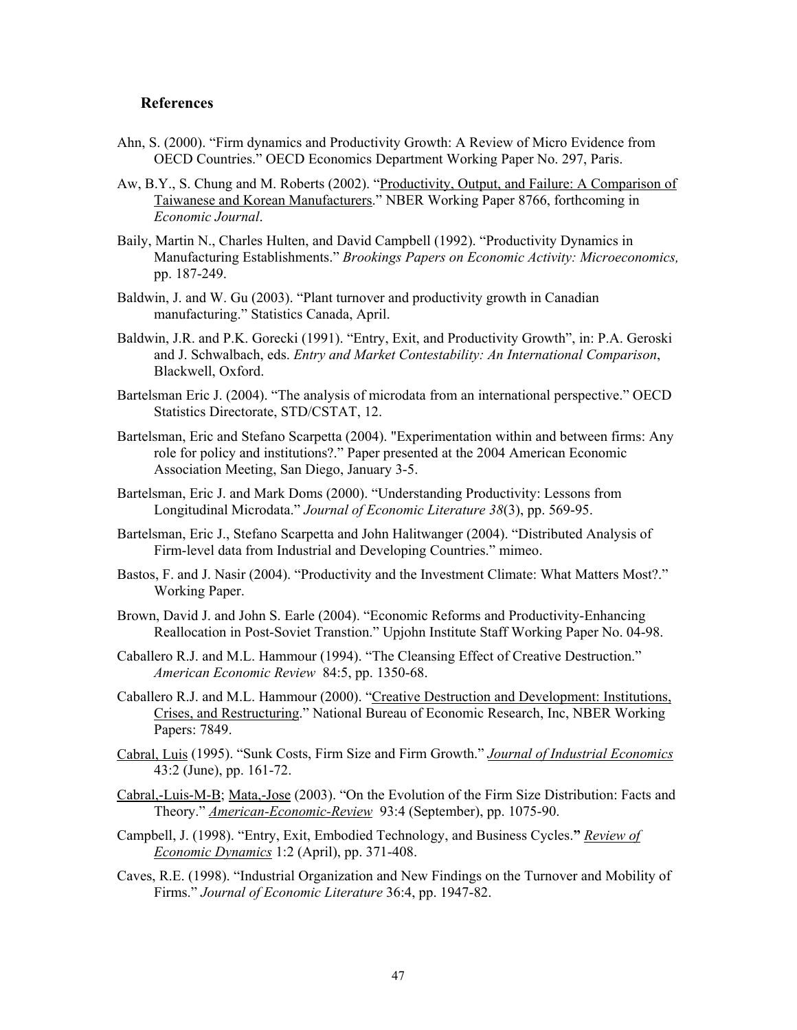## References

Ahn, S. (2000). "Firm dynamics and Productivity Growth: A Review of Micro Evidence from OECD Countries." OECD Economics Department Working Paper No. 297, Paris.

Aw, B.Y., S. Chung and M. Roberts (2002). "Productivity, Output, and Failure: A Comparison of Taiwanese and Korean Manufacturers." NBER Working Paper 8766, forthcoming in *Economic Journal*.

Baily, Martin N., Charles Hulten, and David Campbell (1992). "Productivity Dynamics in Manufacturing Establishments." *Brookings Papers on Economic Activity: Microeconomics,* pp. 187-249.

Baldwin, J. and W. Gu (2003). "Plant turnover and productivity growth in Canadian manufacturing." Statistics Canada, April.

Baldwin, J.R. and P.K. Gorecki (1991). "Entry, Exit, and Productivity Growth", in: P.A. Geroski and J. Schwalbach, eds. *Entry and Market Contestability: An International Comparison*, Blackwell, Oxford.

Bartelsman Eric J. (2004). "The analysis of microdata from an international perspective." OECD Statistics Directorate, STD/CSTAT, 12.

Bartelsman, Eric and Stefano Scarpetta (2004). "Experimentation within and between firms: Any role for policy and institutions?." Paper presented at the 2004 American Economic Association Meeting, San Diego, January 3-5.

Bartelsman, Eric J. and Mark Doms (2000). "Understanding Productivity: Lessons from Longitudinal Microdata." *Journal of Economic Literature 38*(3), pp. 569-95.

Bartelsman, Eric J., Stefano Scarpetta and John Halitwanger (2004). "Distributed Analysis of Firm-level data from Industrial and Developing Countries." mimeo.

Bastos, F. and J. Nasir (2004). "Productivity and the Investment Climate: What Matters Most?." Working Paper.

Brown, David J. and John S. Earle (2004). "Economic Reforms and Productivity-Enhancing Reallocation in Post-Soviet Transtion." Upjohn Institute Staff Working Paper No. 04-98.

Caballero R.J. and M.L. Hammour (1994). "The Cleansing Effect of Creative Destruction." *American Economic Review* 84:5, pp. 1350-68.

Caballero R.J. and M.L. Hammour (2000). "Creative Destruction and Development: Institutions, Crises, and Restructuring." National Bureau of Economic Research, Inc, NBER Working Papers: 7849.

Cabral, Luis (1995). "Sunk Costs, Firm Size and Firm Growth." *Journal of Industrial Economics* 43:2 (June), pp. 161-72.

Cabral,-Luis-M-B; Mata,-Jose (2003). "On the Evolution of the Firm Size Distribution: Facts and Theory." *American-Economic-Review* 93:4 (September), pp. 1075-90.

Campbell, J. (1998). "Entry, Exit, Embodied Technology, and Business Cycles." *Review of Economic Dynamics* 1:2 (April), pp. 371-408.

Caves, R.E. (1998). "Industrial Organization and New Findings on the Turnover and Mobility of Firms." *Journal of Economic Literature* 36:4, pp. 1947-82.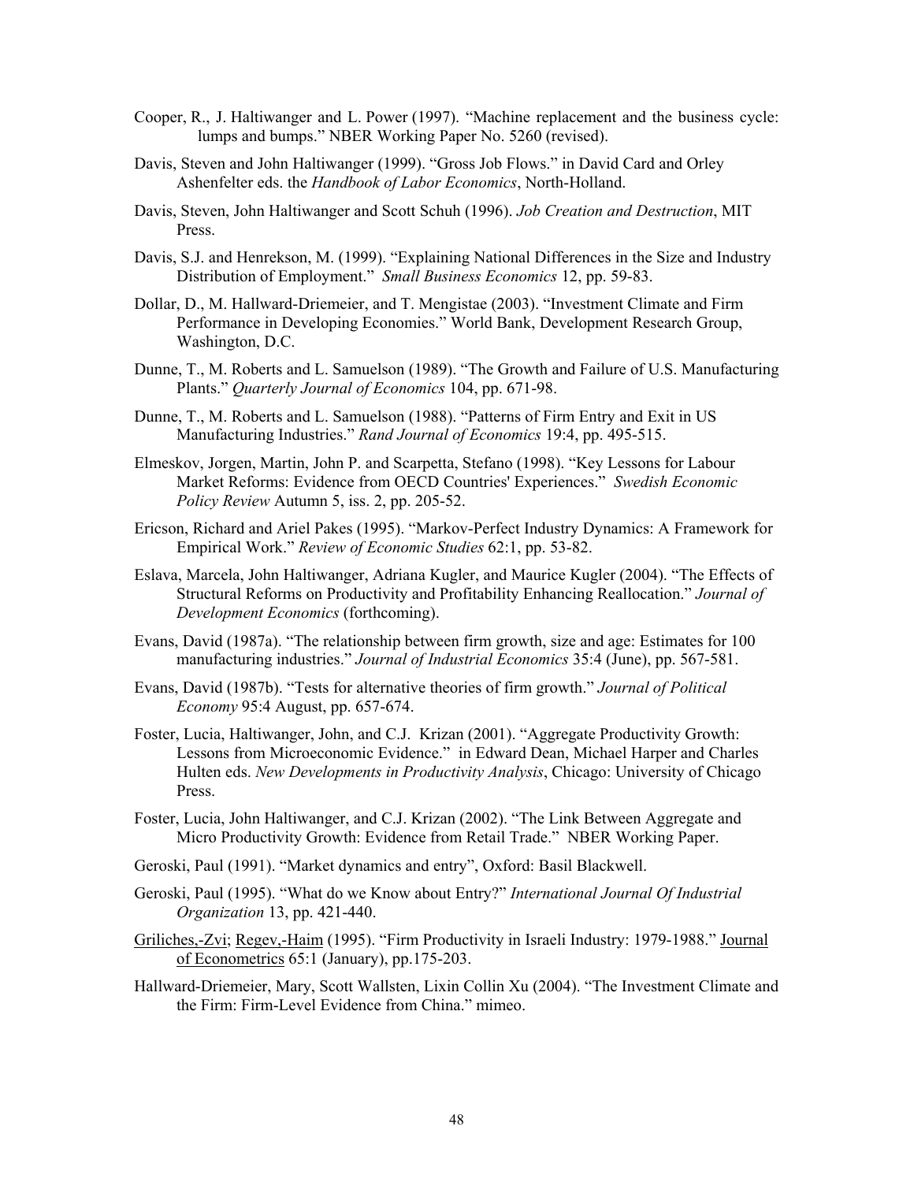Cooper, R., J. Haltiwanger and L. Power (1997). "Machine replacement and the business cycle: lumps and bumps." NBER Working Paper No. 5260 (revised).

Davis, Steven and John Haltiwanger (1999). "Gross Job Flows." in David Card and Orley Ashenfelter eds. the *Handbook of Labor Economics*, North-Holland.

Davis, Steven, John Haltiwanger and Scott Schuh (1996). *Job Creation and Destruction*, MIT Press.

Davis, S.J. and Henrekson, M. (1999). "Explaining National Differences in the Size and Industry Distribution of Employment." *Small Business Economics* 12, pp. 59-83.

Dollar, D., M. Hallward-Driemeier, and T. Mengistae (2003). "Investment Climate and Firm Performance in Developing Economies." World Bank, Development Research Group, Washington, D.C.

Dunne, T., M. Roberts and L. Samuelson (1989). "The Growth and Failure of U.S. Manufacturing Plants." *Quarterly Journal of Economics* 104, pp. 671-98.

Dunne, T., M. Roberts and L. Samuelson (1988). "Patterns of Firm Entry and Exit in US Manufacturing Industries." *Rand Journal of Economics* 19:4, pp. 495-515.

Elmeskov, Jorgen, Martin, John P. and Scarpetta, Stefano (1998). "Key Lessons for Labour Market Reforms: Evidence from OECD Countries' Experiences." *Swedish Economic Policy Review* Autumn 5, iss. 2, pp. 205-52.

Ericson, Richard and Ariel Pakes (1995). "Markov-Perfect Industry Dynamics: A Framework for Empirical Work." *Review of Economic Studies* 62:1, pp. 53-82.

Eslava, Marcela, John Haltiwanger, Adriana Kugler, and Maurice Kugler (2004). "The Effects of Structural Reforms on Productivity and Profitability Enhancing Reallocation." *Journal of Development Economics* (forthcoming).

Evans, David (1987a). "The relationship between firm growth, size and age: Estimates for 100 manufacturing industries." *Journal of Industrial Economics* 35:4 (June), pp. 567-581.

Evans, David (1987b). "Tests for alternative theories of firm growth." *Journal of Political Economy* 95:4 August, pp. 657-674.

Foster, Lucia, Haltiwanger, John, and C.J. Krizan (2001). "Aggregate Productivity Growth: Lessons from Microeconomic Evidence." in Edward Dean, Michael Harper and Charles Hulten eds. *New Developments in Productivity Analysis*, Chicago: University of Chicago Press.

Foster, Lucia, John Haltiwanger, and C.J. Krizan (2002). "The Link Between Aggregate and Micro Productivity Growth: Evidence from Retail Trade." NBER Working Paper.

Geroski, Paul (1991). "Market dynamics and entry", Oxford: Basil Blackwell.

Geroski, Paul (1995). "What do we Know about Entry?" *International Journal Of Industrial Organization* 13, pp. 421-440.

Griliches,-Zvi; Regev,-Haim (1995). "Firm Productivity in Israeli Industry: 1979-1988." Journal of Econometrics 65:1 (January), pp.175-203.

Hallward-Driemeier, Mary, Scott Wallsten, Lixin Collin Xu (2004). "The Investment Climate and the Firm: Firm-Level Evidence from China." mimeo.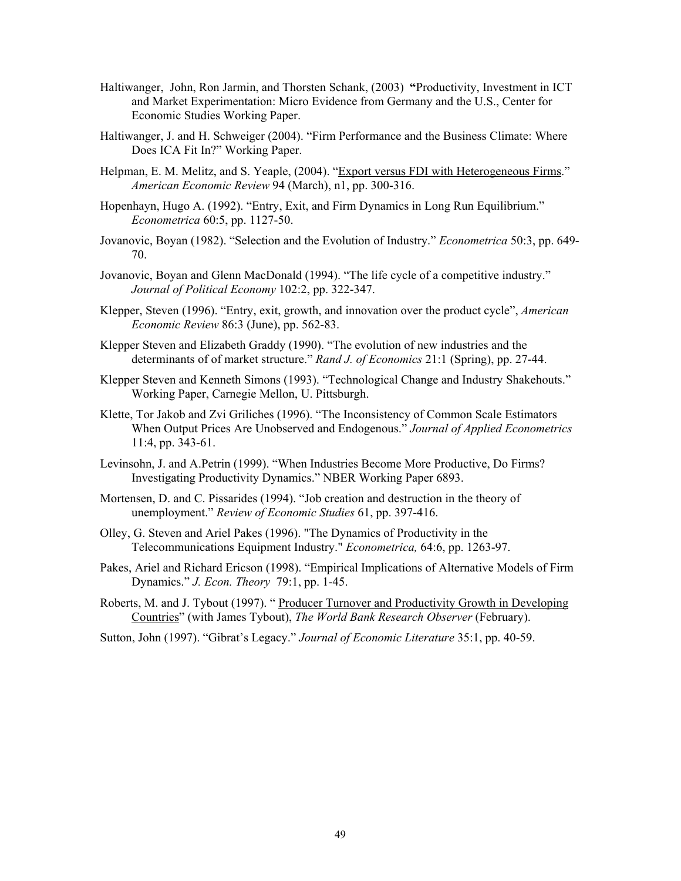Haltiwanger, John, Ron Jarmin, and Thorsten Schank, (2003) **"**Productivity, Investment in ICT and Market Experimentation: Micro Evidence from Germany and the U.S., Center for Economic Studies Working Paper.

Haltiwanger, J. and H. Schweiger (2004). "Firm Performance and the Business Climate: Where Does ICA Fit In?" Working Paper.

Helpman, E. M. Melitz, and S. Yeaple, (2004). "Export versus FDI with Heterogeneous Firms." *American Economic Review* 94 (March), n1, pp. 300-316.

Hopenhayn, Hugo A. (1992). "Entry, Exit, and Firm Dynamics in Long Run Equilibrium." *Econometrica* 60:5, pp. 1127-50.

Jovanovic, Boyan (1982). "Selection and the Evolution of Industry." *Econometrica* 50:3, pp. 649-70.

Jovanovic, Boyan and Glenn MacDonald (1994). "The life cycle of a competitive industry." *Journal of Political Economy* 102:2, pp. 322-347.

Klepper, Steven (1996). "Entry, exit, growth, and innovation over the product cycle", *American Economic Review* 86:3 (June), pp. 562-83.

Klepper Steven and Elizabeth Graddy (1990). "The evolution of new industries and the determinants of of market structure." *Rand J. of Economics* 21:1 (Spring), pp. 27-44.

Klepper Steven and Kenneth Simons (1993). "Technological Change and Industry Shakehouts." Working Paper, Carnegie Mellon, U. Pittsburgh.

Klette, Tor Jakob and Zvi Griliches (1996). "The Inconsistency of Common Scale Estimators When Output Prices Are Unobserved and Endogenous." *Journal of Applied Econometrics* 11:4, pp. 343-61.

Levinsohn, J. and A.Petrin (1999). "When Industries Become More Productive, Do Firms? Investigating Productivity Dynamics." NBER Working Paper 6893.

Mortensen, D. and C. Pissarides (1994). "Job creation and destruction in the theory of unemployment." *Review of Economic Studies* 61, pp. 397-416.

Olley, G. Steven and Ariel Pakes (1996). "The Dynamics of Productivity in the Telecommunications Equipment Industry." *Econometrica,* 64:6, pp. 1263-97.

Pakes, Ariel and Richard Ericson (1998). "Empirical Implications of Alternative Models of Firm Dynamics." *J. Econ. Theory* 79:1, pp. 1-45.

Roberts, M. and J. Tybout (1997). " Producer Turnover and Productivity Growth in Developing Countries" (with James Tybout), *The World Bank Research Observer* (February).

Sutton, John (1997). "Gibrat's Legacy." *Journal of Economic Literature* 35:1, pp. 40-59.